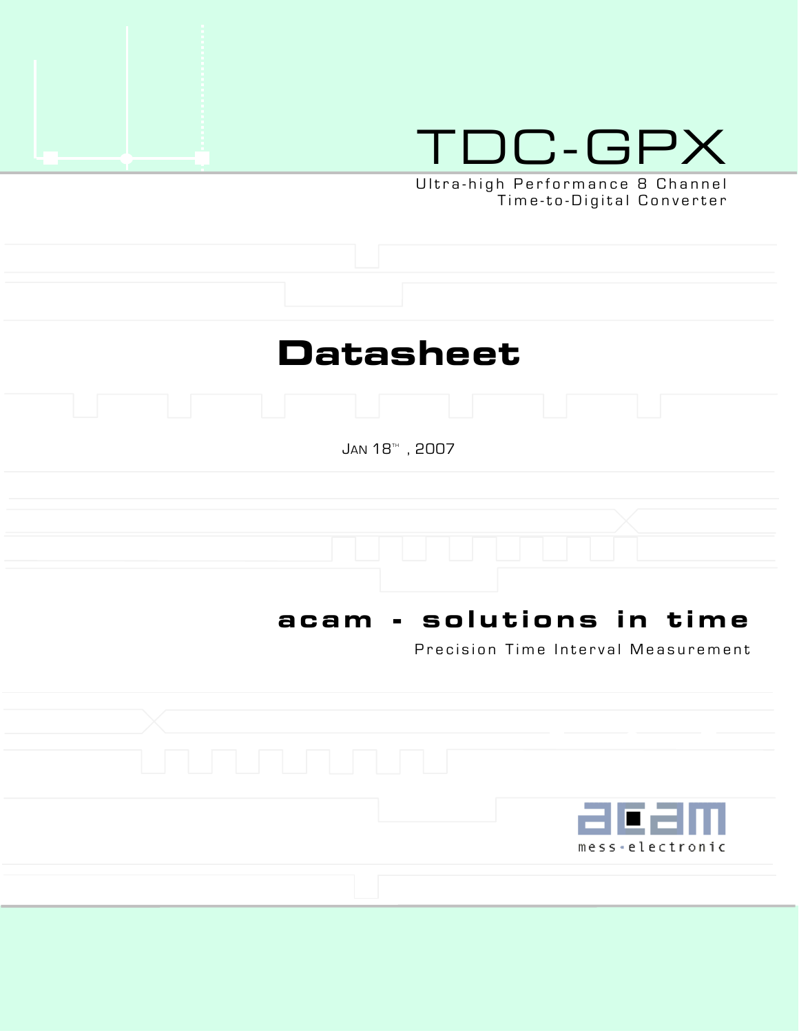# TDC-GPX

Ultra-high Performance 8 Channel Time-to-Digital Converter

## Datasheet

JAN 18TH, 2007

**acam - solutions in time**

Precision Time Interval Measurement

acam mess-electronic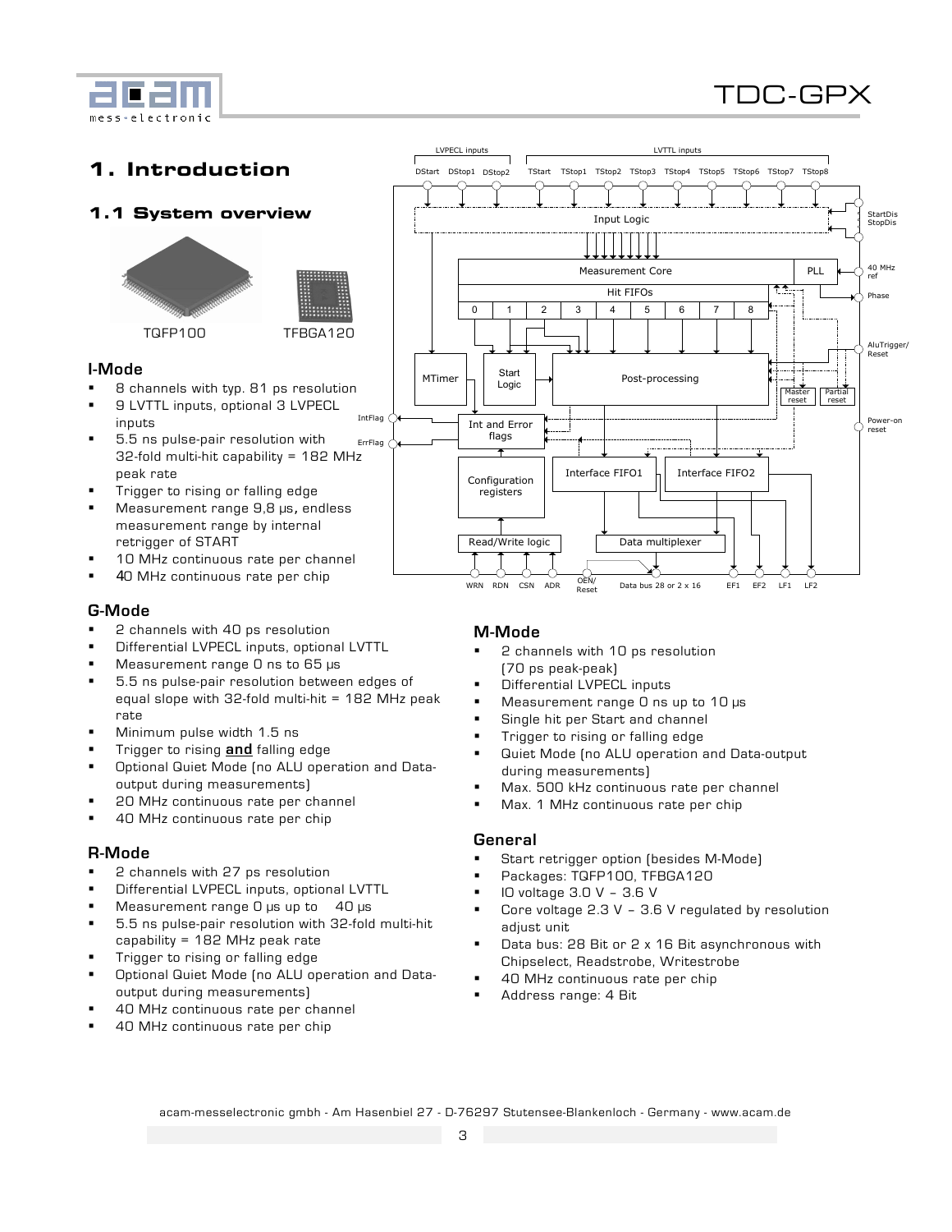# 1. Introduction

## 1.1 System overview

TQFP100 TFBGA120

### I-Mode

- 8 channels with typ. 81 ps resolution
- 9 LVTTL inputs, optional 3 LVPECL inputs
- 5.5 ns pulse-pair resolution with 32-fold multi-hit capability = 182 MHz peak rate
- Trigger to rising or falling edge
- Measurement range 9,8 µs, endless measurement range by internal retrigger of START
- 10 MHz continuous rate per channel
- 40 MHz continuous rate per chip

### G-Mode

- 2 channels with 40 ps resolution
- Differential LVPECL inputs, optional LVTTL
- Measurement range 0 ns to 65 µs
- 5.5 ns pulse-pair resolution between edges of equal slope with 32-fold multi-hit = 182 MHz peak rate
- Minimum pulse width 1.5 ns
- Trigger to rising **and** falling edge
- Optional Quiet Mode (no ALU operation and Data-output during measurements)
- 20 MHz continuous rate per channel
- 40 MHz continuous rate per chip

### R-Mode

- 2 channels with 27 ps resolution
- Differential LVPECL inputs, optional LVTTL
- Measurement range 0 µs up to 40 µs
- 5.5 ns pulse-pair resolution with 32-fold multi-hit capability = 182 MHz peak rate
- Trigger to rising or falling edge
- Optional Quiet Mode (no ALU operation and Data-output during measurements)
- 40 MHz continuous rate per channel
- 40 MHz continuous rate per chip

### M-Mode

- 2 channels with 10 ps resolution (70 ps peak-peak)
- Differential LVPECL inputs
- Measurement range 0 ns up to 10 µs
- Single hit per Start and channel
- Trigger to rising or falling edge
- Quiet Mode (no ALU operation and Data-output during measurements)
- Max. 500 kHz continuous rate per channel
- Max. 1 MHz continuous rate per chip

### General

- Start retrigger option (besides M-Mode)
- Packages: TQFP100, TFBGA120
- IO voltage 3.0 V – 3.6 V
- Core voltage 2.3 V – 3.6 V regulated by resolution adjust unit
- Data bus: 28 Bit or 2 x 16 Bit asynchronous with Chipselect, Readstrobe, Writestrobe
- 40 MHz continuous rate per chip
- Address range: 4 Bit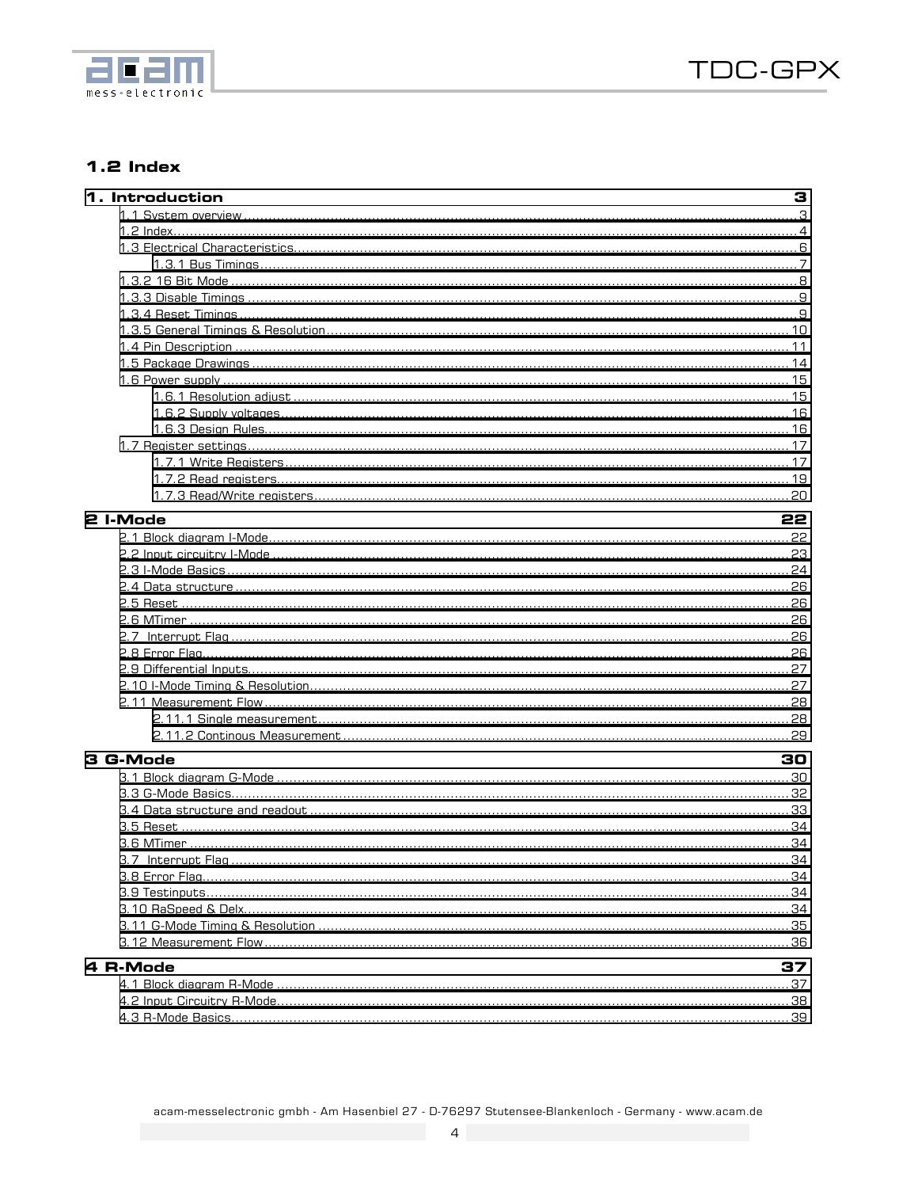## 1.2 Index

| 1. Introduction | 3 |
|---|---|
| 1.1 System overview | 3 |
| 1.2 Index | 4 |
| 1.3 Electrical Characteristics | 6 |
| 1.3.1 Bus Timings | 7 |
| 1.3.2 16 Bit Mode | 8 |
| 1.3.3 Disable Timings | 9 |
| 1.3.4 Reset Timings | 9 |
| 1.3.5 General Timings & Resolution | 10 |
| 1.4 Pin Description | 11 |
| 1.5 Package Drawings | 14 |
| 1.6 Power supply | 15 |
| 1.6.1 Resolution adjust | 15 |
| 1.6.2 Supply voltages | 16 |
| 1.6.3 Design Rules | 16 |
| 1.7 Register settings | 17 |
| 1.7.1 Write Registers | 17 |
| 1.7.2 Read registers | 19 |
| 1.7.3 Read/Write registers | 20 |

| 2 I-Mode | 22 |
|---|---|
| 2.1 Block diagram I-Mode | 22 |
| 2.2 Input circuitry I-Mode | 23 |
| 2.3 I-Mode Basics | 24 |
| 2.4 Data structure | 26 |
| 2.5 Reset | 26 |
| 2.6 MTimer | 26 |
| 2.7 Interrupt Flag | 26 |
| 2.8 Error Flag | 26 |
| 2.9 Differential Inputs | 27 |
| 2.10 I-Mode Timing & Resolution | 27 |
| 2.11 Measurement Flow | 28 |
| 2.11.1 Single measurement | 28 |
| 2.11.2 Continous Measurement | 29 |

| 3 G-Mode | 30 |
|---|---|
| 3.1 Block diagram G-Mode | 30 |
| 3.3 G-Mode Basics | 32 |
| 3.4 Data structure and readout | 33 |
| 3.5 Reset | 34 |
| 3.6 MTimer | 34 |
| 3.7 Interrupt Flag | 34 |
| 3.8 Error Flag | 34 |
| 3.9 Testinputs | 34 |
| 3.10 RaSpeed & Delx | 34 |
| 3.11 G-Mode Timing & Resolution | 35 |
| 3.12 Measurement Flow | 36 |

| 4 R-Mode | 37 |
|---|---|
| 4.1 Block diagram R-Mode | 37 |
| 4.2 Input Circuitry R-Mode | 38 |
| 4.3 R-Mode Basics | 39 |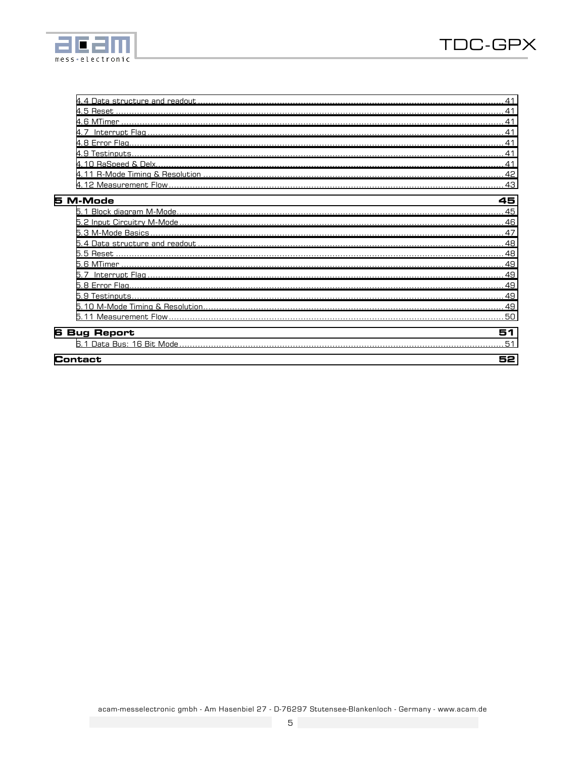4.4 Data structure and readout ..... 41
4.5 Reset ..... 41
4.6 MTimer ..... 41
4.7 Interrupt Flag ..... 41
4.8 Error Flag ..... 41
4.9 Testinputs ..... 41
4.10 RaSpeed & Delx ..... 41
4.11 R-Mode Timing & Resolution ..... 42
4.12 Measurement Flow ..... 43

**5 M-Mode ..... 45**

5.1 Block diagram M-Mode ..... 45
5.2 Input Circuitry M-Mode ..... 46
5.3 M-Mode Basics ..... 47
5.4 Data structure and readout ..... 48
5.5 Reset ..... 48
5.6 MTimer ..... 49
5.7 Interrupt Flag ..... 49
5.8 Error Flag ..... 49
5.9 Testinputs ..... 49
5.10 M-Mode Timing & Resolution ..... 49
5.11 Measurement Flow ..... 50

**6 Bug Report ..... 51**

6.1 Data Bus: 16 Bit Mode ..... 51

**Contact ..... 52**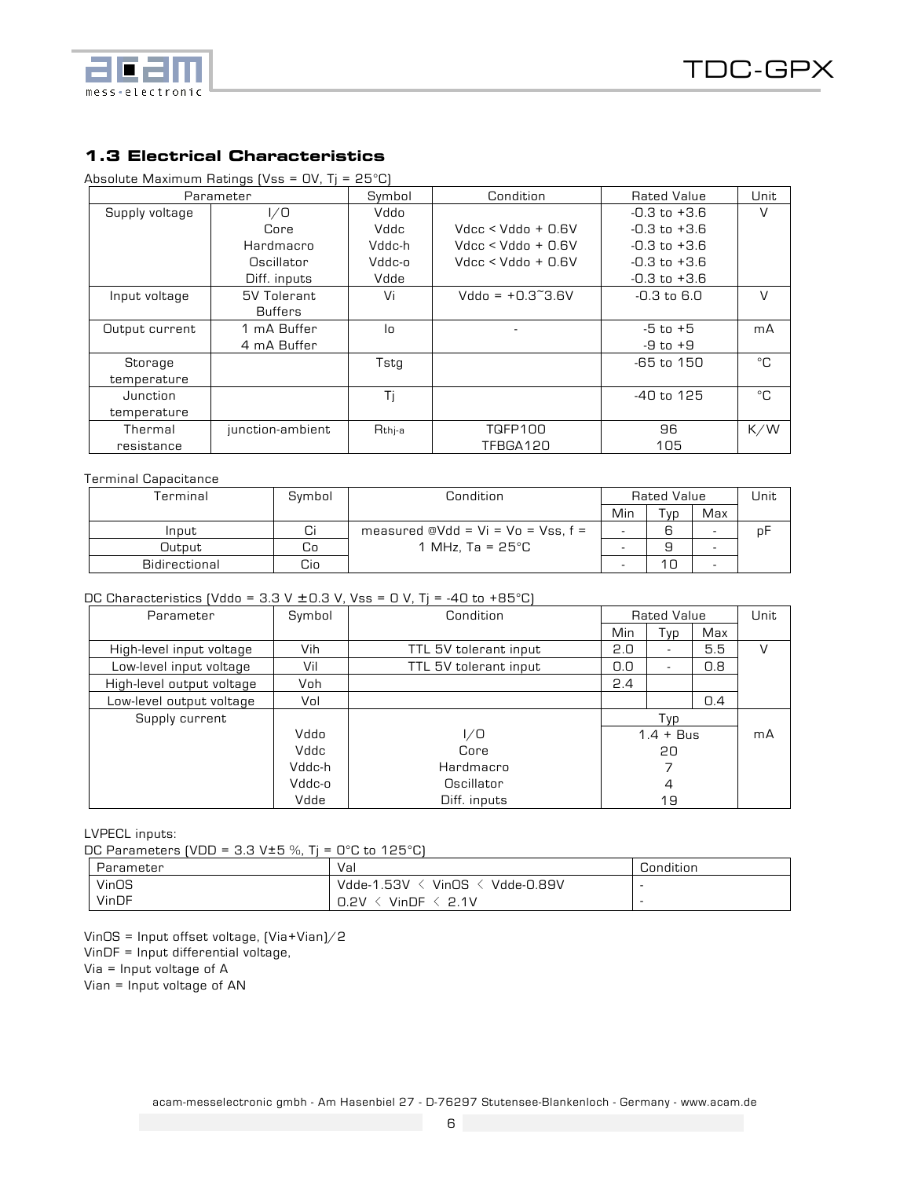## 1.3 Electrical Characteristics

Absolute Maximum Ratings (Vss = 0V, Tj = 25°C)

| Parameter | | Symbol | Condition | Rated Value | Unit |
|---|---|---|---|---|---|
| Supply voltage | I/O | Vddo | | -0.3 to +3.6 | V |
| | Core | Vddc | Vdcc < Vddo + 0.6V | -0.3 to +3.6 | |
| | Hardmacro | Vddc-h | Vdcc < Vddo + 0.6V | -0.3 to +3.6 | |
| | Oscillator | Vddc-o | Vdcc < Vddo + 0.6V | -0.3 to +3.6 | |
| | Diff. inputs | Vdde | | -0.3 to +3.6 | |
| Input voltage | 5V Tolerant Buffers | Vi | Vddo = +0.3~3.6V | -0.3 to 6.0 | V |
| Output current | 1 mA Buffer | Io | - | -5 to +5 | mA |
| | 4 mA Buffer | | | -9 to +9 | |
| Storage temperature | | Tstg | | -65 to 150 | °C |
| Junction temperature | | Tj | | -40 to 125 | °C |
| Thermal resistance | junction-ambient | $R_{thj-a}$ | TQFP100 | 96 | K/W |
| | | | TFBGA120 | 105 | |

Terminal Capacitance

| Terminal | Symbol | Condition | Rated Value | | | Unit |
|---|---|---|---|---|---|---|
| | | | Min | Typ | Max | |
| Input | Ci | measured @Vdd = Vi = Vo = Vss, f = 1 MHz, Ta = 25°C | - | 6 | - | pF |
| Output | Co | | - | 9 | - | |
| Bidirectional | Cio | | - | 10 | - | |

DC Characteristics (Vddo = 3.3 V ±0.3 V, Vss = 0 V, Tj = -40 to +85°C)

| Parameter | Symbol | Condition | Rated Value | | | Unit |
|---|---|---|---|---|---|---|
| | | | Min | Typ | Max | |
| High-level input voltage | Vih | TTL 5V tolerant input | 2.0 | - | 5.5 | V |
| Low-level input voltage | Vil | TTL 5V tolerant input | 0.0 | - | 0.8 | |
| High-level output voltage | Voh | | 2.4 | | | |
| Low-level output voltage | Vol | | | | 0.4 | |
| Supply current | | | | Typ | | |
| | Vddo | I/O | | 1.4 + Bus | | mA |
| | Vddc | Core | | 20 | | |
| | Vddc-h | Hardmacro | | 7 | | |
| | Vddc-o | Oscillator | | 4 | | |
| | Vdde | Diff. inputs | | 19 | | |

LVPECL inputs:

DC Parameters (VDD = 3.3 V±5 %, Tj = 0°C to 125°C)

| Parameter | Val | Condition |
|---|---|---|
| VinOS | Vdde-1.53V < VinOS < Vdde-0.89V | - |
| VinDF | 0.2V < VinDF < 2.1V | - |

VinOS = Input offset voltage, (Via+Vian)/2

VinDF = Input differential voltage,

Via = Input voltage of A

Vian = Input voltage of AN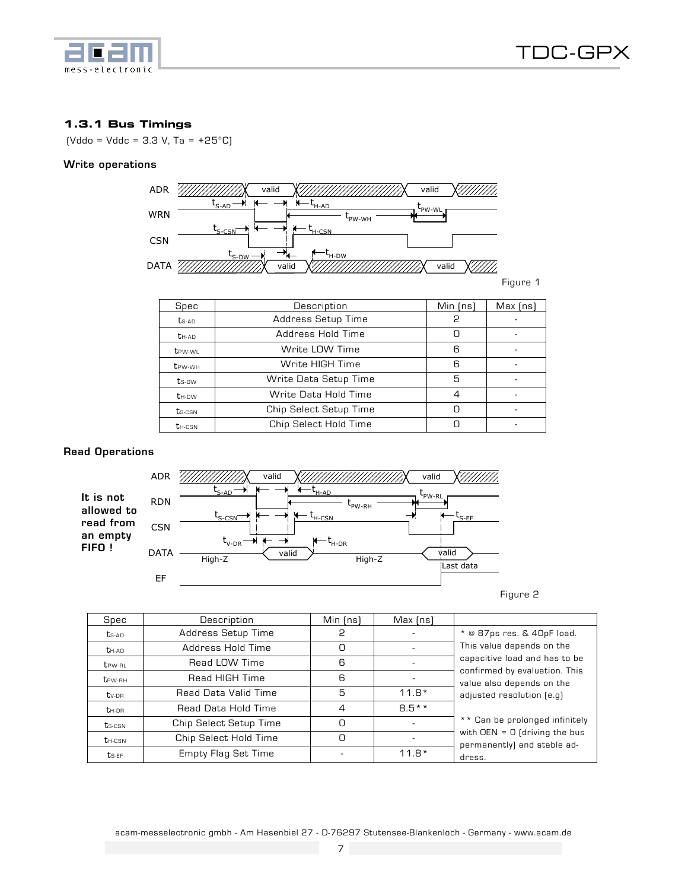### 1.3.1 Bus Timings

(Vddo = Vddc = 3.3 V, Ta = +25°C)

**Write operations**

Figure 1

| Spec | Description | Min (ns) | Max (ns) |
|---|---|---|---|
| $t_{S-AD}$ | Address Setup Time | 2 | - |
| $t_{H-AD}$ | Address Hold Time | 0 | - |
| $t_{PW-WL}$ | Write LOW Time | 6 | - |
| $t_{PW-WH}$ | Write HIGH Time | 6 | - |
| $t_{S-DW}$ | Write Data Setup Time | 5 | - |
| $t_{H-DW}$ | Write Data Hold Time | 4 | - |
| $t_{S-CSN}$ | Chip Select Setup Time | 0 | - |
| $t_{H-CSN}$ | Chip Select Hold Time | 0 | - |

**Read Operations**

**It is not allowed to read from an empty FIFO !**

Figure 2

| Spec | Description | Min (ns) | Max (ns) | |
|---|---|---|---|---|
| $t_{S-AD}$ | Address Setup Time | 2 | - | * @ 87ps res. & 40pF load. This value depends on the capacitive load and has to be confirmed by evaluation. This value also depends on the adjusted resolution (e.g) |
| $t_{H-AD}$ | Address Hold Time | 0 | - | |
| $t_{PW-RL}$ | Read LOW Time | 6 | - | |
| $t_{PW-RH}$ | Read HIGH Time | 6 | - | |
| $t_{V-DR}$ | Read Data Valid Time | 5 | 11.8* | |
| $t_{H-DR}$ | Read Data Hold Time | 4 | 8.5** | ** Can be prolonged infinitely with OEN = 0 (driving the bus permanently) and stable address. |
| $t_{S-CSN}$ | Chip Select Setup Time | 0 | - | |
| $t_{H-CSN}$ | Chip Select Hold Time | 0 | - | |
| $t_{S-EF}$ | Empty Flag Set Time | - | 11.8* | |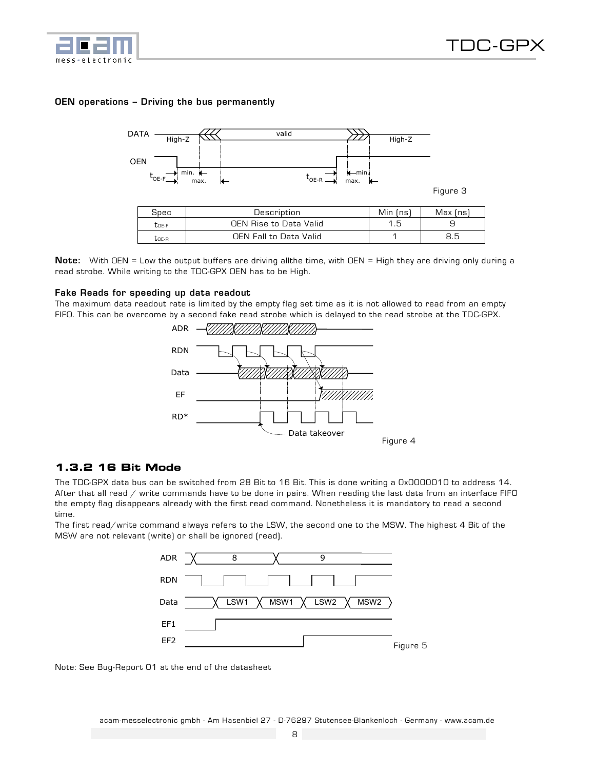**OEN operations – Driving the bus permanently**

Figure 3

| Spec | Description | Min [ns] | Max [ns] |
|---|---|---|---|
| $t_{OE-F}$ | OEN Rise to Data Valid | 1.5 | 9 |
| $t_{OE-R}$ | OEN Fall to Data Valid | 1 | 8.5 |

**Note:** With OEN = Low the output buffers are driving allthe time, with OEN = High they are driving only during a read strobe. While writing to the TDC-GPX OEN has to be High.

**Fake Reads for speeding up data readout**

The maximum data readout rate is limited by the empty flag set time as it is not allowed to read from an empty FIFO. This can be overcome by a second fake read strobe which is delayed to the read strobe at the TDC-GPX.

Figure 4

## 1.3.2 16 Bit Mode

The TDC-GPX data bus can be switched from 28 Bit to 16 Bit. This is done writing a 0x0000010 to address 14. After that all read / write commands have to be done in pairs. When reading the last data from an interface FIFO the empty flag disappears already with the first read command. Nonetheless it is mandatory to read a second time.

The first read/write command always refers to the LSW, the second one to the MSW. The highest 4 Bit of the MSW are not relevant (write) or shall be ignored (read).

Figure 5

Note: See Bug-Report 01 at the end of the datasheet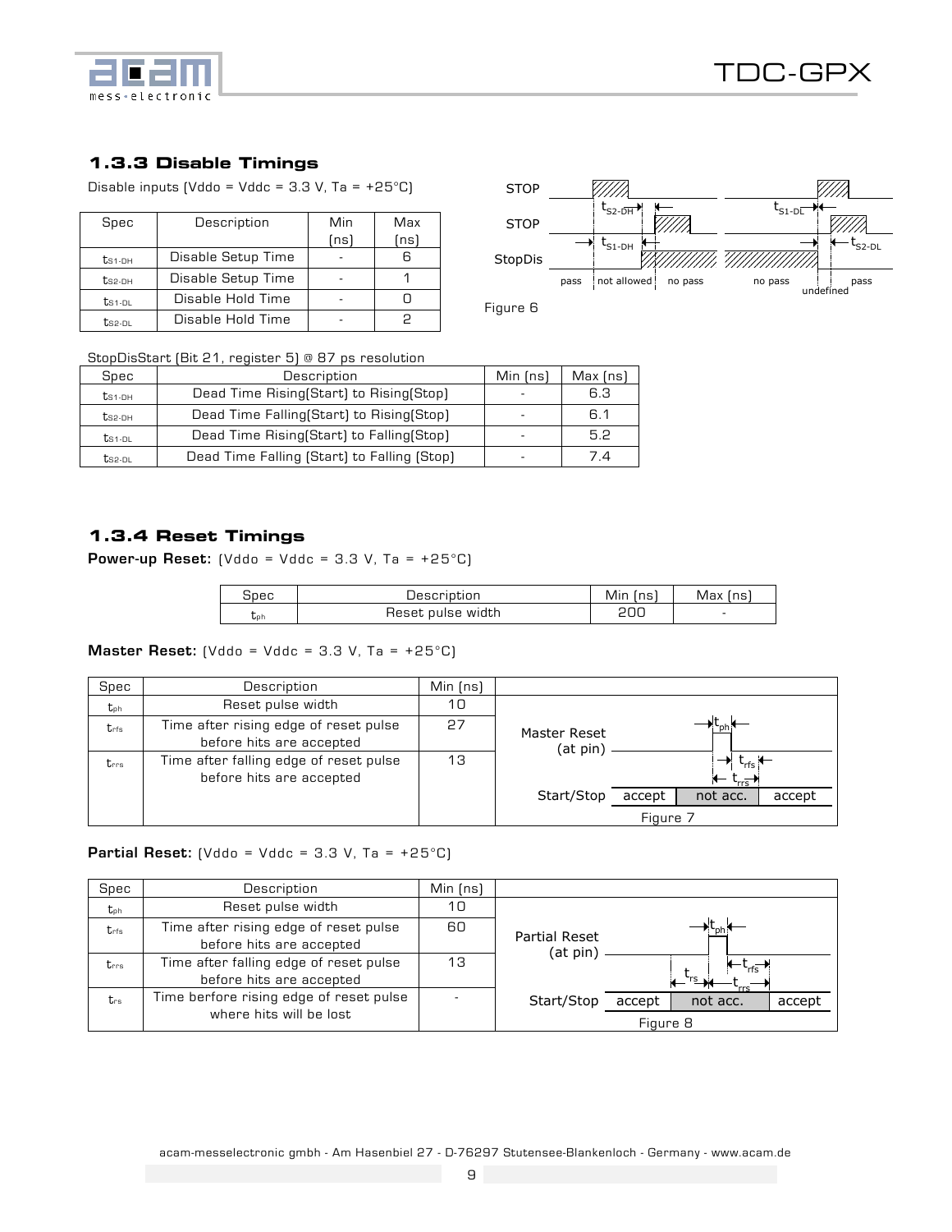### 1.3.3 Disable Timings

Disable inputs (Vddo = Vddc = 3.3 V, Ta = +25°C)

| Spec | Description | Min (ns) | Max (ns) |
|---|---|---|---|
| $t_{S1-DH}$ | Disable Setup Time | - | 6 |
| $t_{S2-DH}$ | Disable Setup Time | - | 1 |
| $t_{S1-DL}$ | Disable Hold Time | - | 0 |
| $t_{S2-DL}$ | Disable Hold Time | - | 2 |

Figure 6

StopDisStart (Bit 21, register 5) @ 87 ps resolution

| Spec | Description | Min (ns) | Max (ns) |
|---|---|---|---|
| $t_{S1-DH}$ | Dead Time Rising(Start) to Rising(Stop) | - | 6.3 |
| $t_{S2-DH}$ | Dead Time Falling(Start) to Rising(Stop) | - | 6.1 |
| $t_{S1-DL}$ | Dead Time Rising(Start) to Falling(Stop) | - | 5.2 |
| $t_{S2-DL}$ | Dead Time Falling (Start) to Falling (Stop) | - | 7.4 |

### 1.3.4 Reset Timings

**Power-up Reset:** (Vddo = Vddc = 3.3 V, Ta = +25°C)

| Spec | Description | Min (ns) | Max (ns) |
|---|---|---|---|
| $t_{ph}$ | Reset pulse width | 200 | - |

**Master Reset:** (Vddo = Vddc = 3.3 V, Ta = +25°C)

| Spec | Description | Min (ns) |
|---|---|---|
| $t_{ph}$ | Reset pulse width | 10 |
| $t_{rfs}$ | Time after rising edge of reset pulse before hits are accepted | 27 |
| $t_{rrs}$ | Time after falling edge of reset pulse before hits are accepted | 13 |

Figure 7

**Partial Reset:** (Vddo = Vddc = 3.3 V, Ta = +25°C)

| Spec | Description | Min (ns) |
|---|---|---|
| $t_{ph}$ | Reset pulse width | 10 |
| $t_{rfs}$ | Time after rising edge of reset pulse before hits are accepted | 60 |
| $t_{rrs}$ | Time after falling edge of reset pulse before hits are accepted | 13 |
| $t_{rs}$ | Time berfore rising edge of reset pulse where hits will be lost | - |

Figure 8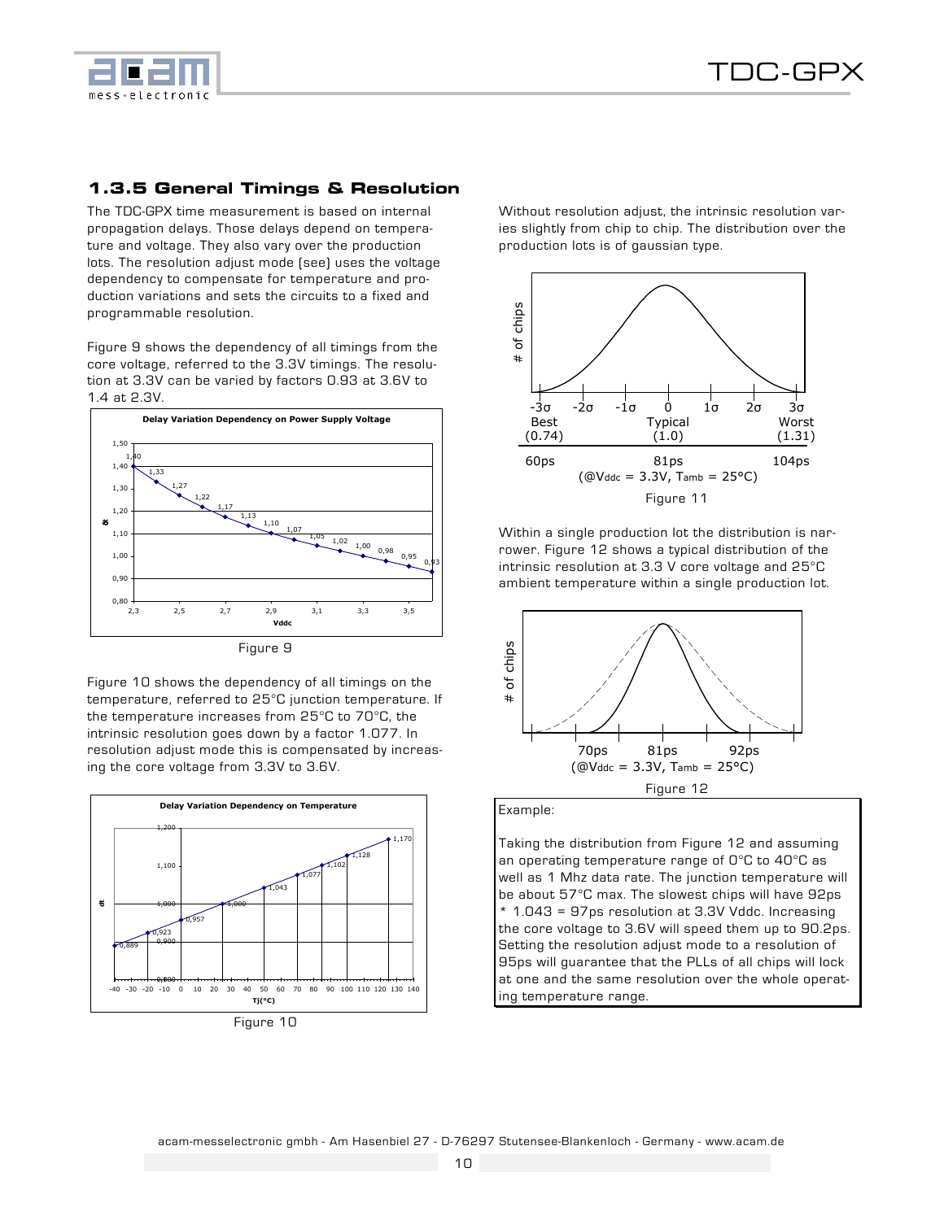### 1.3.5 General Timings & Resolution

The TDC-GPX time measurement is based on internal propagation delays. Those delays depend on temperature and voltage. They also vary over the production lots. The resolution adjust mode (see) uses the voltage dependency to compensate for temperature and production variations and sets the circuits to a fixed and programmable resolution.

Figure 9 shows the dependency of all timings from the core voltage, referred to the 3.3V timings. The resolution at 3.3V can be varied by factors 0.93 at 3.6V to 1.4 at 2.3V.

Figure 9

Figure 10 shows the dependency of all timings on the temperature, referred to 25°C junction temperature. If the temperature increases from 25°C to 70°C, the intrinsic resolution goes down by a factor 1.077. In resolution adjust mode this is compensated by increasing the core voltage from 3.3V to 3.6V.

Figure 10

Without resolution adjust, the intrinsic resolution varies slightly from chip to chip. The distribution over the production lots is of gaussian type.

Figure 11

Within a single production lot the distribution is narrower. Figure 12 shows a typical distribution of the intrinsic resolution at 3.3 V core voltage and 25°C ambient temperature within a single production lot.

Figure 12

Example:

Taking the distribution from Figure 12 and assuming an operating temperature range of 0°C to 40°C as well as 1 Mhz data rate. The junction temperature will be about 57°C max. The slowest chips will have 92ps * 1.043 = 97ps resolution at 3.3V Vddc. Increasing the core voltage to 3.6V will speed them up to 90.2ps. Setting the resolution adjust mode to a resolution of 95ps will guarantee that the PLLs of all chips will lock at one and the same resolution over the whole operating temperature range.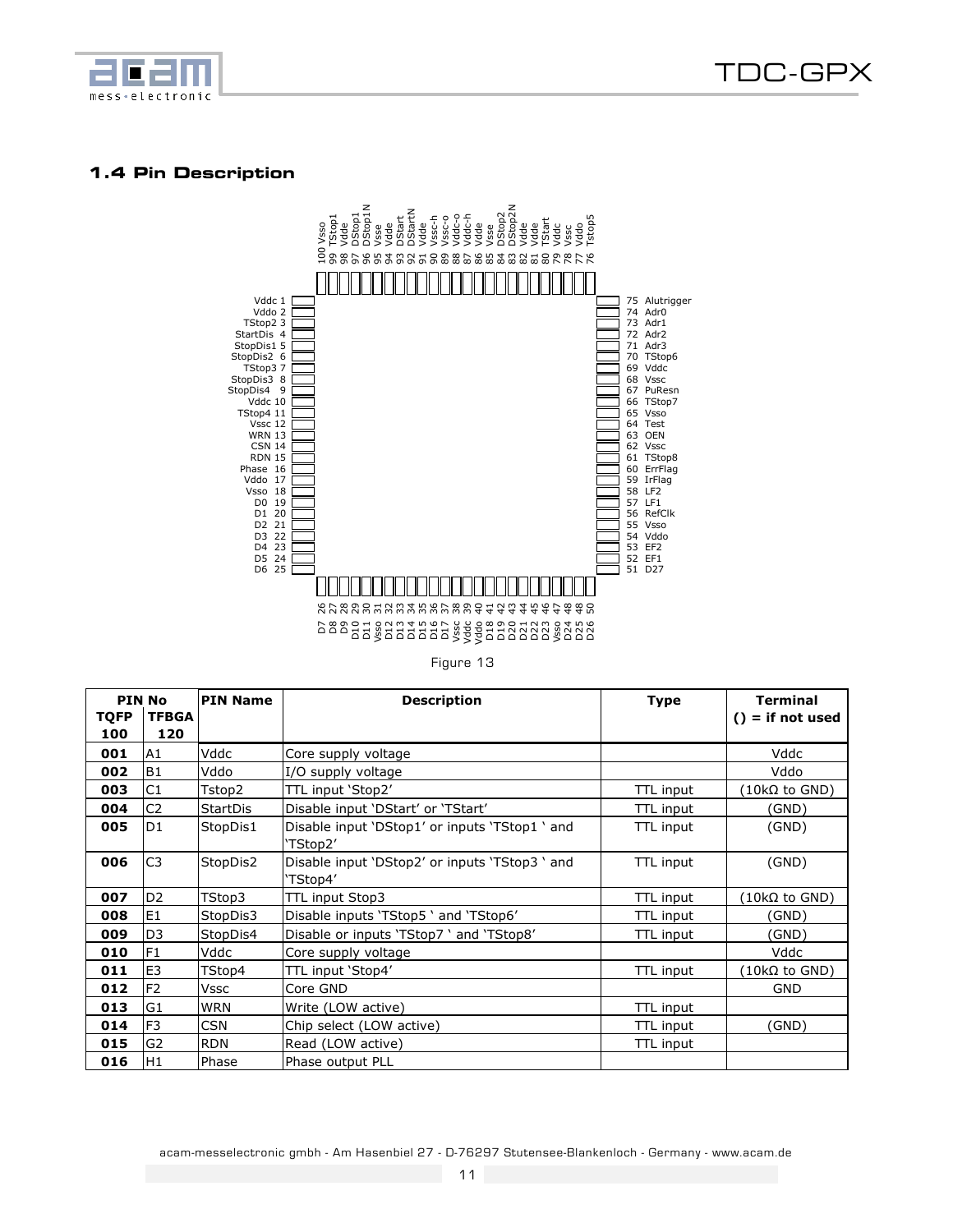## 1.4 Pin Description

Figure 13

| PIN No TQFP 100 | TFBGA 120 | PIN Name | Description | Type | Terminal () = if not used |
|---|---|---|---|---|---|
| **001** | A1 | Vddc | Core supply voltage | | Vddc |
| **002** | B1 | Vddo | I/O supply voltage | | Vddo |
| **003** | C1 | Tstop2 | TTL input 'Stop2' | TTL input | (10kΩ to GND) |
| **004** | C2 | StartDis | Disable input 'DStart' or 'TStart' | TTL input | (GND) |
| **005** | D1 | StopDis1 | Disable input 'DStop1' or inputs 'TStop1 ' and 'TStop2' | TTL input | (GND) |
| **006** | C3 | StopDis2 | Disable input 'DStop2' or inputs 'TStop3 ' and 'TStop4' | TTL input | (GND) |
| **007** | D2 | TStop3 | TTL input Stop3 | TTL input | (10kΩ to GND) |
| **008** | E1 | StopDis3 | Disable inputs 'TStop5 ' and 'TStop6' | TTL input | (GND) |
| **009** | D3 | StopDis4 | Disable or inputs 'TStop7 ' and 'TStop8' | TTL input | (GND) |
| **010** | F1 | Vddc | Core supply voltage | | Vddc |
| **011** | E3 | TStop4 | TTL input 'Stop4' | TTL input | (10kΩ to GND) |
| **012** | F2 | Vssc | Core GND | | GND |
| **013** | G1 | WRN | Write (LOW active) | TTL input | |
| **014** | F3 | CSN | Chip select (LOW active) | TTL input | (GND) |
| **015** | G2 | RDN | Read (LOW active) | TTL input | |
| **016** | H1 | Phase | Phase output PLL | | |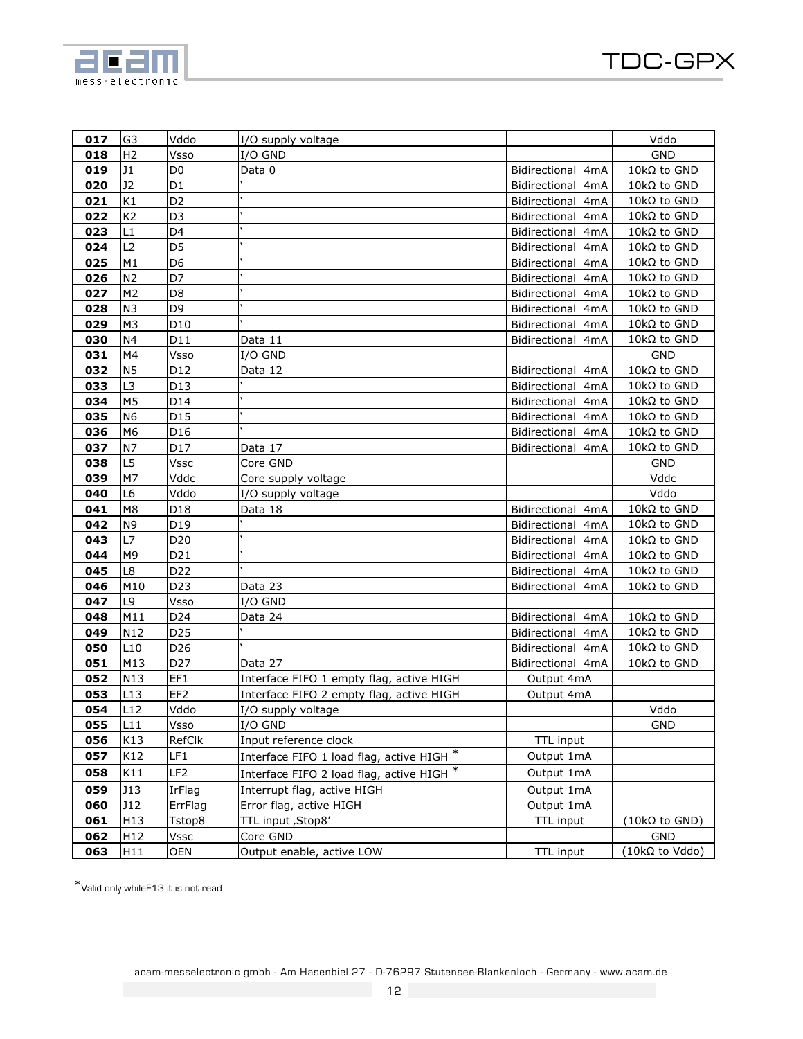| | | | | | |
|---|---|---|---|---|---|
| **017** | G3 | Vddo | I/O supply voltage | | Vddo |
| **018** | H2 | Vsso | I/O GND | | GND |
| **019** | J1 | D0 | Data 0 | Bidirectional 4mA | 10kΩ to GND |
| **020** | J2 | D1 | ` | Bidirectional 4mA | 10kΩ to GND |
| **021** | K1 | D2 | ` | Bidirectional 4mA | 10kΩ to GND |
| **022** | K2 | D3 | ` | Bidirectional 4mA | 10kΩ to GND |
| **023** | L1 | D4 | ` | Bidirectional 4mA | 10kΩ to GND |
| **024** | L2 | D5 | ` | Bidirectional 4mA | 10kΩ to GND |
| **025** | M1 | D6 | ` | Bidirectional 4mA | 10kΩ to GND |
| **026** | N2 | D7 | ` | Bidirectional 4mA | 10kΩ to GND |
| **027** | M2 | D8 | ` | Bidirectional 4mA | 10kΩ to GND |
| **028** | N3 | D9 | ` | Bidirectional 4mA | 10kΩ to GND |
| **029** | M3 | D10 | ` | Bidirectional 4mA | 10kΩ to GND |
| **030** | N4 | D11 | Data 11 | Bidirectional 4mA | 10kΩ to GND |
| **031** | M4 | Vsso | I/O GND | | GND |
| **032** | N5 | D12 | Data 12 | Bidirectional 4mA | 10kΩ to GND |
| **033** | L3 | D13 | ` | Bidirectional 4mA | 10kΩ to GND |
| **034** | M5 | D14 | ` | Bidirectional 4mA | 10kΩ to GND |
| **035** | N6 | D15 | ` | Bidirectional 4mA | 10kΩ to GND |
| **036** | M6 | D16 | ` | Bidirectional 4mA | 10kΩ to GND |
| **037** | N7 | D17 | Data 17 | Bidirectional 4mA | 10kΩ to GND |
| **038** | L5 | Vssc | Core GND | | GND |
| **039** | M7 | Vddc | Core supply voltage | | Vddc |
| **040** | L6 | Vddo | I/O supply voltage | | Vddo |
| **041** | M8 | D18 | Data 18 | Bidirectional 4mA | 10kΩ to GND |
| **042** | N9 | D19 | ` | Bidirectional 4mA | 10kΩ to GND |
| **043** | L7 | D20 | ` | Bidirectional 4mA | 10kΩ to GND |
| **044** | M9 | D21 | ` | Bidirectional 4mA | 10kΩ to GND |
| **045** | L8 | D22 | ` | Bidirectional 4mA | 10kΩ to GND |
| **046** | M10 | D23 | Data 23 | Bidirectional 4mA | 10kΩ to GND |
| **047** | L9 | Vsso | I/O GND | | |
| **048** | M11 | D24 | Data 24 | Bidirectional 4mA | 10kΩ to GND |
| **049** | N12 | D25 | ` | Bidirectional 4mA | 10kΩ to GND |
| **050** | L10 | D26 | ` | Bidirectional 4mA | 10kΩ to GND |
| **051** | M13 | D27 | Data 27 | Bidirectional 4mA | 10kΩ to GND |
| **052** | N13 | EF1 | Interface FIFO 1 empty flag, active HIGH | Output 4mA | |
| **053** | L13 | EF2 | Interface FIFO 2 empty flag, active HIGH | Output 4mA | |
| **054** | L12 | Vddo | I/O supply voltage | | Vddo |
| **055** | L11 | Vsso | I/O GND | | GND |
| **056** | K13 | RefClk | Input reference clock | TTL input | |
| **057** | K12 | LF1 | Interface FIFO 1 load flag, active HIGH * | Output 1mA | |
| **058** | K11 | LF2 | Interface FIFO 2 load flag, active HIGH * | Output 1mA | |
| **059** | J13 | IrFlag | Interrupt flag, active HIGH | Output 1mA | |
| **060** | J12 | ErrFlag | Error flag, active HIGH | Output 1mA | |
| **061** | H13 | Tstop8 | TTL input ,Stop8' | TTL input | (10kΩ to GND) |
| **062** | H12 | Vssc | Core GND | | GND |
| **063** | H11 | OEN | Output enable, active LOW | TTL input | (10kΩ to Vddo) |

*Valid only whileF13 it is not read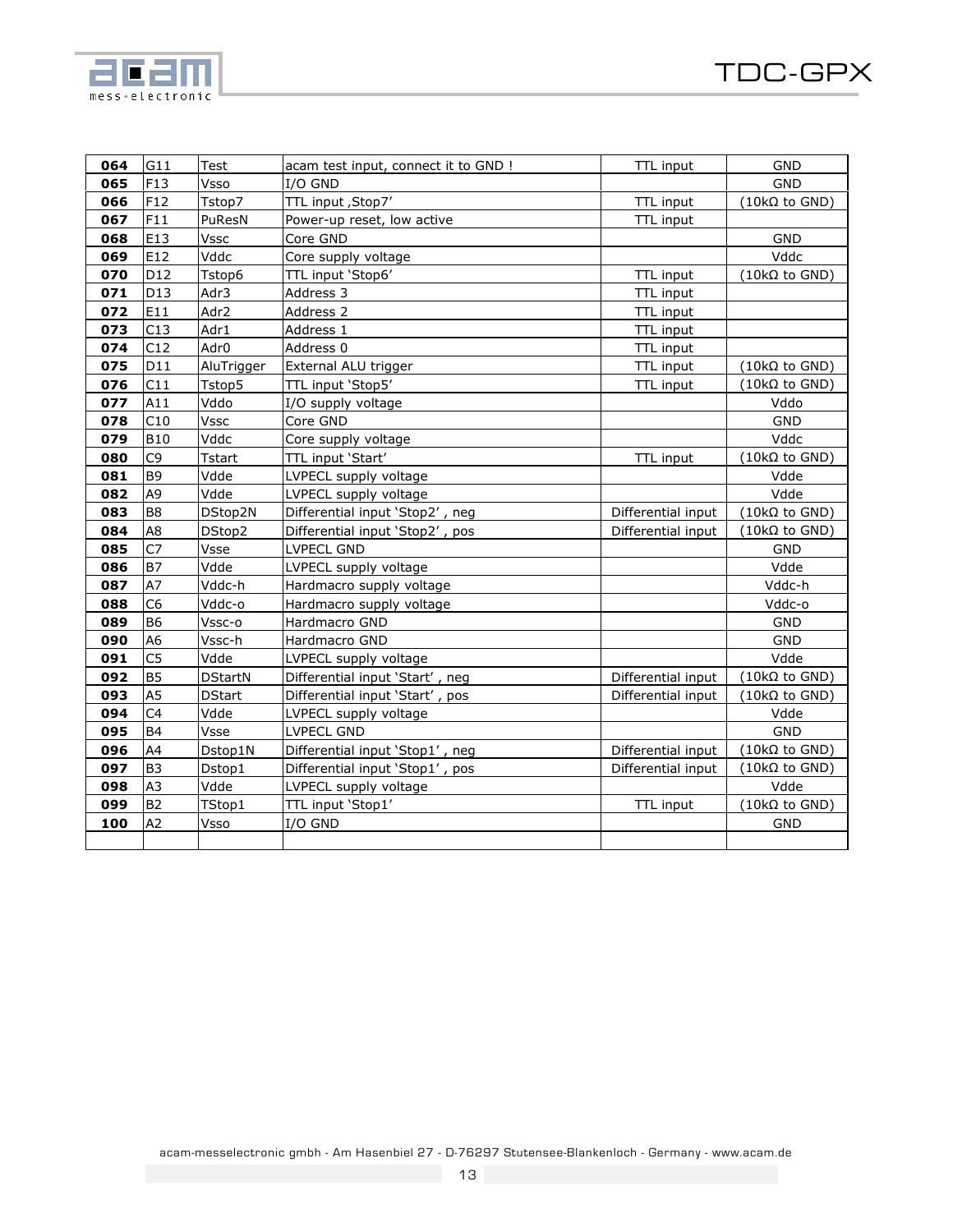| **064** | G11 | Test | acam test input, connect it to GND ! | TTL input | GND |
|---|---|---|---|---|---|
| **065** | F13 | Vsso | I/O GND | | GND |
| **066** | F12 | Tstop7 | TTL input ‚Stop7’ | TTL input | (10kΩ to GND) |
| **067** | F11 | PuResN | Power-up reset, low active | TTL input | |
| **068** | E13 | Vssc | Core GND | | GND |
| **069** | E12 | Vddc | Core supply voltage | | Vddc |
| **070** | D12 | Tstop6 | TTL input ‘Stop6’ | TTL input | (10kΩ to GND) |
| **071** | D13 | Adr3 | Address 3 | TTL input | |
| **072** | E11 | Adr2 | Address 2 | TTL input | |
| **073** | C13 | Adr1 | Address 1 | TTL input | |
| **074** | C12 | Adr0 | Address 0 | TTL input | |
| **075** | D11 | AluTrigger | External ALU trigger | TTL input | (10kΩ to GND) |
| **076** | C11 | Tstop5 | TTL input ‘Stop5’ | TTL input | (10kΩ to GND) |
| **077** | A11 | Vddo | I/O supply voltage | | Vddo |
| **078** | C10 | Vssc | Core GND | | GND |
| **079** | B10 | Vddc | Core supply voltage | | Vddc |
| **080** | C9 | Tstart | TTL input ‘Start’ | TTL input | (10kΩ to GND) |
| **081** | B9 | Vdde | LVPECL supply voltage | | Vdde |
| **082** | A9 | Vdde | LVPECL supply voltage | | Vdde |
| **083** | B8 | DStop2N | Differential input ‘Stop2’ , neg | Differential input | (10kΩ to GND) |
| **084** | A8 | DStop2 | Differential input ‘Stop2’ , pos | Differential input | (10kΩ to GND) |
| **085** | C7 | Vsse | LVPECL GND | | GND |
| **086** | B7 | Vdde | LVPECL supply voltage | | Vdde |
| **087** | A7 | Vddc-h | Hardmacro supply voltage | | Vddc-h |
| **088** | C6 | Vddc-o | Hardmacro supply voltage | | Vddc-o |
| **089** | B6 | Vssc-o | Hardmacro GND | | GND |
| **090** | A6 | Vssc-h | Hardmacro GND | | GND |
| **091** | C5 | Vdde | LVPECL supply voltage | | Vdde |
| **092** | B5 | DStartN | Differential input ‘Start’ , neg | Differential input | (10kΩ to GND) |
| **093** | A5 | DStart | Differential input ‘Start’ , pos | Differential input | (10kΩ to GND) |
| **094** | C4 | Vdde | LVPECL supply voltage | | Vdde |
| **095** | B4 | Vsse | LVPECL GND | | GND |
| **096** | A4 | Dstop1N | Differential input ‘Stop1’ , neg | Differential input | (10kΩ to GND) |
| **097** | B3 | Dstop1 | Differential input ‘Stop1’ , pos | Differential input | (10kΩ to GND) |
| **098** | A3 | Vdde | LVPECL supply voltage | | Vdde |
| **099** | B2 | TStop1 | TTL input ‘Stop1’ | TTL input | (10kΩ to GND) |
| **100** | A2 | Vsso | I/O GND | | GND |
| | | | | | |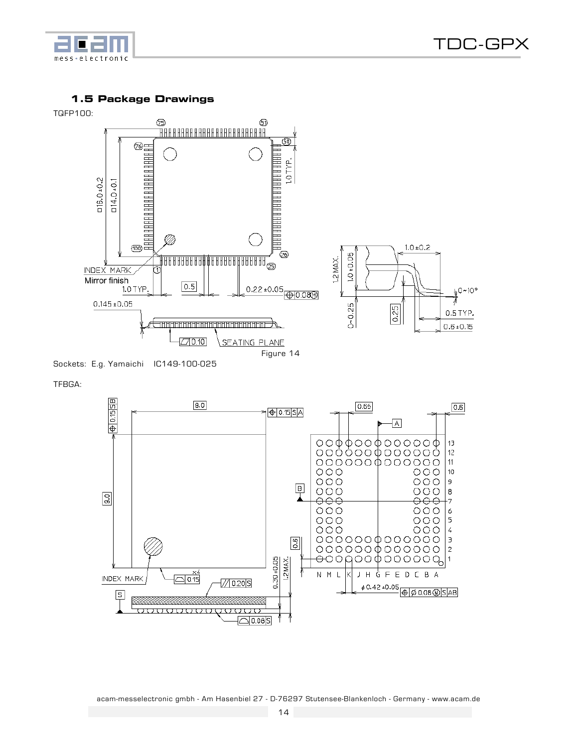### 1.5 Package Drawings

TQFP100:

Figure 14

Sockets: E.g. Yamaichi IC149-100-025

TFBGA: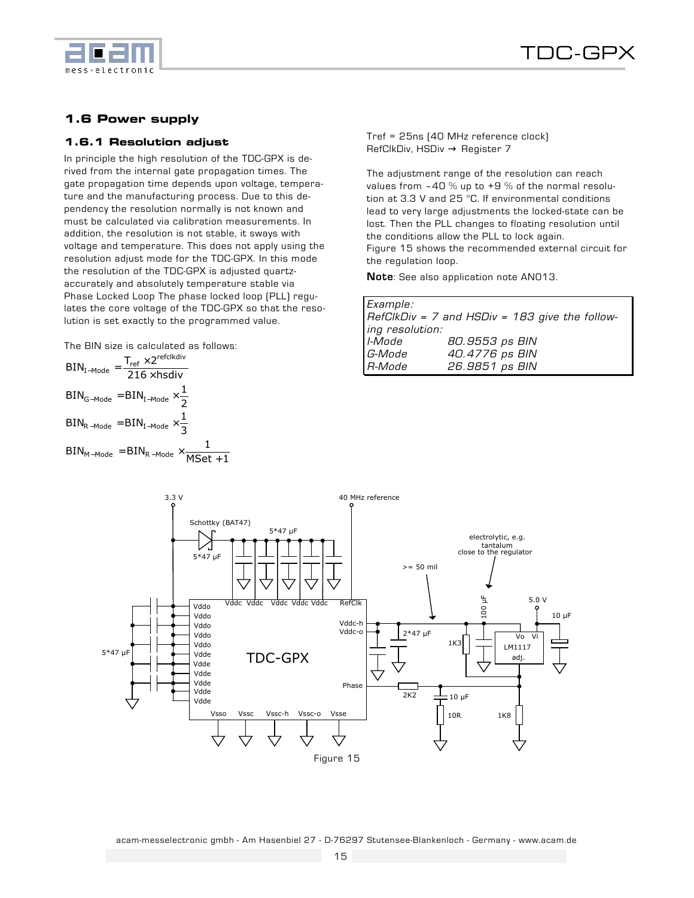## 1.6 Power supply

### 1.6.1 Resolution adjust

In principle the high resolution of the TDC-GPX is derived from the internal gate propagation times. The gate propagation time depends upon voltage, temperature and the manufacturing process. Due to this dependency the resolution normally is not known and must be calculated via calibration measurements. In addition, the resolution is not stable, it sways with voltage and temperature. This does not apply using the resolution adjust mode for the TDC-GPX. In this mode the resolution of the TDC-GPX is adjusted quartz-accurately and absolutely temperature stable via Phase Locked Loop The phase locked loop (PLL) regulates the core voltage of the TDC-GPX so that the resolution is set exactly to the programmed value.

The BIN size is calculated as follows:

$$BIN_{I-Mode} = \frac{T_{ref} \times 2^{refclkdiv}}{216 \times hsdiv}$$

$$BIN_{G-Mode} = BIN_{I-Mode} \times \frac{1}{2}$$

$$BIN_{R-Mode} = BIN_{I-Mode} \times \frac{1}{3}$$

$$BIN_{M-Mode} = BIN_{R-Mode} \times \frac{1}{MSet + 1}$$

Tref = 25ns (40 MHz reference clock)
RefClkDiv, HSDiv → Register 7

The adjustment range of the resolution can reach values from -40 % up to +9 % of the normal resolution at 3.3 V and 25 °C. If environmental conditions lead to very large adjustments the locked-state can be lost. Then the PLL changes to floating resolution until the conditions allow the PLL to lock again.
Figure 15 shows the recommended external circuit for the regulation loop.

**Note**: See also application note AN013.

| *Example:* | |
|---|---|
| *RefClkDiv = 7 and HSDiv = 183 give the following resolution:* | |
| *I-Mode* | *80.9553 ps BIN* |
| *G-Mode* | *40.4776 ps BIN* |
| *R-Mode* | *26.9851 ps BIN* |

Figure 15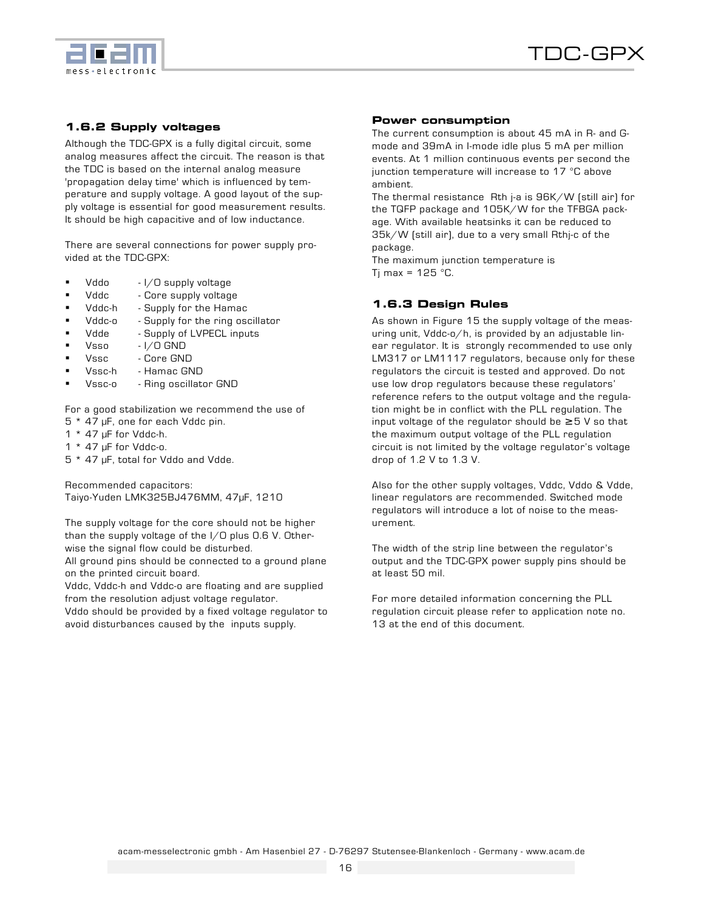### 1.6.2 Supply voltages

Although the TDC-GPX is a fully digital circuit, some analog measures affect the circuit. The reason is that the TDC is based on the internal analog measure 'propagation delay time' which is influenced by temperature and supply voltage. A good layout of the supply voltage is essential for good measurement results. It should be high capacitive and of low inductance.

There are several connections for power supply provided at the TDC-GPX:

- Vddo - I/O supply voltage
- Vddc - Core supply voltage
- Vddc-h - Supply for the Hamac
- Vddc-o - Supply for the ring oscillator
- Vdde - Supply of LVPECL inputs
- Vsso - I/O GND
- Vssc - Core GND
- Vssc-h - Hamac GND
- Vssc-o - Ring oscillator GND

For a good stabilization we recommend the use of
5 * 47 µF, one for each Vddc pin.
1 * 47 µF for Vddc-h.
1 * 47 µF for Vddc-o.
5 * 47 µF, total for Vddo and Vdde.

Recommended capacitors:
Taiyo-Yuden LMK325BJ476MM, 47µF, 1210

The supply voltage for the core should not be higher than the supply voltage of the I/O plus 0.6 V. Otherwise the signal flow could be disturbed.
All ground pins should be connected to a ground plane on the printed circuit board.
Vddc, Vddc-h and Vddc-o are floating and are supplied from the resolution adjust voltage regulator.
Vddo should be provided by a fixed voltage regulator to avoid disturbances caused by the inputs supply.

#### Power consumption

The current consumption is about 45 mA in R- and G-mode and 39mA in I-mode idle plus 5 mA per million events. At 1 million continuous events per second the junction temperature will increase to 17 °C above ambient.
The thermal resistance Rth j-a is 96K/W (still air) for the TQFP package and 105K/W for the TFBGA package. With available heatsinks it can be reduced to 35k/W (still air), due to a very small Rthj-c of the package.
The maximum junction temperature is
Tj max = 125 °C.

### 1.6.3 Design Rules

As shown in Figure 15 the supply voltage of the measuring unit, Vddc-o/h, is provided by an adjustable linear regulator. It is strongly recommended to use only LM317 or LM1117 regulators, because only for these regulators the circuit is tested and approved. Do not use low drop regulators because these regulators' reference refers to the output voltage and the regulation might be in conflict with the PLL regulation. The input voltage of the regulator should be ≥5 V so that the maximum output voltage of the PLL regulation circuit is not limited by the voltage regulator's voltage drop of 1.2 V to 1.3 V.

Also for the other supply voltages, Vddc, Vddo & Vdde, linear regulators are recommended. Switched mode regulators will introduce a lot of noise to the measurement.

The width of the strip line between the regulator's output and the TDC-GPX power supply pins should be at least 50 mil.

For more detailed information concerning the PLL regulation circuit please refer to application note no. 13 at the end of this document.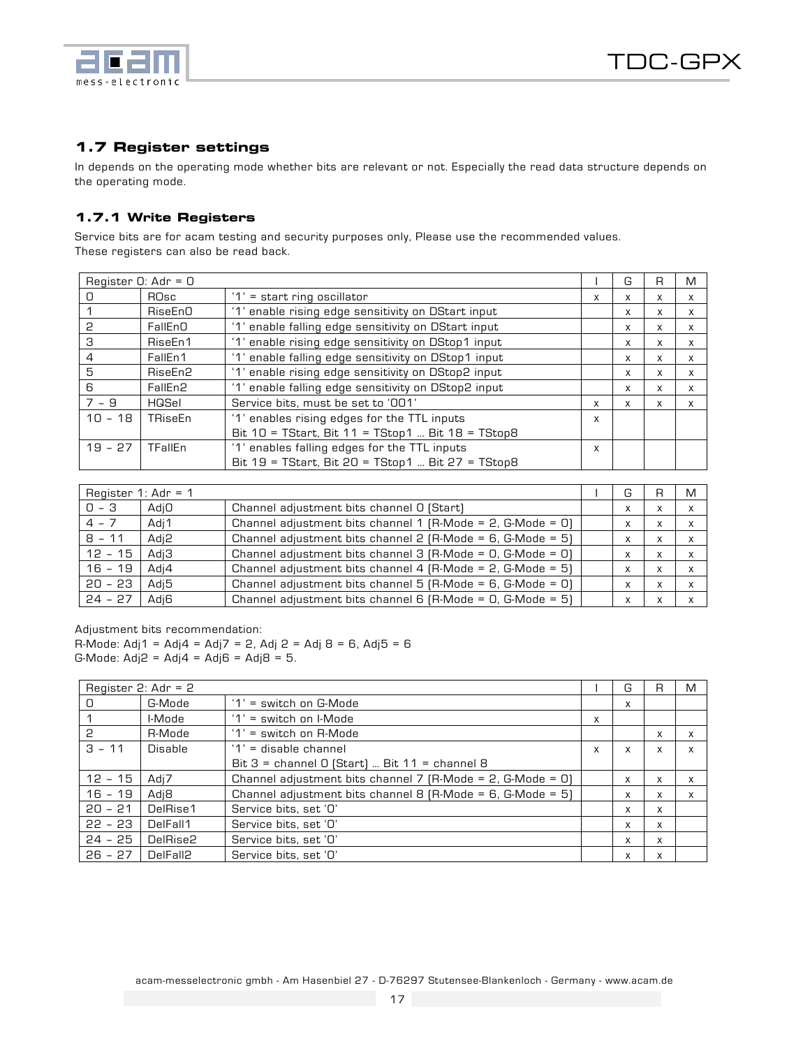## 1.7 Register settings

In depends on the operating mode whether bits are relevant or not. Especially the read data structure depends on the operating mode.

### 1.7.1 Write Registers

Service bits are for acam testing and security purposes only, Please use the recommended values.
These registers can also be read back.

| Register 0: Adr = 0 | | | I | G | R | M |
|---|---|---|---|---|---|---|
| 0 | ROsc | '1' = start ring oscillator | x | x | x | x |
| 1 | RiseEn0 | '1' enable rising edge sensitivity on DStart input | | x | x | x |
| 2 | FallEn0 | '1' enable falling edge sensitivity on DStart input | | x | x | x |
| 3 | RiseEn1 | '1' enable rising edge sensitivity on DStop1 input | | x | x | x |
| 4 | FallEn1 | '1' enable falling edge sensitivity on DStop1 input | | x | x | x |
| 5 | RiseEn2 | '1' enable rising edge sensitivity on DStop2 input | | x | x | x |
| 6 | FallEn2 | '1' enable falling edge sensitivity on DStop2 input | | x | x | x |
| 7 - 9 | HQSel | Service bits, must be set to '001' | x | x | x | x |
| 10 - 18 | TRiseEn | '1' enables rising edges for the TTL inputs<br>Bit 10 = TStart, Bit 11 = TStop1 … Bit 18 = TStop8 | x | | | |
| 19 - 27 | TFallEn | '1' enables falling edges for the TTL inputs<br>Bit 19 = TStart, Bit 20 = TStop1 … Bit 27 = TStop8 | x | | | |

| Register 1: Adr = 1 | | | I | G | R | M |
|---|---|---|---|---|---|---|
| 0 - 3 | Adj0 | Channel adjustment bits channel 0 (Start) | | x | x | x |
| 4 - 7 | Adj1 | Channel adjustment bits channel 1 (R-Mode = 2, G-Mode = 0) | | x | x | x |
| 8 - 11 | Adj2 | Channel adjustment bits channel 2 (R-Mode = 6, G-Mode = 5) | | x | x | x |
| 12 - 15 | Adj3 | Channel adjustment bits channel 3 (R-Mode = 0, G-Mode = 0) | | x | x | x |
| 16 - 19 | Adj4 | Channel adjustment bits channel 4 (R-Mode = 2, G-Mode = 5) | | x | x | x |
| 20 - 23 | Adj5 | Channel adjustment bits channel 5 (R-Mode = 6, G-Mode = 0) | | x | x | x |
| 24 - 27 | Adj6 | Channel adjustment bits channel 6 (R-Mode = 0, G-Mode = 5) | | x | x | x |

Adjustment bits recommendation:
R-Mode: Adj1 = Adj4 = Adj7 = 2, Adj 2 = Adj 8 = 6, Adj5 = 6
G-Mode: Adj2 = Adj4 = Adj6 = Adj8 = 5.

| Register 2: Adr = 2 | | | I | G | R | M |
|---|---|---|---|---|---|---|
| 0 | G-Mode | '1' = switch on G-Mode | | x | | |
| 1 | I-Mode | '1' = switch on I-Mode | x | | | |
| 2 | R-Mode | '1' = switch on R-Mode | | | x | x |
| 3 - 11 | Disable | '1' = disable channel<br>Bit 3 = channel 0 (Start) … Bit 11 = channel 8 | x | x | x | x |
| 12 - 15 | Adj7 | Channel adjustment bits channel 7 (R-Mode = 2, G-Mode = 0) | | x | x | x |
| 16 - 19 | Adj8 | Channel adjustment bits channel 8 (R-Mode = 6, G-Mode = 5) | | x | x | x |
| 20 - 21 | DelRise1 | Service bits, set '0' | | x | x | |
| 22 - 23 | DelFall1 | Service bits, set '0' | | x | x | |
| 24 - 25 | DelRise2 | Service bits, set '0' | | x | x | |
| 26 - 27 | DelFall2 | Service bits, set '0' | | x | x | |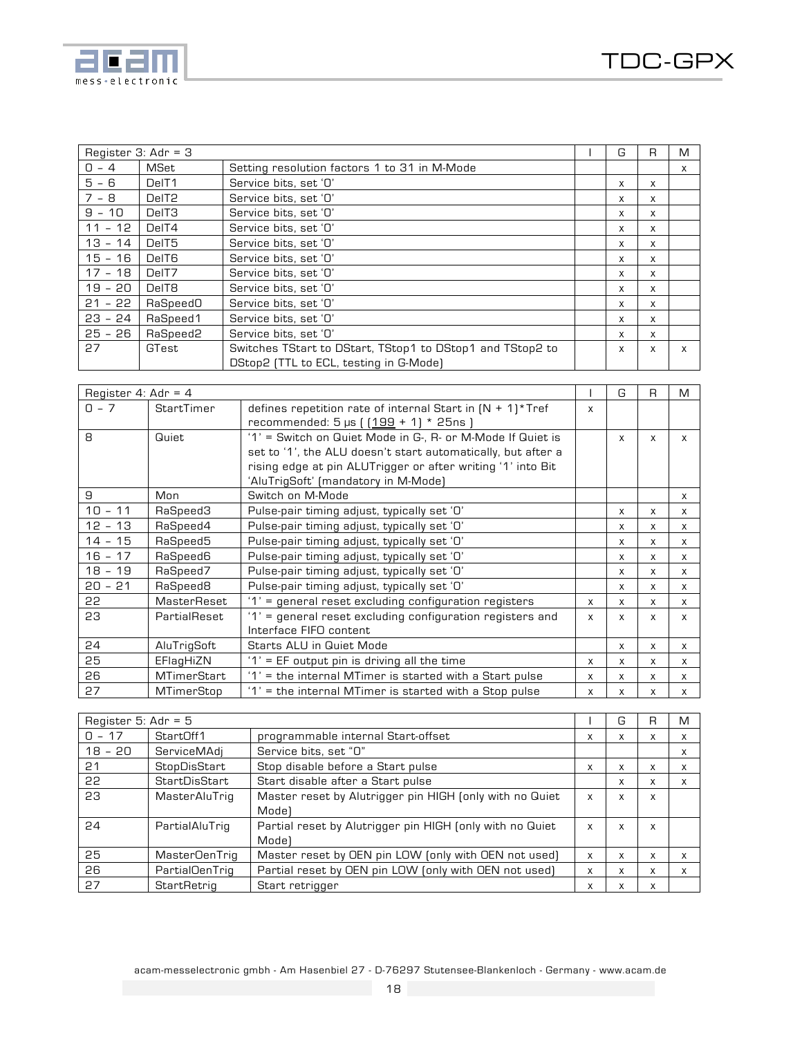| Register 3: Adr = 3 | | | I | G | R | M |
|---|---|---|---|---|---|---|
| 0 - 4 | MSet | Setting resolution factors 1 to 31 in M-Mode | | | | x |
| 5 - 6 | DelT1 | Service bits, set '0' | | x | x | |
| 7 - 8 | DelT2 | Service bits, set '0' | | x | x | |
| 9 - 10 | DelT3 | Service bits, set '0' | | x | x | |
| 11 - 12 | DelT4 | Service bits, set '0' | | x | x | |
| 13 - 14 | DelT5 | Service bits, set '0' | | x | x | |
| 15 - 16 | DelT6 | Service bits, set '0' | | x | x | |
| 17 - 18 | DelT7 | Service bits, set '0' | | x | x | |
| 19 - 20 | DelT8 | Service bits, set '0' | | x | x | |
| 21 - 22 | RaSpeed0 | Service bits, set '0' | | x | x | |
| 23 - 24 | RaSpeed1 | Service bits, set '0' | | x | x | |
| 25 - 26 | RaSpeed2 | Service bits, set '0' | | x | x | |
| 27 | GTest | Switches TStart to DStart, TStop1 to DStop1 and TStop2 to DStop2 (TTL to ECL, testing in G-Mode) | | x | x | x |

| Register 4: Adr = 4 | | | I | G | R | M |
|---|---|---|---|---|---|---|
| 0 - 7 | StartTimer | defines repetition rate of internal Start in (N + 1)*Tref recommended: 5 µs ( (199 + 1) * 25ns ) | x | | | |
| 8 | Quiet | '1' = Switch on Quiet Mode in G-, R- or M-Mode If Quiet is set to '1', the ALU doesn't start automatically, but after a rising edge at pin ALUTrigger or after writing '1' into Bit 'AluTrigSoft' (mandatory in M-Mode) | | x | x | x |
| 9 | Mon | Switch on M-Mode | | | | x |
| 10 - 11 | RaSpeed3 | Pulse-pair timing adjust, typically set '0' | | x | x | x |
| 12 - 13 | RaSpeed4 | Pulse-pair timing adjust, typically set '0' | | x | x | x |
| 14 - 15 | RaSpeed5 | Pulse-pair timing adjust, typically set '0' | | x | x | x |
| 16 - 17 | RaSpeed6 | Pulse-pair timing adjust, typically set '0' | | x | x | x |
| 18 - 19 | RaSpeed7 | Pulse-pair timing adjust, typically set '0' | | x | x | x |
| 20 - 21 | RaSpeed8 | Pulse-pair timing adjust, typically set '0' | | x | x | x |
| 22 | MasterReset | '1' = general reset excluding configuration registers | x | x | x | x |
| 23 | PartialReset | '1' = general reset excluding configuration registers and Interface FIFO content | x | x | x | x |
| 24 | AluTrigSoft | Starts ALU in Quiet Mode | | x | x | x |
| 25 | EFlagHiZN | '1' = EF output pin is driving all the time | x | x | x | x |
| 26 | MTimerStart | '1' = the internal MTimer is started with a Start pulse | x | x | x | x |
| 27 | MTimerStop | '1' = the internal MTimer is started with a Stop pulse | x | x | x | x |

| Register 5: Adr = 5 | | | I | G | R | M |
|---|---|---|---|---|---|---|
| 0 - 17 | StartOff1 | programmable internal Start-offset | x | x | x | x |
| 18 - 20 | ServiceMAdj | Service bits, set "0" | | | | x |
| 21 | StopDisStart | Stop disable before a Start pulse | x | x | x | x |
| 22 | StartDisStart | Start disable after a Start pulse | | x | x | x |
| 23 | MasterAluTrig | Master reset by Alutrigger pin HIGH (only with no Quiet Mode) | x | x | x | |
| 24 | PartialAluTrig | Partial reset by Alutrigger pin HIGH (only with no Quiet Mode) | x | x | x | |
| 25 | MasterOenTrig | Master reset by OEN pin LOW (only with OEN not used) | x | x | x | x |
| 26 | PartialOenTrig | Partial reset by OEN pin LOW (only with OEN not used) | x | x | x | x |
| 27 | StartRetrig | Start retrigger | x | x | x | |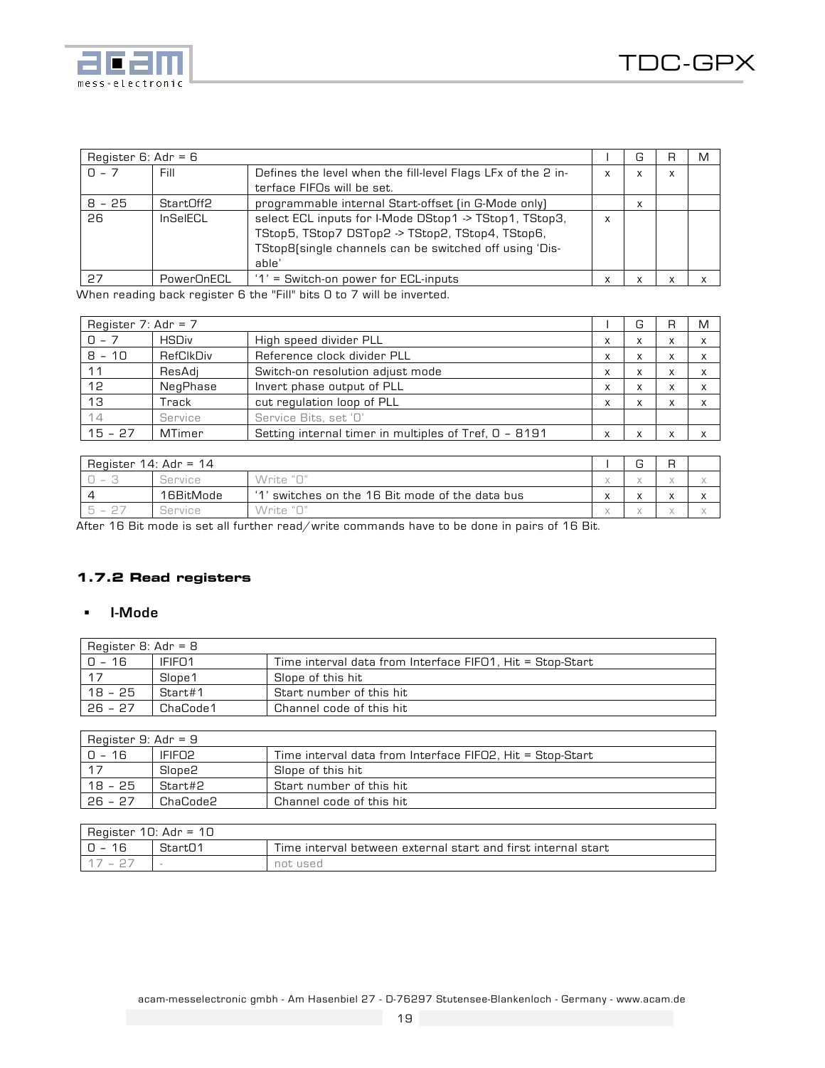| Register 6: Adr = 6 | | | I | G | R | M |
|---|---|---|---|---|---|---|
| 0 - 7 | Fill | Defines the level when the fill-level Flags LFx of the 2 interface FIFOs will be set. | x | x | x | |
| 8 - 25 | StartOff2 | programmable internal Start-offset (in G-Mode only) | | x | | |
| 26 | InSelECL | select ECL inputs for I-Mode DStop1 -> TStop1, TStop3, TStop5, TStop7 DSTop2 -> TStop2, TStop4, TStop6, TStop8(single channels can be switched off using 'Disable' | x | | | |
| 27 | PowerOnECL | '1' = Switch-on power for ECL-inputs | x | x | x | x |

When reading back register 6 the "Fill" bits 0 to 7 will be inverted.

| Register 7: Adr = 7 | | | I | G | R | M |
|---|---|---|---|---|---|---|
| 0 - 7 | HSDiv | High speed divider PLL | x | x | x | x |
| 8 - 10 | RefClkDiv | Reference clock divider PLL | x | x | x | x |
| 11 | ResAdj | Switch-on resolution adjust mode | x | x | x | x |
| 12 | NegPhase | Invert phase output of PLL | x | x | x | x |
| 13 | Track | cut regulation loop of PLL | x | x | x | x |
| 14 | Service | Service Bits, set '0' | | | | |
| 15 - 27 | MTimer | Setting internal timer in multiples of Tref, 0 - 8191 | x | x | x | x |

| Register 14: Adr = 14 | | | I | G | R | |
|---|---|---|---|---|---|---|
| 0 - 3 | Service | Write "0" | x | x | x | x |
| 4 | 16BitMode | '1' switches on the 16 Bit mode of the data bus | x | x | x | x |
| 5 - 27 | Service | Write "0" | x | x | x | x |

After 16 Bit mode is set all further read/write commands have to be done in pairs of 16 Bit.

### 1.7.2 Read registers

- **I-Mode**

| Register 8: Adr = 8 | | |
|---|---|---|
| 0 - 16 | IFIFO1 | Time interval data from Interface FIFO1, Hit = Stop-Start |
| 17 | Slope1 | Slope of this hit |
| 18 - 25 | Start#1 | Start number of this hit |
| 26 - 27 | ChaCode1 | Channel code of this hit |

| Register 9: Adr = 9 | | |
|---|---|---|
| 0 - 16 | IFIFO2 | Time interval data from Interface FIFO2, Hit = Stop-Start |
| 17 | Slope2 | Slope of this hit |
| 18 - 25 | Start#2 | Start number of this hit |
| 26 - 27 | ChaCode2 | Channel code of this hit |

| Register 10: Adr = 10 | | |
|---|---|---|
| 0 - 16 | Start01 | Time interval between external start and first internal start |
| 17 - 27 | - | not used |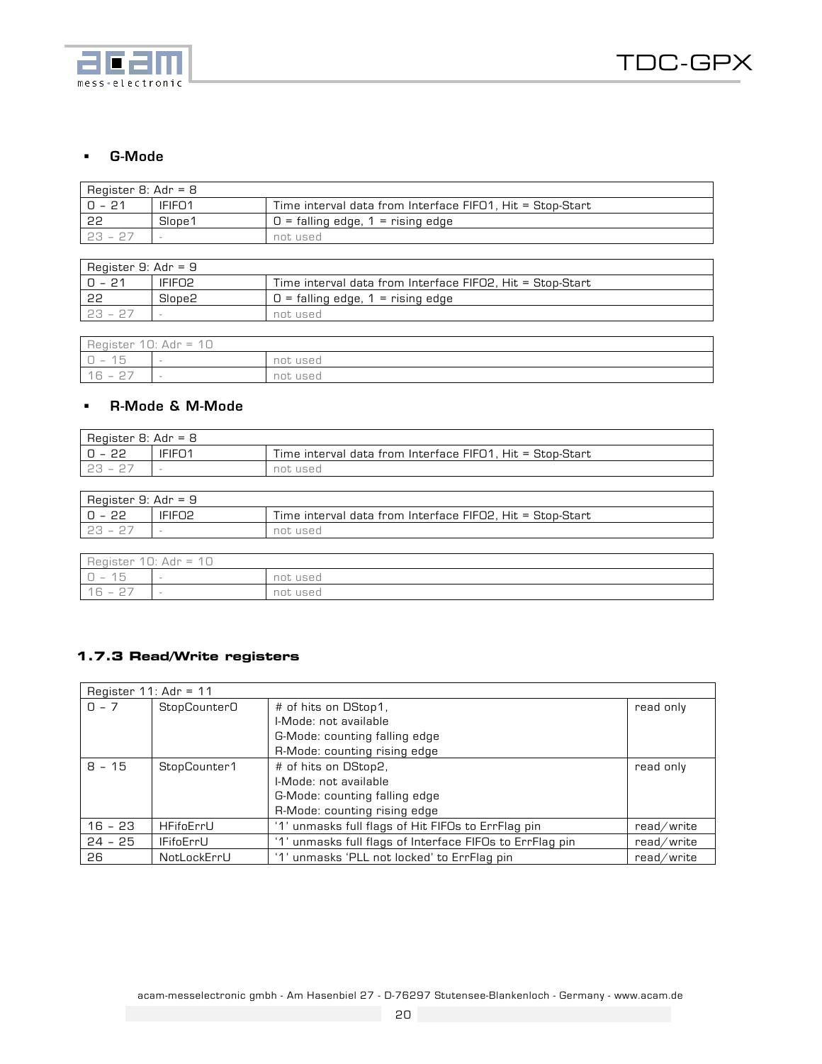- **G-Mode**

| Register 8: Adr = 8 | | |
|---|---|---|
| 0 - 21 | IFIFO1 | Time interval data from Interface FIFO1, Hit = Stop-Start |
| 22 | Slope1 | 0 = falling edge, 1 = rising edge |
| 23 - 27 | - | not used |

| Register 9: Adr = 9 | | |
|---|---|---|
| 0 - 21 | IFIFO2 | Time interval data from Interface FIFO2, Hit = Stop-Start |
| 22 | Slope2 | 0 = falling edge, 1 = rising edge |
| 23 - 27 | - | not used |

| Register 10: Adr = 10 | | |
|---|---|---|
| 0 - 15 | - | not used |
| 16 - 27 | - | not used |

- **R-Mode & M-Mode**

| Register 8: Adr = 8 | | |
|---|---|---|
| 0 - 22 | IFIFO1 | Time interval data from Interface FIFO1, Hit = Stop-Start |
| 23 - 27 | - | not used |

| Register 9: Adr = 9 | | |
|---|---|---|
| 0 - 22 | IFIFO2 | Time interval data from Interface FIFO2, Hit = Stop-Start |
| 23 - 27 | - | not used |

| Register 10: Adr = 10 | | |
|---|---|---|
| 0 - 15 | - | not used |
| 16 - 27 | - | not used |

### 1.7.3 Read/Write registers

| Register 11: Adr = 11 | | | |
|---|---|---|---|
| 0 - 7 | StopCounter0 | # of hits on DStop1,<br>I-Mode: not available<br>G-Mode: counting falling edge<br>R-Mode: counting rising edge | read only |
| 8 - 15 | StopCounter1 | # of hits on DStop2,<br>I-Mode: not available<br>G-Mode: counting falling edge<br>R-Mode: counting rising edge | read only |
| 16 - 23 | HFifoErrU | '1' unmasks full flags of Hit FIFOs to ErrFlag pin | read/write |
| 24 - 25 | IFifoErrU | '1' unmasks full flags of Interface FIFOs to ErrFlag pin | read/write |
| 26 | NotLockErrU | '1' unmasks 'PLL not locked' to ErrFlag pin | read/write |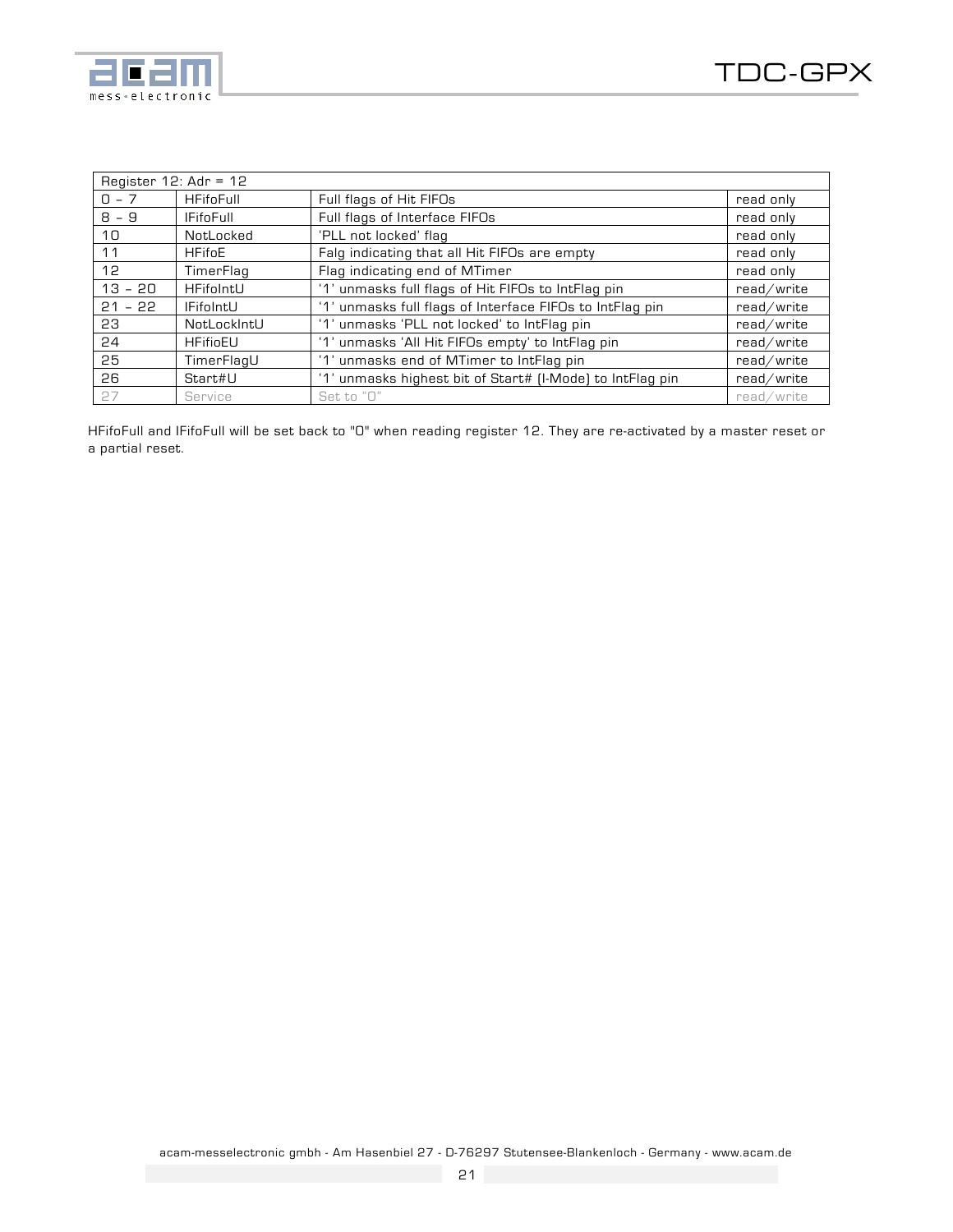| Register 12: Adr = 12 | | | |
|---|---|---|---|
| 0 - 7 | HFifoFull | Full flags of Hit FIFOs | read only |
| 8 - 9 | IFifoFull | Full flags of Interface FIFOs | read only |
| 10 | NotLocked | 'PLL not locked' flag | read only |
| 11 | HFifoE | Falg indicating that all Hit FIFOs are empty | read only |
| 12 | TimerFlag | Flag indicating end of MTimer | read only |
| 13 - 20 | HFifoIntU | '1' unmasks full flags of Hit FIFOs to IntFlag pin | read/write |
| 21 - 22 | IFifoIntU | '1' unmasks full flags of Interface FIFOs to IntFlag pin | read/write |
| 23 | NotLockIntU | '1' unmasks 'PLL not locked' to IntFlag pin | read/write |
| 24 | HFifioEU | '1' unmasks 'All Hit FIFOs empty' to IntFlag pin | read/write |
| 25 | TimerFlagU | '1' unmasks end of MTimer to IntFlag pin | read/write |
| 26 | Start#U | '1' unmasks highest bit of Start# (I-Mode) to IntFlag pin | read/write |
| 27 | Service | Set to "0" | read/write |

HFifoFull and IFifoFull will be set back to "0" when reading register 12. They are re-activated by a master reset or a partial reset.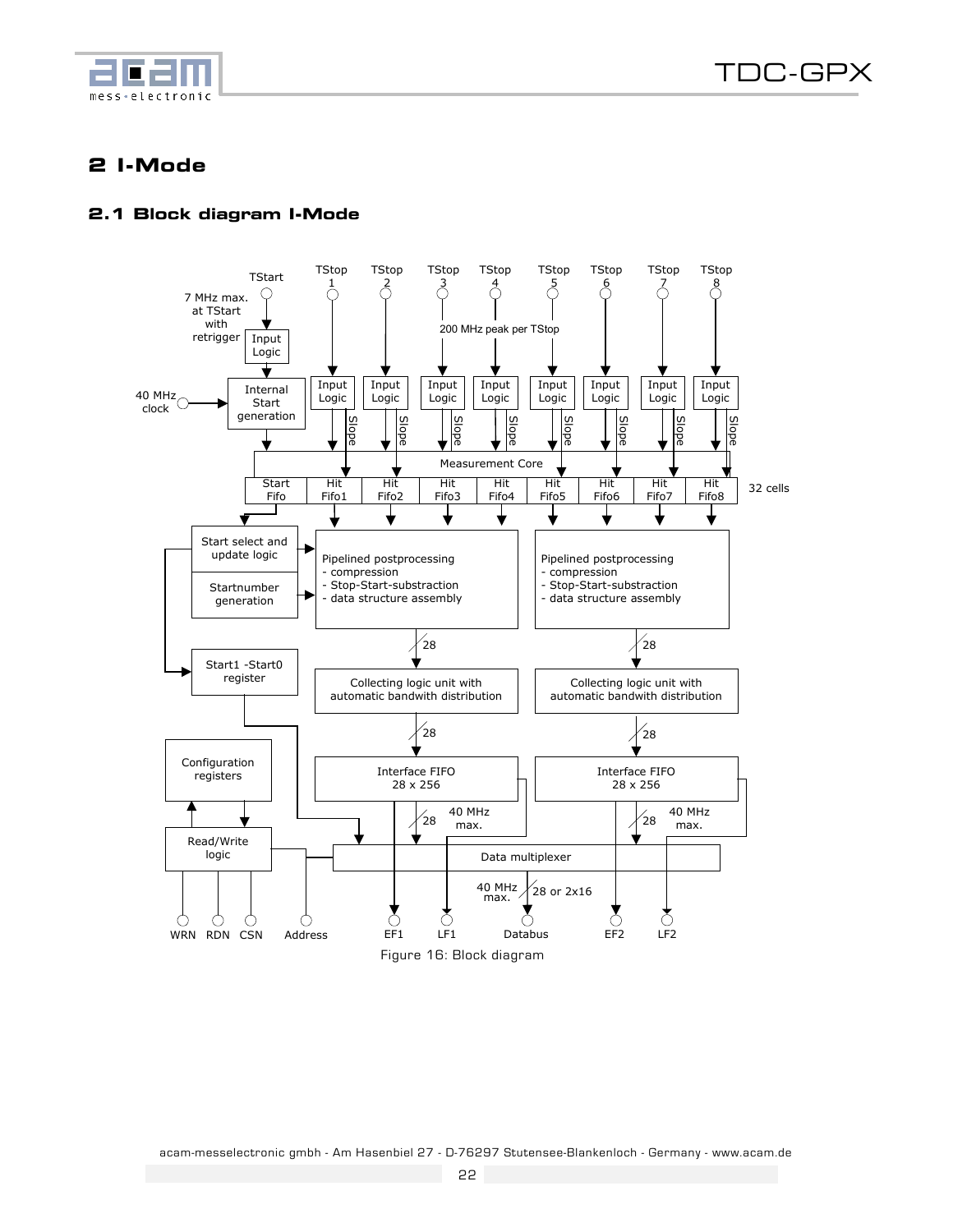# 2 I-Mode

## 2.1 Block diagram I-Mode

Figure 16: Block diagram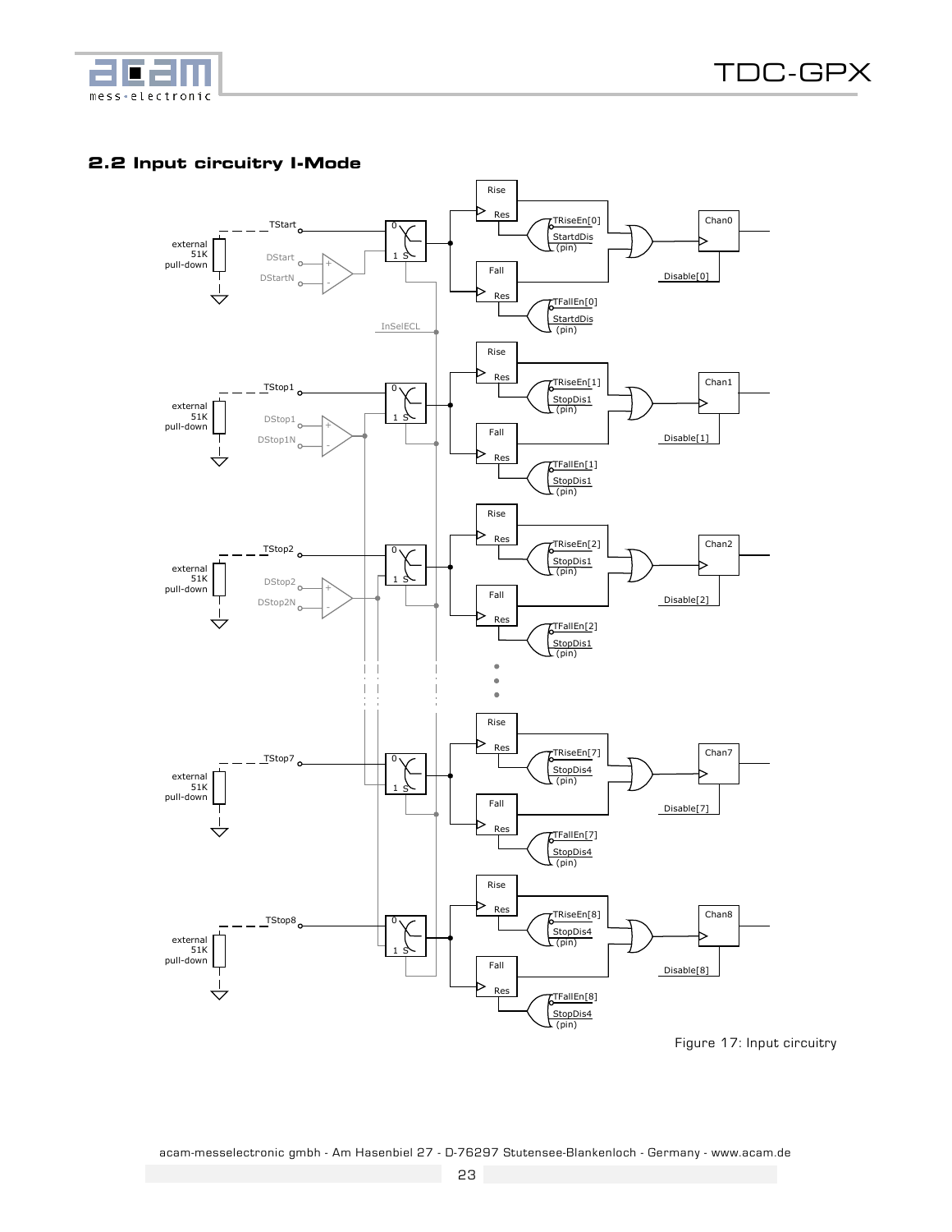## 2.2 Input circuitry I-Mode

Figure 17: Input circuitry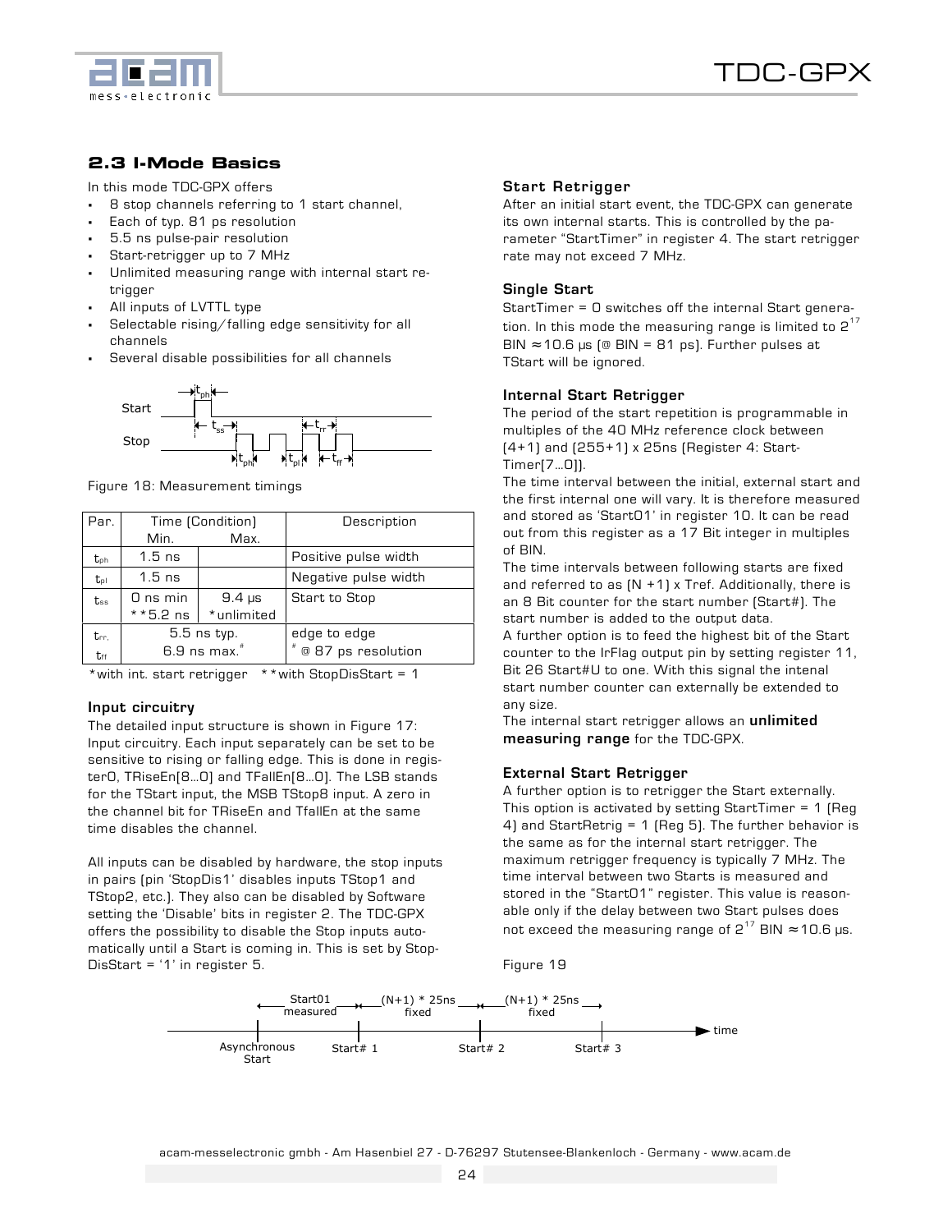## 2.3 I-Mode Basics

In this mode TDC-GPX offers

- 8 stop channels referring to 1 start channel,
- Each of typ. 81 ps resolution
- 5.5 ns pulse-pair resolution
- Start-retrigger up to 7 MHz
- Unlimited measuring range with internal start retrigger
- All inputs of LVTTL type
- Selectable rising/falling edge sensitivity for all channels
- Several disable possibilities for all channels

Figure 18: Measurement timings

| Par. | Time (Condition) Min. | Max. | Description |
|---|---|---|---|
| $t_{ph}$ | 1.5 ns | | Positive pulse width |
| $t_{pl}$ | 1.5 ns | | Negative pulse width |
| $t_{ss}$ | 0 ns min<br>**5.2 ns | 9.4 µs<br>*unlimited | Start to Stop |
| $t_{rr}$, $t_{ff}$ | 5.5 ns typ.<br>6.9 ns max.# | | edge to edge<br># @ 87 ps resolution |

*with int. start retrigger **with StopDisStart = 1

### Input circuitry

The detailed input structure is shown in Figure 17: Input circuitry. Each input separately can be set to be sensitive to rising or falling edge. This is done in register0, TRiseEn[8...0] and TFallEn[8...0]. The LSB stands for the TStart input, the MSB TStop8 input. A zero in the channel bit for TRiseEn and TfallEn at the same time disables the channel.

All inputs can be disabled by hardware, the stop inputs in pairs (pin 'StopDis1' disables inputs TStop1 and TStop2, etc.). They also can be disabled by Software setting the 'Disable' bits in register 2. The TDC-GPX offers the possibility to disable the Stop inputs automatically until a Start is coming in. This is set by StopDisStart = '1' in register 5.

### Start Retrigger

After an initial start event, the TDC-GPX can generate its own internal starts. This is controlled by the parameter "StartTimer" in register 4. The start retrigger rate may not exceed 7 MHz.

### Single Start

StartTimer = 0 switches off the internal Start generation. In this mode the measuring range is limited to $2^{17}$ BIN ≈ 10.6 µs (@ BIN = 81 ps). Further pulses at TStart will be ignored.

### Internal Start Retrigger

The period of the start repetition is programmable in multiples of the 40 MHz reference clock between (4+1) and (255+1) x 25ns (Register 4: StartTimer[7...0]).

The time interval between the initial, external start and the first internal one will vary. It is therefore measured and stored as 'Start01' in register 10. It can be read out from this register as a 17 Bit integer in multiples of BIN.

The time intervals between following starts are fixed and referred to as (N +1) x Tref. Additionally, there is an 8 Bit counter for the start number (Start#). The start number is added to the output data.

A further option is to feed the highest bit of the Start counter to the IrFlag output pin by setting register 11, Bit 26 Start#U to one. With this signal the intenal start number counter can externally be extended to any size.

The internal start retrigger allows an **unlimited measuring range** for the TDC-GPX.

### External Start Retrigger

A further option is to retrigger the Start externally. This option is activated by setting StartTimer = 1 (Reg 4) and StartRetrig = 1 (Reg 5). The further behavior is the same as for the internal start retrigger. The maximum retrigger frequency is typically 7 MHz. The time interval between two Starts is measured and stored in the "Start01" register. This value is reasonable only if the delay between two Start pulses does not exceed the measuring range of $2^{17}$ BIN ≈ 10.6 µs.

Figure 19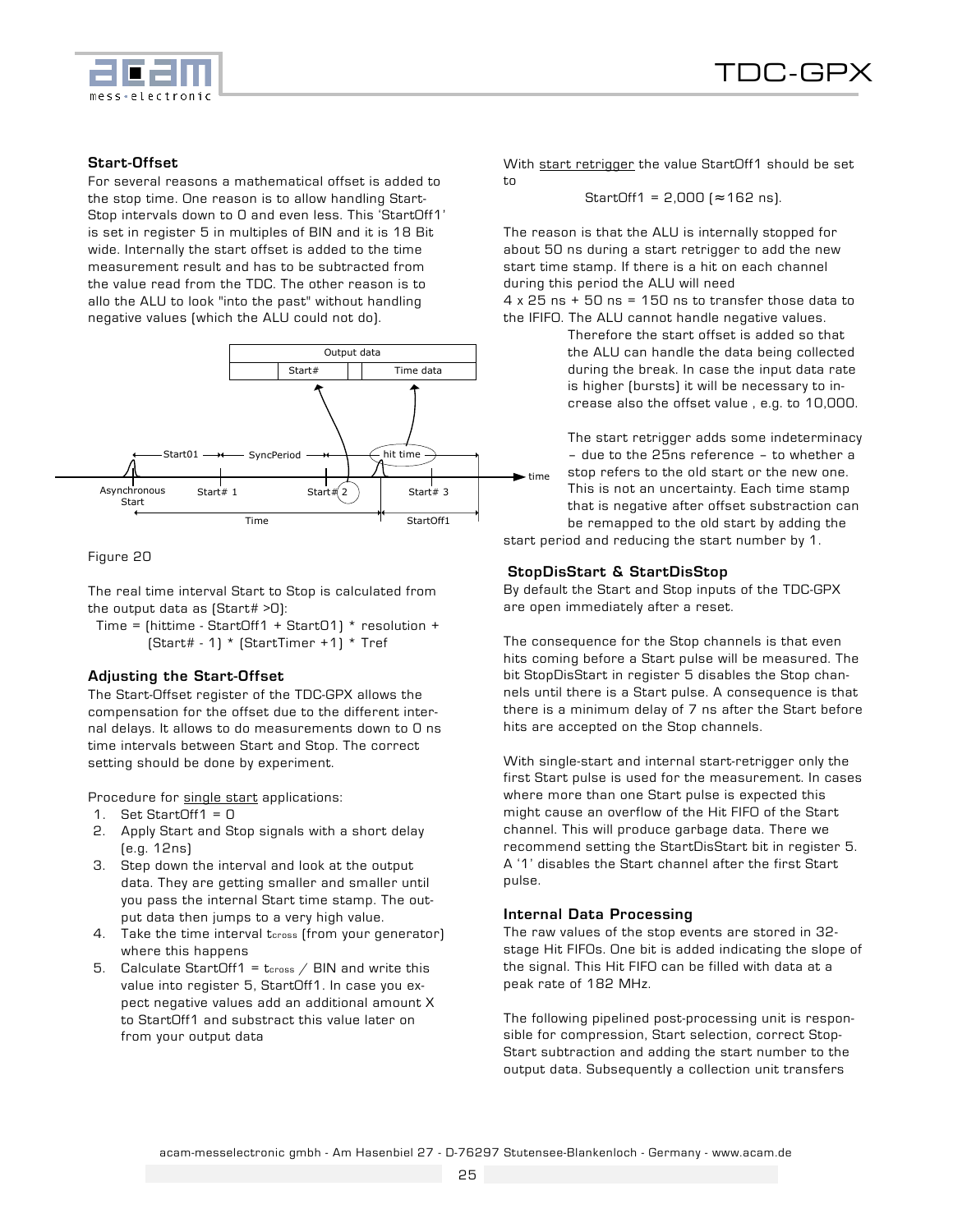### Start-Offset

For several reasons a mathematical offset is added to the stop time. One reason is to allow handling Start-Stop intervals down to 0 and even less. This 'StartOff1' is set in register 5 in multiples of BIN and it is 18 Bit wide. Internally the start offset is added to the time measurement result and has to be subtracted from the value read from the TDC. The other reason is to allo the ALU to look "into the past" without handling negative values (which the ALU could not do).

Figure 20

The real time interval Start to Stop is calculated from the output data as (Start# >0):

Time = (hittime - StartOff1 + Start01) * resolution + (Start# - 1) * (StartTimer +1) * Tref

### Adjusting the Start-Offset

The Start-Offset register of the TDC-GPX allows the compensation for the offset due to the different internal delays. It allows to do measurements down to 0 ns time intervals between Start and Stop. The correct setting should be done by experiment.

Procedure for single start applications:

1. Set StartOff1 = 0
2. Apply Start and Stop signals with a short delay (e.g. 12ns)
3. Step down the interval and look at the output data. They are getting smaller and smaller until you pass the internal Start time stamp. The output data then jumps to a very high value.
4. Take the time interval $t_{cross}$ (from your generator) where this happens
5. Calculate StartOff1 = $t_{cross}$ / BIN and write this value into register 5, StartOff1. In case you expect negative values add an additional amount X to StartOff1 and substract this value later on from your output data

With start retrigger the value StartOff1 should be set to

StartOff1 = 2,000 (≈162 ns).

The reason is that the ALU is internally stopped for about 50 ns during a start retrigger to add the new start time stamp. If there is a hit on each channel during this period the ALU will need 4 x 25 ns + 50 ns = 150 ns to transfer those data to the IFIFO. The ALU cannot handle negative values. Therefore the start offset is added so that the ALU can handle the data being collected during the break. In case the input data rate is higher (bursts) it will be necessary to increase also the offset value , e.g. to 10,000.

The start retrigger adds some indeterminacy – due to the 25ns reference – to whether a stop refers to the old start or the new one. This is not an uncertainty. Each time stamp that is negative after offset substraction can be remapped to the old start by adding the start period and reducing the start number by 1.

### StopDisStart & StartDisStop

By default the Start and Stop inputs of the TDC-GPX are open immediately after a reset.

The consequence for the Stop channels is that even hits coming before a Start pulse will be measured. The bit StopDisStart in register 5 disables the Stop channels until there is a Start pulse. A consequence is that there is a minimum delay of 7 ns after the Start before hits are accepted on the Stop channels.

With single-start and internal start-retrigger only the first Start pulse is used for the measurement. In cases where more than one Start pulse is expected this might cause an overflow of the Hit FIFO of the Start channel. This will produce garbage data. There we recommend setting the StartDisStart bit in register 5. A '1' disables the Start channel after the first Start pulse.

### Internal Data Processing

The raw values of the stop events are stored in 32-stage Hit FIFOs. One bit is added indicating the slope of the signal. This Hit FIFO can be filled with data at a peak rate of 182 MHz.

The following pipelined post-processing unit is responsible for compression, Start selection, correct Stop-Start subtraction and adding the start number to the output data. Subsequently a collection unit transfers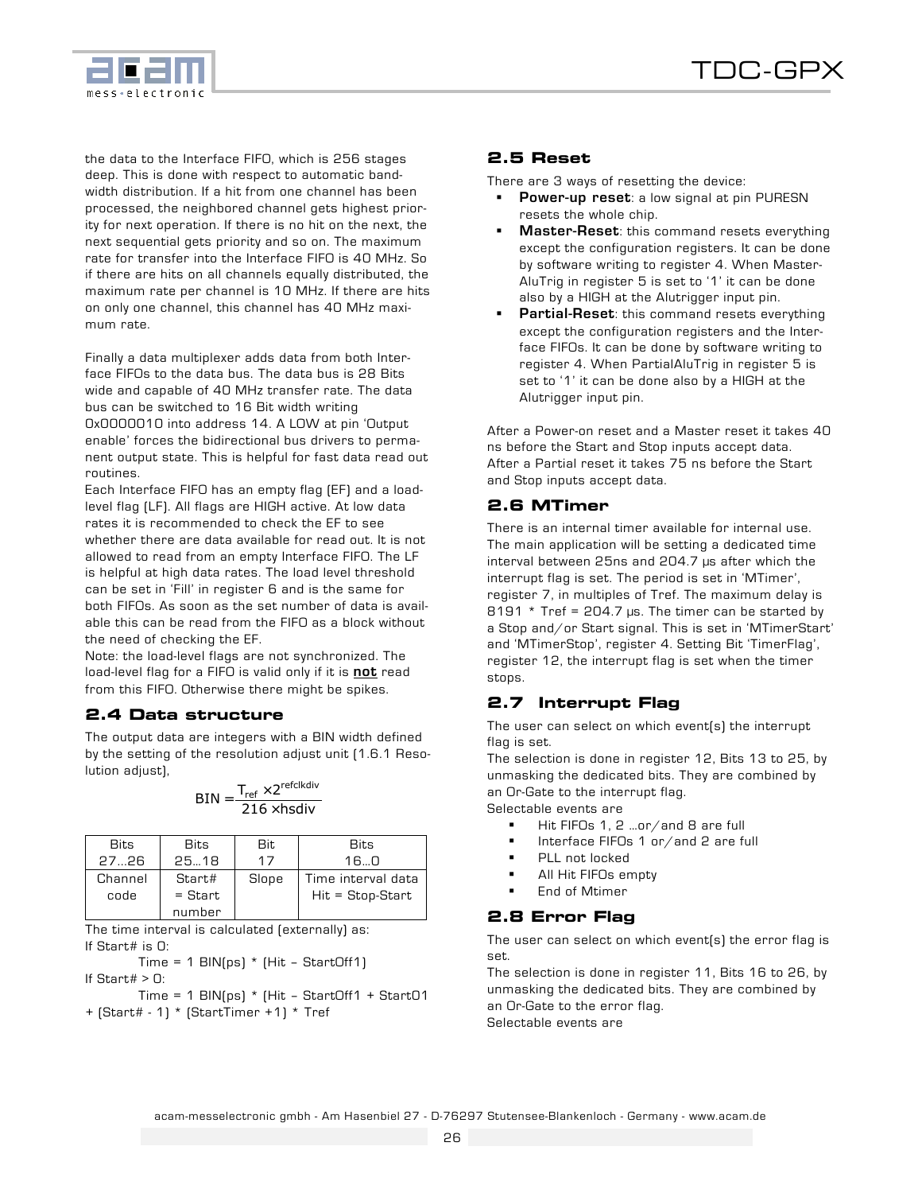the data to the Interface FIFO, which is 256 stages deep. This is done with respect to automatic bandwidth distribution. If a hit from one channel has been processed, the neighbored channel gets highest priority for next operation. If there is no hit on the next, the next sequential gets priority and so on. The maximum rate for transfer into the Interface FIFO is 40 MHz. So if there are hits on all channels equally distributed, the maximum rate per channel is 10 MHz. If there are hits on only one channel, this channel has 40 MHz maximum rate.

Finally a data multiplexer adds data from both Interface FIFOs to the data bus. The data bus is 28 Bits wide and capable of 40 MHz transfer rate. The data bus can be switched to 16 Bit width writing 0x0000010 into address 14. A LOW at pin 'Output enable' forces the bidirectional bus drivers to permanent output state. This is helpful for fast data read out routines.
Each Interface FIFO has an empty flag (EF) and a load-level flag (LF). All flags are HIGH active. At low data rates it is recommended to check the EF to see whether there are data available for read out. It is not allowed to read from an empty Interface FIFO. The LF is helpful at high data rates. The load level threshold can be set in 'Fill' in register 6 and is the same for both FIFOs. As soon as the set number of data is available this can be read from the FIFO as a block without the need of checking the EF.
Note: the load-level flags are not synchronized. The load-level flag for a FIFO is valid only if it is **not** read from this FIFO. Otherwise there might be spikes.

## 2.4 Data structure

The output data are integers with a BIN width defined by the setting of the resolution adjust unit (1.6.1 Resolution adjust),

$$BIN = \frac{T_{ref} \times 2^{refclkdiv}}{216 \times hsdiv}$$

| Bits 27...26 | Bits 25...18 | Bit 17 | Bits 16...0 |
|---|---|---|---|
| Channel code | Start# = Start number | Slope | Time interval data Hit = Stop-Start |

The time interval is calculated (externally) as:
If Start# is 0:

Time = 1 BIN(ps) * (Hit – StartOff1)

If Start# > 0:

Time = 1 BIN(ps) * (Hit – StartOff1 + Start01 + (Start# - 1) * (StartTimer +1) * Tref

## 2.5 Reset

There are 3 ways of resetting the device:

- **Power-up reset**: a low signal at pin PURESN resets the whole chip.
- **Master-Reset**: this command resets everything except the configuration registers. It can be done by software writing to register 4. When MasterAluTrig in register 5 is set to '1' it can be done also by a HIGH at the Alutrigger input pin.
- **Partial-Reset**: this command resets everything except the configuration registers and the Interface FIFOs. It can be done by software writing to register 4. When PartialAluTrig in register 5 is set to '1' it can be done also by a HIGH at the Alutrigger input pin.

After a Power-on reset and a Master reset it takes 40 ns before the Start and Stop inputs accept data.
After a Partial reset it takes 75 ns before the Start and Stop inputs accept data.

## 2.6 MTimer

There is an internal timer available for internal use. The main application will be setting a dedicated time interval between 25ns and 204.7 µs after which the interrupt flag is set. The period is set in 'MTimer', register 7, in multiples of Tref. The maximum delay is 8191 * Tref = 204.7 µs. The timer can be started by a Stop and/or Start signal. This is set in 'MTimerStart' and 'MTimerStop', register 4. Setting Bit 'TimerFlag', register 12, the interrupt flag is set when the timer stops.

## 2.7 Interrupt Flag

The user can select on which event(s) the interrupt flag is set.
The selection is done in register 12, Bits 13 to 25, by unmasking the dedicated bits. They are combined by an Or-Gate to the interrupt flag.
Selectable events are

- Hit FIFOs 1, 2 ...or/and 8 are full
- Interface FIFOs 1 or/and 2 are full
- PLL not locked
- All Hit FIFOs empty
- End of Mtimer

## 2.8 Error Flag

The user can select on which event(s) the error flag is set.
The selection is done in register 11, Bits 16 to 26, by unmasking the dedicated bits. They are combined by an Or-Gate to the error flag.
Selectable events are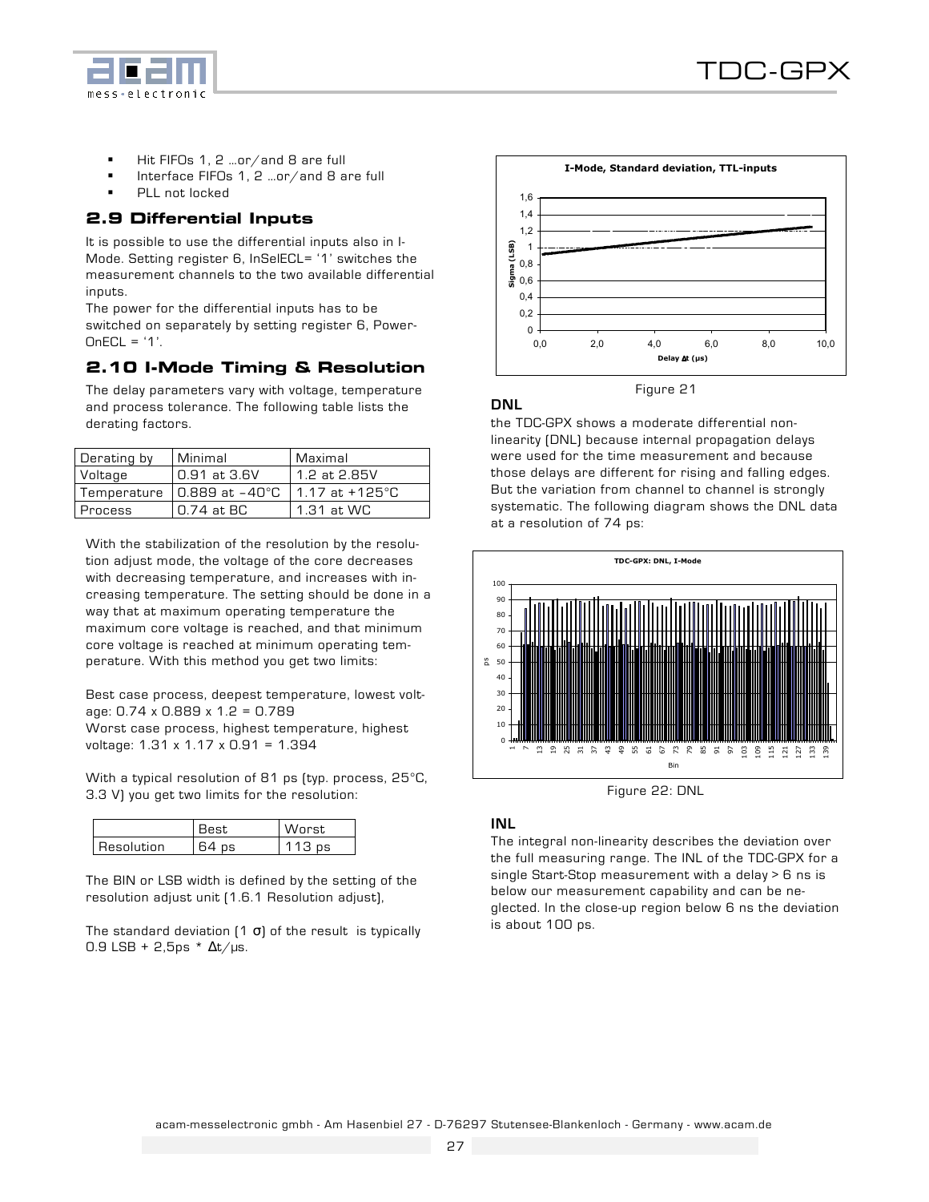- Hit FIFOs 1, 2 …or/and 8 are full
- Interface FIFOs 1, 2 …or/and 8 are full
- PLL not locked

## 2.9 Differential Inputs

It is possible to use the differential inputs also in I-Mode. Setting register 6, InSelECL= '1' switches the measurement channels to the two available differential inputs.
The power for the differential inputs has to be switched on separately by setting register 6, PowerOnECL = '1'.

## 2.10 I-Mode Timing & Resolution

The delay parameters vary with voltage, temperature and process tolerance. The following table lists the derating factors.

| Derating by | Minimal | Maximal |
|---|---|---|
| Voltage | 0.91 at 3.6V | 1.2 at 2.85V |
| Temperature | 0.889 at –40°C | 1.17 at +125°C |
| Process | 0.74 at BC | 1.31 at WC |

With the stabilization of the resolution by the resolution adjust mode, the voltage of the core decreases with decreasing temperature, and increases with increasing temperature. The setting should be done in a way that at maximum operating temperature the maximum core voltage is reached, and that minimum core voltage is reached at minimum operating temperature. With this method you get two limits:

Best case process, deepest temperature, lowest voltage: 0.74 x 0.889 x 1.2 = 0.789
Worst case process, highest temperature, highest voltage: 1.31 x 1.17 x 0.91 = 1.394

With a typical resolution of 81 ps (typ. process, 25°C, 3.3 V) you get two limits for the resolution:

| | Best | Worst |
|---|---|---|
| Resolution | 64 ps | 113 ps |

The BIN or LSB width is defined by the setting of the resolution adjust unit (1.6.1 Resolution adjust),

The standard deviation (1 σ) of the result is typically 0.9 LSB + 2,5ps * Δt/µs.

Figure 21

### DNL

the TDC-GPX shows a moderate differential non-linearity (DNL) because internal propagation delays were used for the time measurement and because those delays are different for rising and falling edges. But the variation from channel to channel is strongly systematic. The following diagram shows the DNL data at a resolution of 74 ps:

Figure 22: DNL

### INL

The integral non-linearity describes the deviation over the full measuring range. The INL of the TDC-GPX for a single Start-Stop measurement with a delay > 6 ns is below our measurement capability and can be neglected. In the close-up region below 6 ns the deviation is about 100 ps.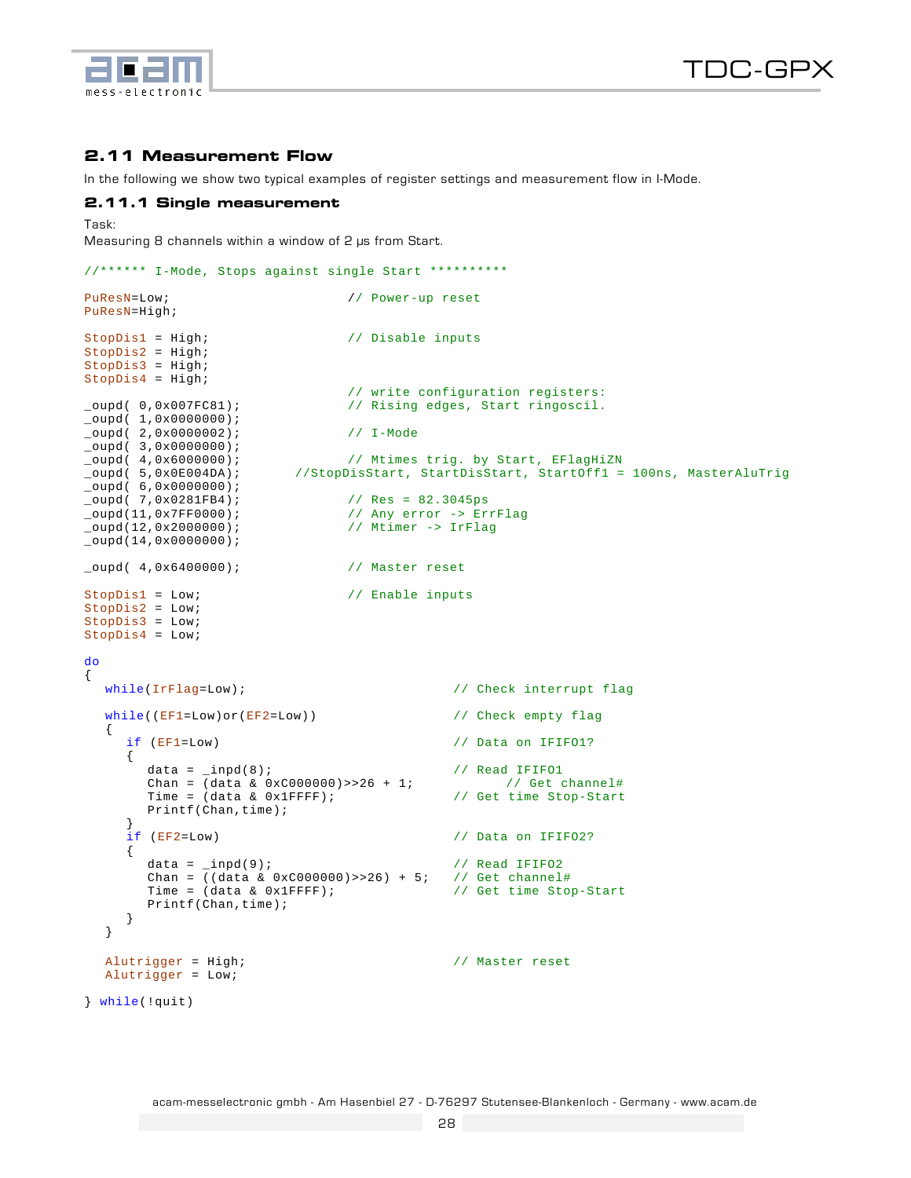## 2.11 Measurement Flow

In the following we show two typical examples of register settings and measurement flow in I-Mode.

### 2.11.1 Single measurement

Task:
Measuring 8 channels within a window of 2 µs from Start.

```
//****** I-Mode, Stops against single Start **********

PuResN=Low;                     // Power-up reset
PuResN=High;

StopDis1 = High;                // Disable inputs
StopDis2 = High;
StopDis3 = High;
StopDis4 = High;
                                // write configuration registers:
_oupd( 0,0x007FC81);            // Rising edges, Start ringoscil.
_oupd( 1,0x0000000);
_oupd( 2,0x0000002);            // I-Mode
_oupd( 3,0x0000000);
_oupd( 4,0x6000000);            // Mtimes trig. by Start, EFlagHiZN
_oupd( 5,0x0E004DA);       //StopDisStart, StartDisStart, StartOff1 = 100ns, MasterAluTrig
_oupd( 6,0x0000000);
_oupd( 7,0x0281FB4);            // Res = 82.3045ps
_oupd(11,0x7FF0000);            // Any error -> ErrFlag
_oupd(12,0x2000000);            // Mtimer -> IrFlag
_oupd(14,0x0000000);

_oupd( 4,0x6400000);            // Master reset

StopDis1 = Low;                 // Enable inputs
StopDis2 = Low;
StopDis3 = Low;
StopDis4 = Low;

do
{
  while(IrFlag=Low);                          // Check interrupt flag

  while((EF1=Low)or(EF2=Low))                 // Check empty flag
  {
    if (EF1=Low)                              // Data on IFIFO1?
    {
      data = _inpd(8);                        // Read IFIFO1
      Chan = (data & 0xC000000)>>26 + 1;              // Get channel#
      Time = (data & 0x1FFFF);                // Get time Stop-Start
      Printf(Chan,time);
    }
    if (EF2=Low)                              // Data on IFIFO2?
    {
      data = _inpd(9);                        // Read IFIFO2
      Chan = ((data & 0xC000000)>>26) + 5;    // Get channel#
      Time = (data & 0x1FFFF);                // Get time Stop-Start
      Printf(Chan,time);
    }
  }

  Alutrigger = High;                          // Master reset
  Alutrigger = Low;

} while(!quit)
```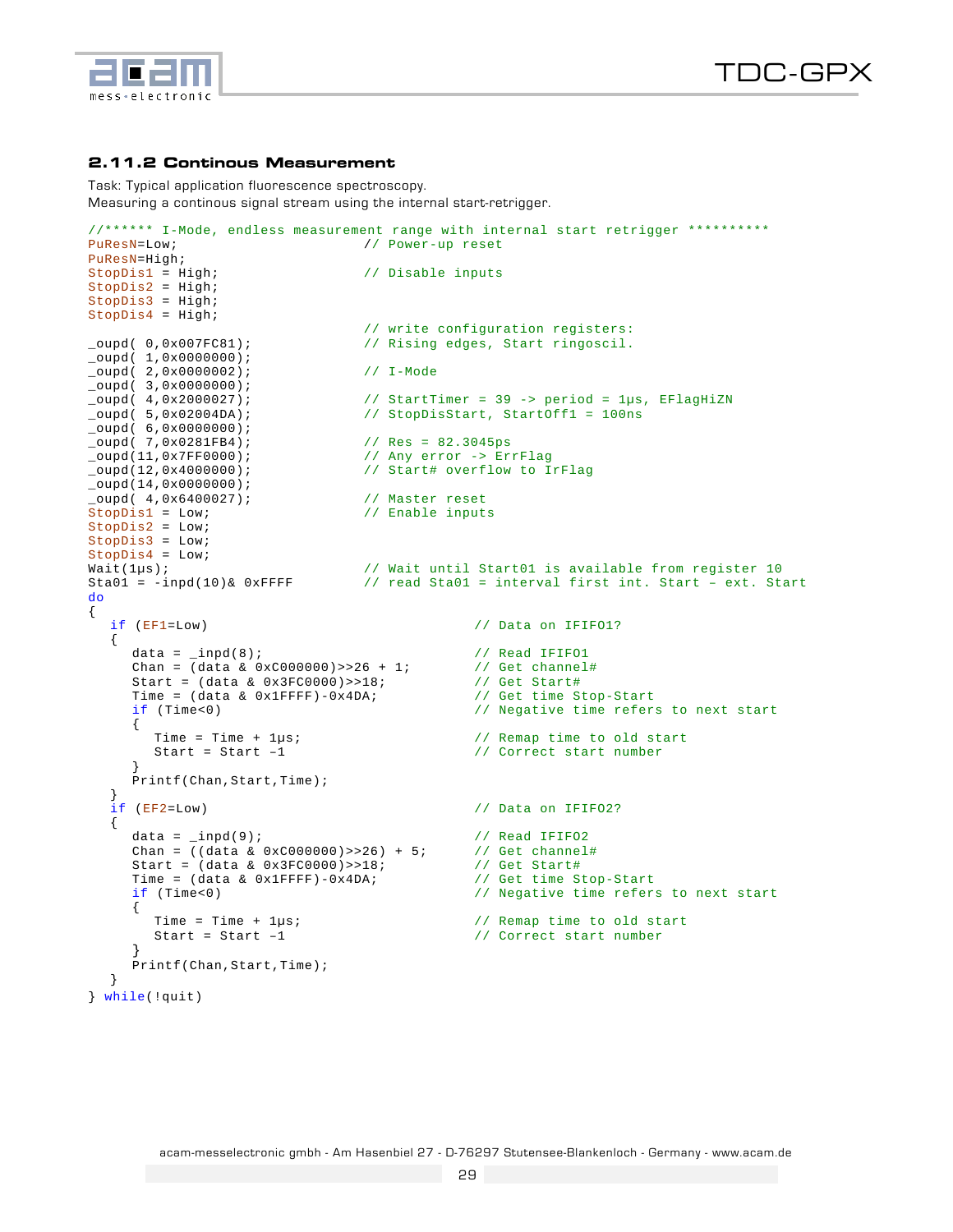### 2.11.2 Continous Measurement

Task: Typical application fluorescence spectroscopy.
Measuring a continous signal stream using the internal start-retrigger.

```
//****** I-Mode, endless measurement range with internal start retrigger **********
PuResN=Low;                       // Power-up reset
PuResN=High;
StopDis1 = High;                  // Disable inputs
StopDis2 = High;
StopDis3 = High;
StopDis4 = High;
                                  // write configuration registers:
_oupd( 0,0x007FC81);              // Rising edges, Start ringoscil.
_oupd( 1,0x0000000);
_oupd( 2,0x0000002);              // I-Mode
_oupd( 3,0x0000000);
_oupd( 4,0x2000027);              // StartTimer = 39 -> period = 1µs, EFlagHiZN
_oupd( 5,0x02004DA);              // StopDisStart, StartOff1 = 100ns
_oupd( 6,0x0000000);
_oupd( 7,0x0281FB4);              // Res = 82.3045ps
_oupd(11,0x7FF0000);              // Any error -> ErrFlag
_oupd(12,0x4000000);              // Start# overflow to IrFlag
_oupd(14,0x0000000);
_oupd( 4,0x6400027);              // Master reset
StopDis1 = Low;                   // Enable inputs
StopDis2 = Low;
StopDis3 = Low;
StopDis4 = Low;
Wait(1µs);                        // Wait until Start01 is available from register 10
Sta01 = -inpd(10)& 0xFFFF         // read Sta01 = interval first int. Start – ext. Start
do
{
   if (EF1=Low)                             // Data on IFIFO1?
   {
      data = _inpd(8);                      // Read IFIFO1
      Chan = (data & 0xC000000)>>26 + 1;    // Get channel#
      Start = (data & 0x3FC0000)>>18;       // Get Start#
      Time = (data & 0x1FFFF)-0x4DA;        // Get time Stop-Start
      if (Time<0)                           // Negative time refers to next start
      {
         Time = Time + 1µs;                 // Remap time to old start
         Start = Start –1                   // Correct start number
      }
      Printf(Chan,Start,Time);
   }
   if (EF2=Low)                             // Data on IFIFO2?
   {
      data = _inpd(9);                      // Read IFIFO2
      Chan = ((data & 0xC000000)>>26) + 5;  // Get channel#
      Start = (data & 0x3FC0000)>>18;       // Get Start#
      Time = (data & 0x1FFFF)-0x4DA;        // Get time Stop-Start
      if (Time<0)                           // Negative time refers to next start
      {
         Time = Time + 1µs;                 // Remap time to old start
         Start = Start –1                   // Correct start number
      }
      Printf(Chan,Start,Time);
   }
} while(!quit)
```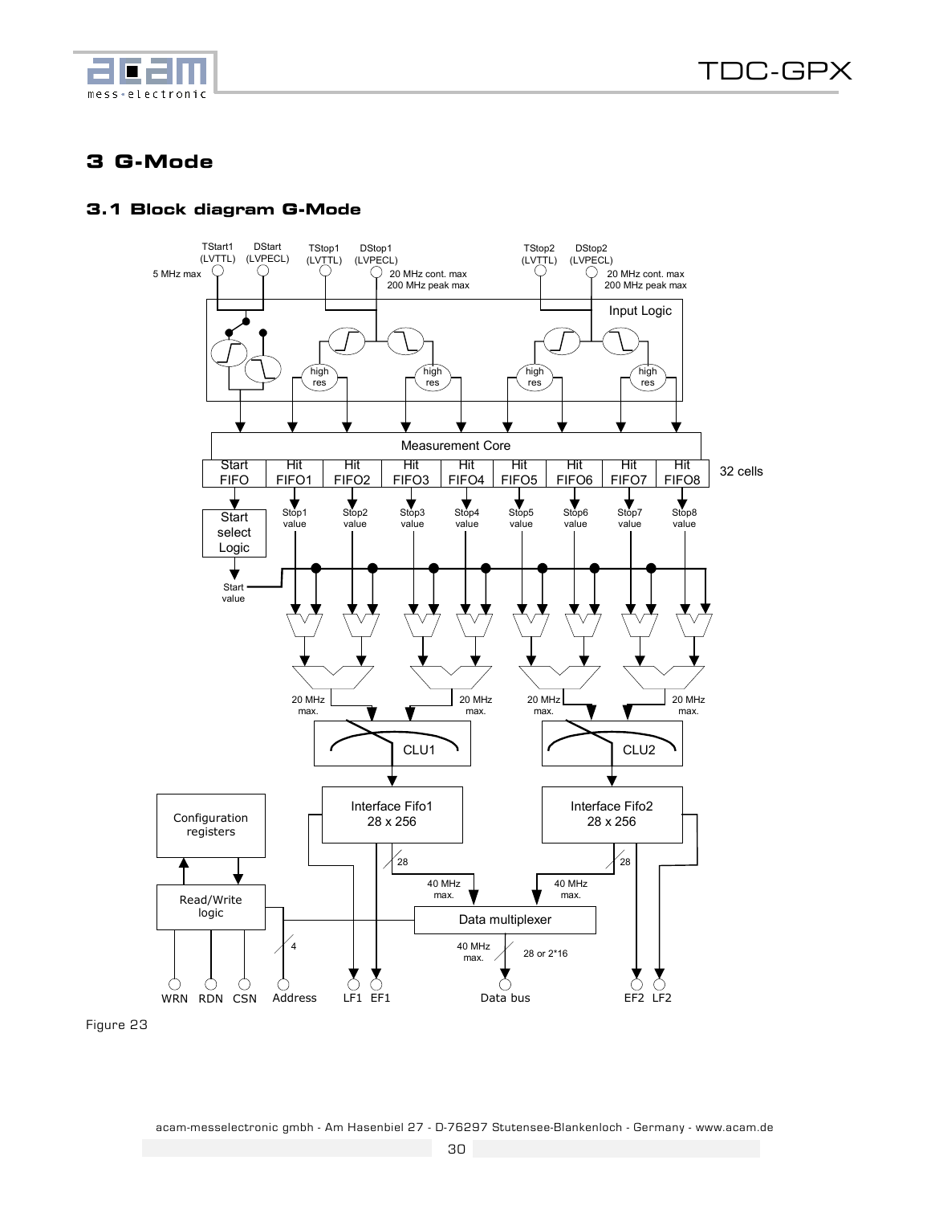# 3 G-Mode

## 3.1 Block diagram G-Mode

Figure 23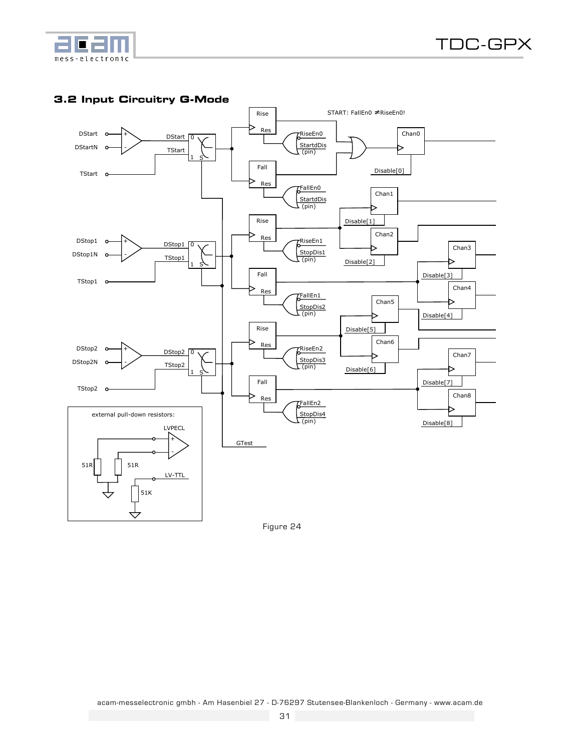## 3.2 Input Circuitry G-Mode

Figure 24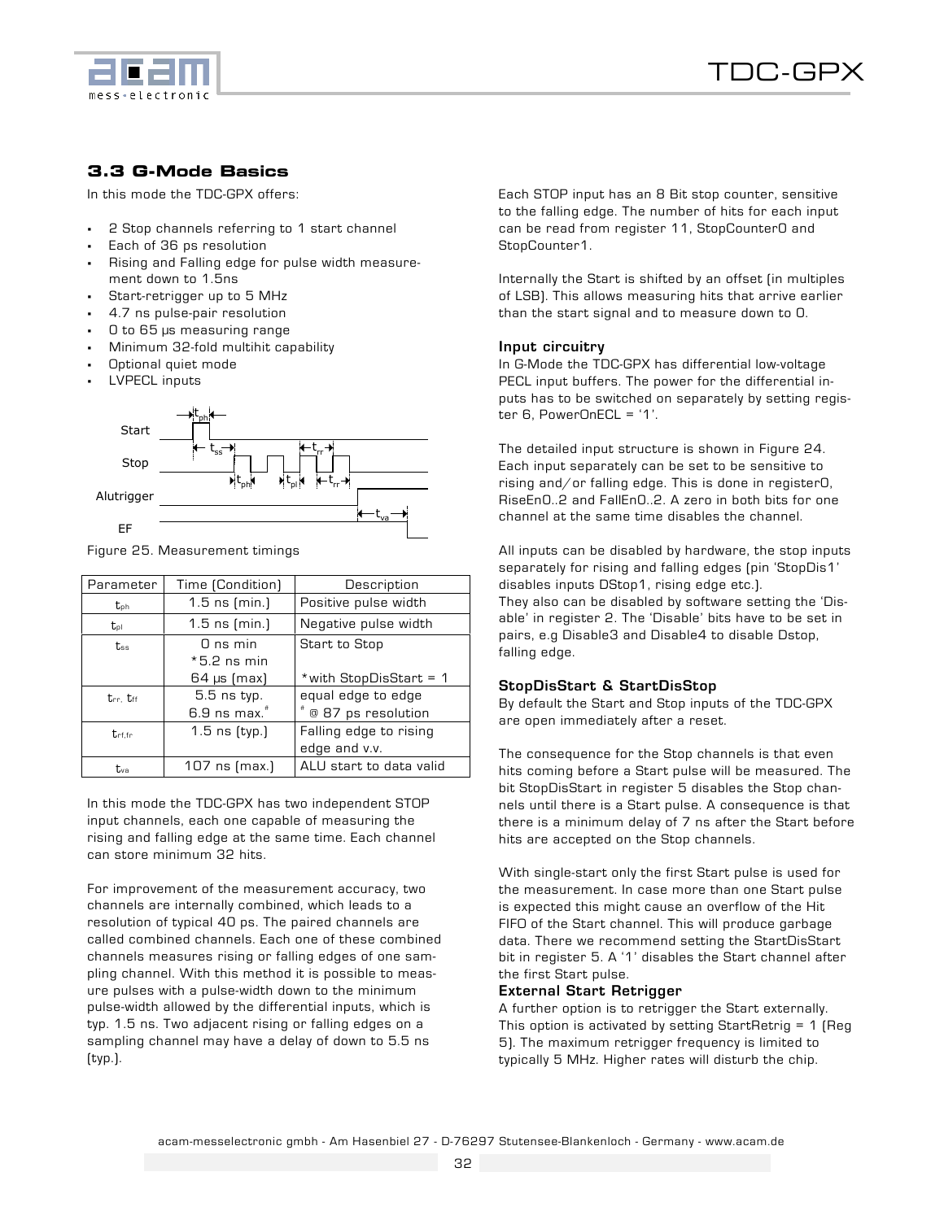## 3.3 G-Mode Basics

In this mode the TDC-GPX offers:

- 2 Stop channels referring to 1 start channel
- Each of 36 ps resolution
- Rising and Falling edge for pulse width measurement down to 1.5ns
- Start-retrigger up to 5 MHz
- 4.7 ns pulse-pair resolution
- 0 to 65 µs measuring range
- Minimum 32-fold multihit capability
- Optional quiet mode
- LVPECL inputs

Figure 25. Measurement timings

| Parameter | Time (Condition) | Description |
|---|---|---|
| $t_{ph}$ | 1.5 ns (min.) | Positive pulse width |
| $t_{pl}$ | 1.5 ns (min.) | Negative pulse width |
| $t_{ss}$ | 0 ns min<br>*5.2 ns min<br>64 µs (max) | Start to Stop<br><br>*with StopDisStart = 1 |
| $t_{rr}$, $t_{ff}$ | 5.5 ns typ.<br>6.9 ns max.[#] | equal edge to edge<br>[#] @ 87 ps resolution |
| $t_{rf,fr}$ | 1.5 ns (typ.) | Falling edge to rising edge and v.v. |
| $t_{va}$ | 107 ns (max.) | ALU start to data valid |

In this mode the TDC-GPX has two independent STOP input channels, each one capable of measuring the rising and falling edge at the same time. Each channel can store minimum 32 hits.

For improvement of the measurement accuracy, two channels are internally combined, which leads to a resolution of typical 40 ps. The paired channels are called combined channels. Each one of these combined channels measures rising or falling edges of one sampling channel. With this method it is possible to measure pulses with a pulse-width down to the minimum pulse-width allowed by the differential inputs, which is typ. 1.5 ns. Two adjacent rising or falling edges on a sampling channel may have a delay of down to 5.5 ns (typ.).

Each STOP input has an 8 Bit stop counter, sensitive to the falling edge. The number of hits for each input can be read from register 11, StopCounter0 and StopCounter1.

Internally the Start is shifted by an offset (in multiples of LSB). This allows measuring hits that arrive earlier than the start signal and to measure down to 0.

### Input circuitry

In G-Mode the TDC-GPX has differential low-voltage PECL input buffers. The power for the differential inputs has to be switched on separately by setting register 6, PowerOnECL = '1'.

The detailed input structure is shown in Figure 24. Each input separately can be set to be sensitive to rising and/or falling edge. This is done in register0, RiseEn0..2 and FallEn0..2. A zero in both bits for one channel at the same time disables the channel.

All inputs can be disabled by hardware, the stop inputs separately for rising and falling edges (pin 'StopDis1' disables inputs DStop1, rising edge etc.).
They also can be disabled by software setting the 'Disable' in register 2. The 'Disable' bits have to be set in pairs, e.g Disable3 and Disable4 to disable Dstop, falling edge.

### StopDisStart & StartDisStop

By default the Start and Stop inputs of the TDC-GPX are open immediately after a reset.

The consequence for the Stop channels is that even hits coming before a Start pulse will be measured. The bit StopDisStart in register 5 disables the Stop channels until there is a Start pulse. A consequence is that there is a minimum delay of 7 ns after the Start before hits are accepted on the Stop channels.

With single-start only the first Start pulse is used for the measurement. In case more than one Start pulse is expected this might cause an overflow of the Hit FIFO of the Start channel. This will produce garbage data. There we recommend setting the StartDisStart bit in register 5. A '1' disables the Start channel after the first Start pulse.

### External Start Retrigger

A further option is to retrigger the Start externally. This option is activated by setting StartRetrig = 1 (Reg 5). The maximum retrigger frequency is limited to typically 5 MHz. Higher rates will disturb the chip.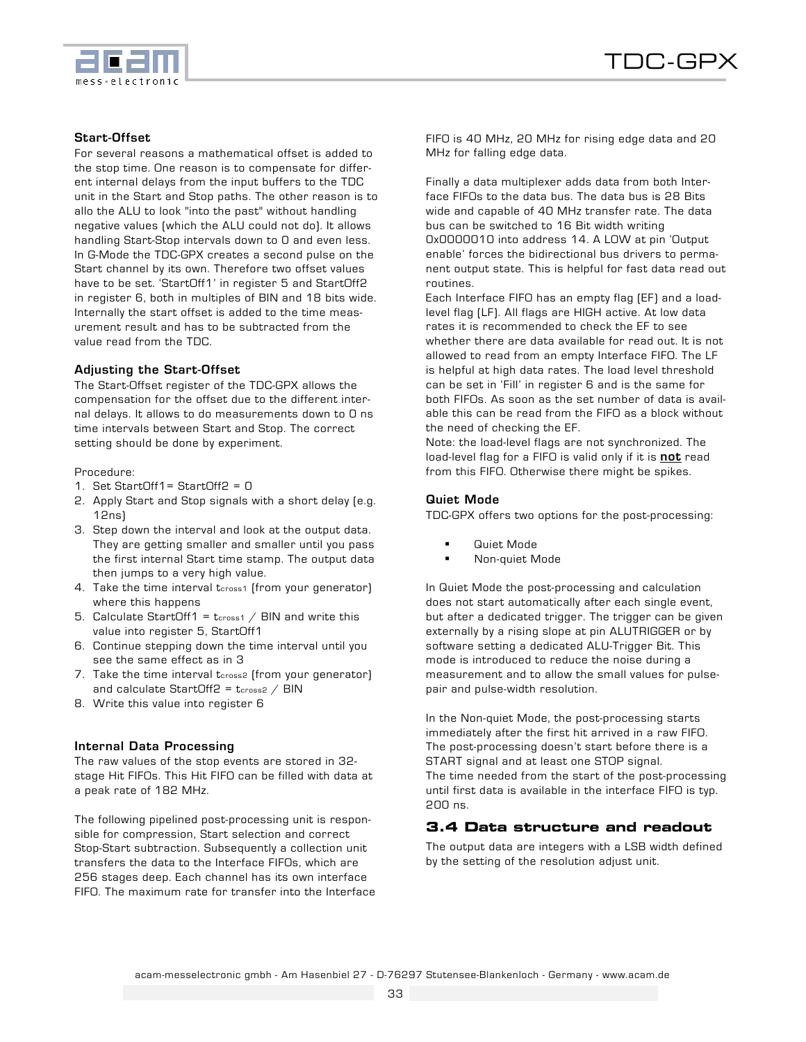**Start-Offset**

For several reasons a mathematical offset is added to the stop time. One reason is to compensate for different internal delays from the input buffers to the TDC unit in the Start and Stop paths. The other reason is to allo the ALU to look "into the past" without handling negative values (which the ALU could not do). It allows handling Start-Stop intervals down to 0 and even less. In G-Mode the TDC-GPX creates a second pulse on the Start channel by its own. Therefore two offset values have to be set. 'StartOff1' in register 5 and StartOff2 in register 6, both in multiples of BIN and 18 bits wide. Internally the start offset is added to the time measurement result and has to be subtracted from the value read from the TDC.

### Adjusting the Start-Offset

The Start-Offset register of the TDC-GPX allows the compensation for the offset due to the different internal delays. It allows to do measurements down to 0 ns time intervals between Start and Stop. The correct setting should be done by experiment.

Procedure:

1. Set StartOff1= StartOff2 = 0
2. Apply Start and Stop signals with a short delay (e.g. 12ns)
3. Step down the interval and look at the output data. They are getting smaller and smaller until you pass the first internal Start time stamp. The output data then jumps to a very high value.
4. Take the time interval $t_{cross1}$ (from your generator) where this happens
5. Calculate StartOff1 = $t_{cross1}$ / BIN and write this value into register 5, StartOff1
6. Continue stepping down the time interval until you see the same effect as in 3
7. Take the time interval $t_{cross2}$ (from your generator) and calculate StartOff2 = $t_{cross2}$ / BIN
8. Write this value into register 6

### Internal Data Processing

The raw values of the stop events are stored in 32-stage Hit FIFOs. This Hit FIFO can be filled with data at a peak rate of 182 MHz.

The following pipelined post-processing unit is responsible for compression, Start selection and correct Stop-Start subtraction. Subsequently a collection unit transfers the data to the Interface FIFOs, which are 256 stages deep. Each channel has its own interface FIFO. The maximum rate for transfer into the Interface FIFO is 40 MHz, 20 MHz for rising edge data and 20 MHz for falling edge data.

Finally a data multiplexer adds data from both Interface FIFOs to the data bus. The data bus is 28 Bits wide and capable of 40 MHz transfer rate. The data bus can be switched to 16 Bit width writing 0x0000010 into address 14. A LOW at pin 'Output enable' forces the bidirectional bus drivers to permanent output state. This is helpful for fast data read out routines.

Each Interface FIFO has an empty flag (EF) and a load-level flag (LF). All flags are HIGH active. At low data rates it is recommended to check the EF to see whether there are data available for read out. It is not allowed to read from an empty Interface FIFO. The LF is helpful at high data rates. The load level threshold can be set in 'Fill' in register 6 and is the same for both FIFOs. As soon as the set number of data is available this can be read from the FIFO as a block without the need of checking the EF.

Note: the load-level flags are not synchronized. The load-level flag for a FIFO is valid only if it is **not** read from this FIFO. Otherwise there might be spikes.

### Quiet Mode

TDC-GPX offers two options for the post-processing:

- Quiet Mode
- Non-quiet Mode

In Quiet Mode the post-processing and calculation does not start automatically after each single event, but after a dedicated trigger. The trigger can be given externally by a rising slope at pin ALUTRIGGER or by software setting a dedicated ALU-Trigger Bit. This mode is introduced to reduce the noise during a measurement and to allow the small values for pulse-pair and pulse-width resolution.

In the Non-quiet Mode, the post-processing starts immediately after the first hit arrived in a raw FIFO. The post-processing doesn't start before there is a START signal and at least one STOP signal.

The time needed from the start of the post-processing until first data is available in the interface FIFO is typ. 200 ns.

## 3.4 Data structure and readout

The output data are integers with a LSB width defined by the setting of the resolution adjust unit.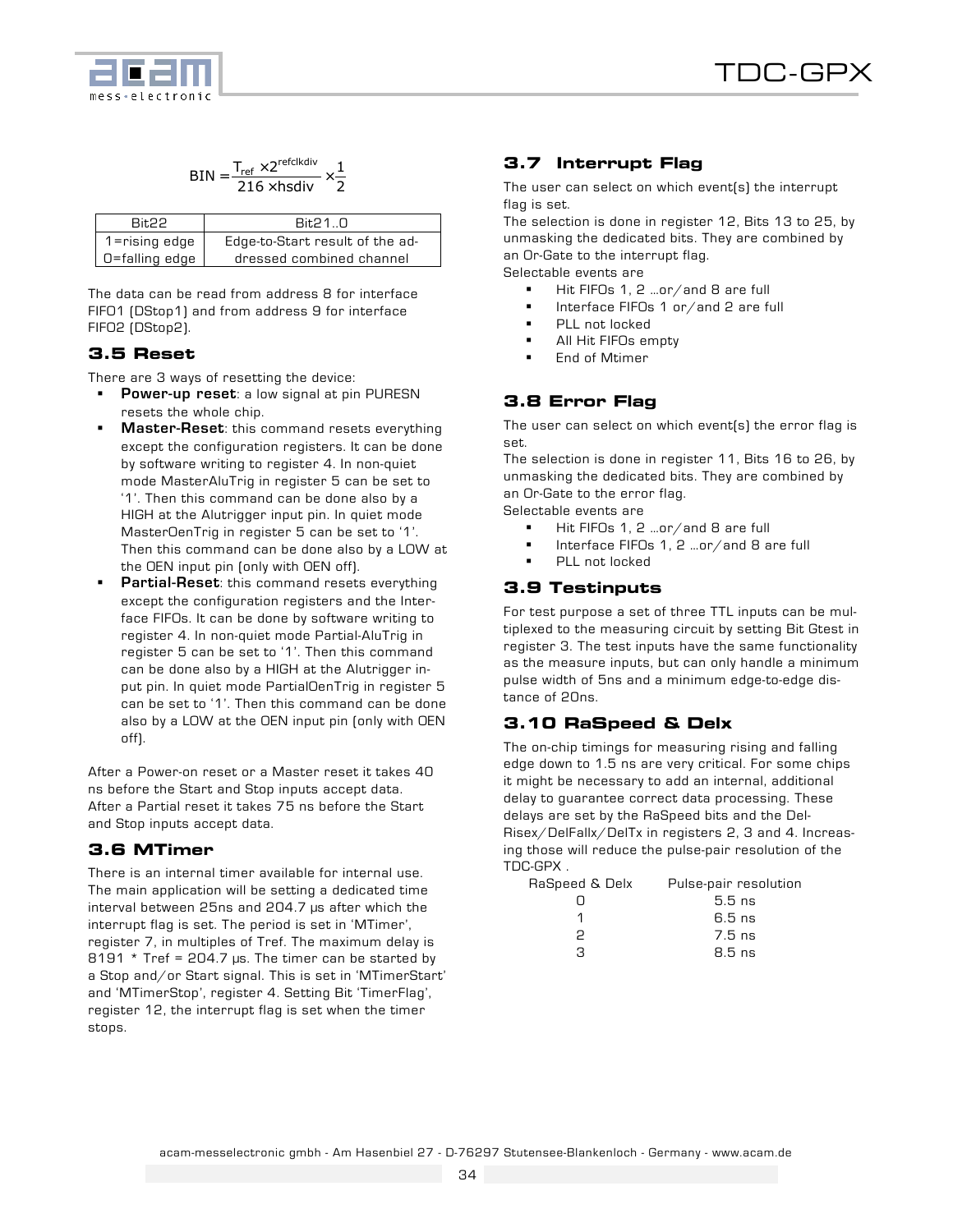$$BIN = \frac{T_{ref} \times 2^{refclkdiv}}{216 \times hsdiv} \times \frac{1}{2}$$

| Bit22 | Bit21..0 |
|---|---|
| 1=rising edge<br>0=falling edge | Edge-to-Start result of the addressed combined channel |

The data can be read from address 8 for interface FIFO1 (DStop1) and from address 9 for interface FIFO2 (DStop2).

## 3.5 Reset

There are 3 ways of resetting the device:

- **Power-up reset**: a low signal at pin PURESN resets the whole chip.
- **Master-Reset**: this command resets everything except the configuration registers. It can be done by software writing to register 4. In non-quiet mode MasterAluTrig in register 5 can be set to '1'. Then this command can be done also by a HIGH at the Alutrigger input pin. In quiet mode MasterOenTrig in register 5 can be set to '1'. Then this command can be done also by a LOW at the OEN input pin (only with OEN off).
- **Partial-Reset**: this command resets everything except the configuration registers and the Interface FIFOs. It can be done by software writing to register 4. In non-quiet mode Partial-AluTrig in register 5 can be set to '1'. Then this command can be done also by a HIGH at the Alutrigger input pin. In quiet mode PartialOenTrig in register 5 can be set to '1'. Then this command can be done also by a LOW at the OEN input pin (only with OEN off).

After a Power-on reset or a Master reset it takes 40 ns before the Start and Stop inputs accept data. After a Partial reset it takes 75 ns before the Start and Stop inputs accept data.

## 3.6 MTimer

There is an internal timer available for internal use. The main application will be setting a dedicated time interval between 25ns and 204.7 µs after which the interrupt flag is set. The period is set in 'MTimer', register 7, in multiples of Tref. The maximum delay is 8191 * Tref = 204.7 µs. The timer can be started by a Stop and/or Start signal. This is set in 'MTimerStart' and 'MTimerStop', register 4. Setting Bit 'TimerFlag', register 12, the interrupt flag is set when the timer stops.

## 3.7 Interrupt Flag

The user can select on which event(s) the interrupt flag is set.
The selection is done in register 12, Bits 13 to 25, by unmasking the dedicated bits. They are combined by an Or-Gate to the interrupt flag.
Selectable events are

- Hit FIFOs 1, 2 …or/and 8 are full
- Interface FIFOs 1 or/and 2 are full
- PLL not locked
- All Hit FIFOs empty
- End of Mtimer

## 3.8 Error Flag

The user can select on which event(s) the error flag is set.
The selection is done in register 11, Bits 16 to 26, by unmasking the dedicated bits. They are combined by an Or-Gate to the error flag.
Selectable events are

- Hit FIFOs 1, 2 …or/and 8 are full
- Interface FIFOs 1, 2 …or/and 8 are full
- PLL not locked

## 3.9 Testinputs

For test purpose a set of three TTL inputs can be multiplexed to the measuring circuit by setting Bit Gtest in register 3. The test inputs have the same functionality as the measure inputs, but can only handle a minimum pulse width of 5ns and a minimum edge-to-edge distance of 20ns.

## 3.10 RaSpeed & Delx

The on-chip timings for measuring rising and falling edge down to 1.5 ns are very critical. For some chips it might be necessary to add an internal, additional delay to guarantee correct data processing. These delays are set by the RaSpeed bits and the DelRisex/DelFallx/DelTx in registers 2, 3 and 4. Increasing those will reduce the pulse-pair resolution of the TDC-GPX .

| RaSpeed & DelX | Pulse-pair resolution |
|---|---|
| 0 | 5.5 ns |
| 1 | 6.5 ns |
| 2 | 7.5 ns |
| 3 | 8.5 ns |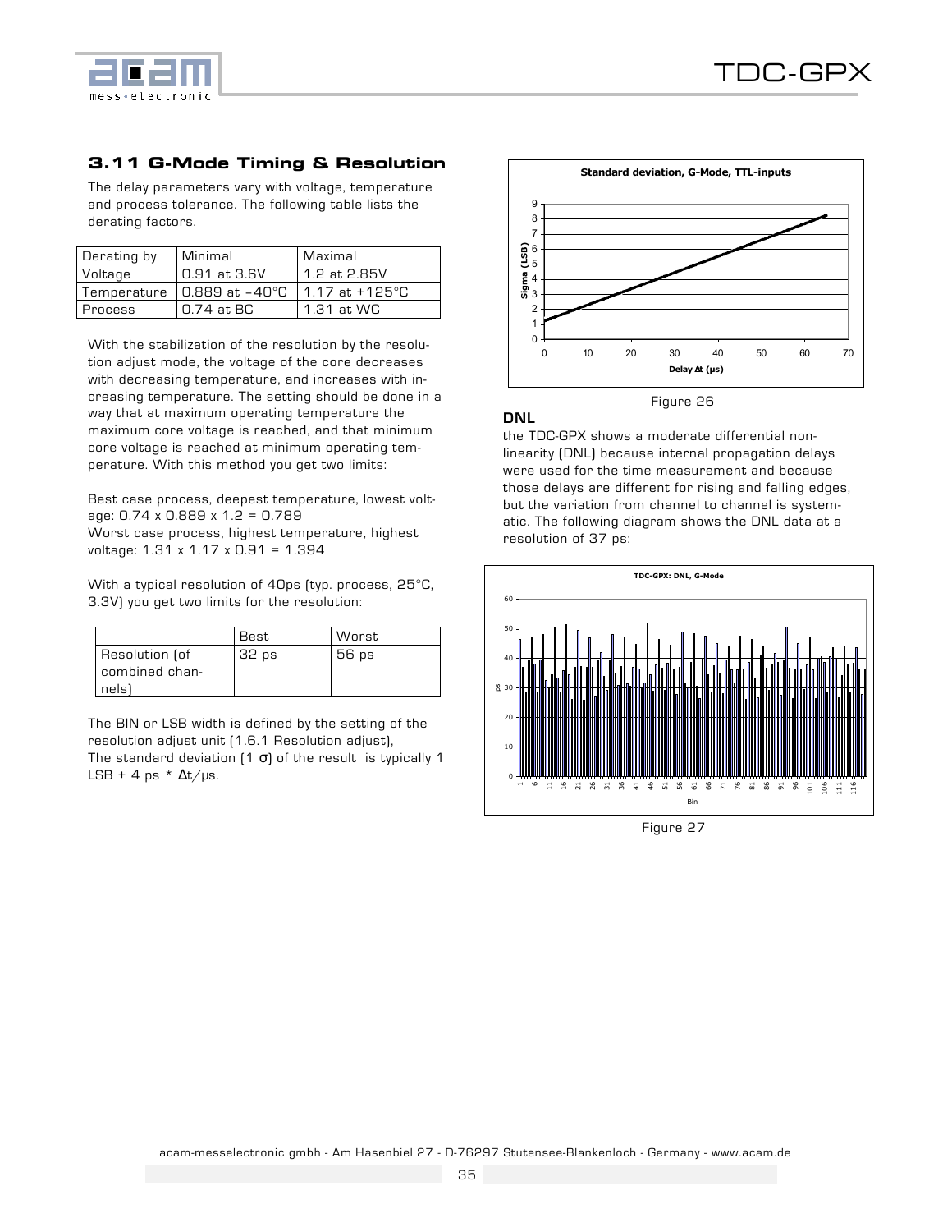## 3.11 G-Mode Timing & Resolution

The delay parameters vary with voltage, temperature and process tolerance. The following table lists the derating factors.

| Derating by | Minimal | Maximal |
|---|---|---|
| Voltage | 0.91 at 3.6V | 1.2 at 2.85V |
| Temperature | 0.889 at -40°C | 1.17 at +125°C |
| Process | 0.74 at BC | 1.31 at WC |

With the stabilization of the resolution by the resolution adjust mode, the voltage of the core decreases with decreasing temperature, and increases with increasing temperature. The setting should be done in a way that at maximum operating temperature the maximum core voltage is reached, and that minimum core voltage is reached at minimum operating temperature. With this method you get two limits:

Best case process, deepest temperature, lowest voltage: 0.74 x 0.889 x 1.2 = 0.789
Worst case process, highest temperature, highest voltage: 1.31 x 1.17 x 0.91 = 1.394

With a typical resolution of 40ps (typ. process, 25°C, 3.3V) you get two limits for the resolution:

| | Best | Worst |
|---|---|---|
| Resolution (of combined channels) | 32 ps | 56 ps |

The BIN or LSB width is defined by the setting of the resolution adjust unit (1.6.1 Resolution adjust),
The standard deviation (1 σ) of the result is typically 1 LSB + 4 ps * Δt/µs.

Figure 26

### DNL

the TDC-GPX shows a moderate differential non-linearity (DNL) because internal propagation delays were used for the time measurement and because those delays are different for rising and falling edges, but the variation from channel to channel is systematic. The following diagram shows the DNL data at a resolution of 37 ps:

Figure 27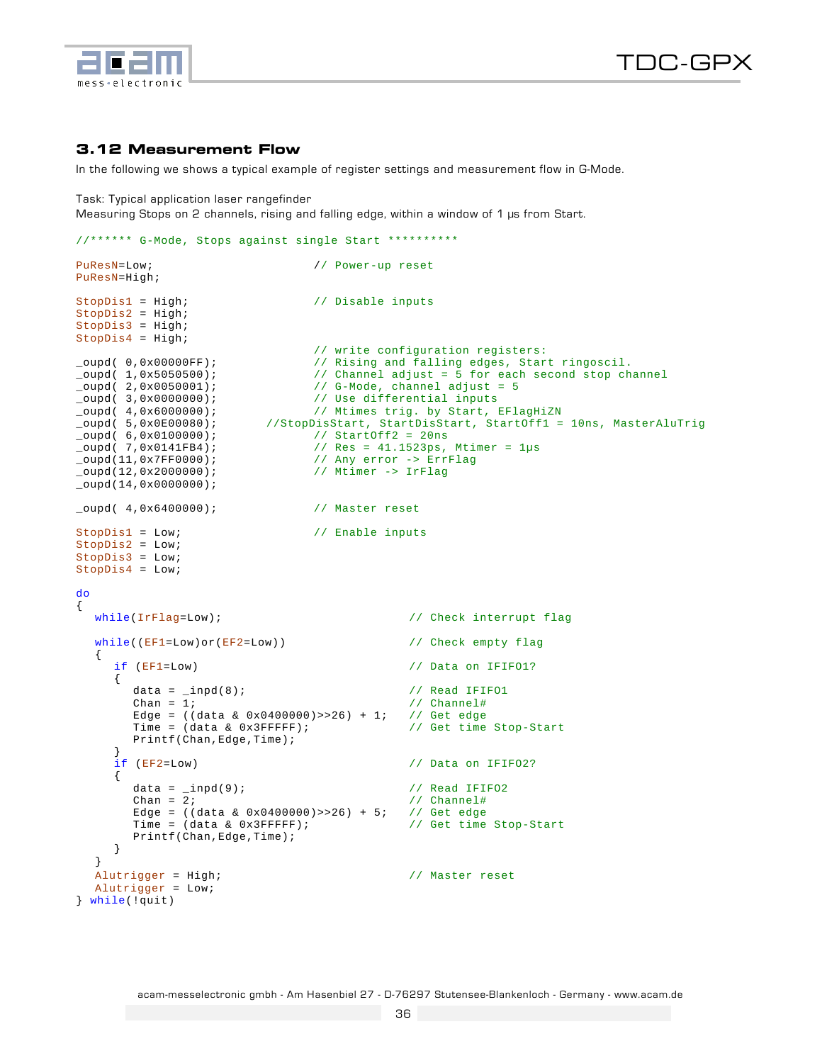## 3.12 Measurement Flow

In the following we shows a typical example of register settings and measurement flow in G-Mode.

Task: Typical application laser rangefinder
Measuring Stops on 2 channels, rising and falling edge, within a window of 1 µs from Start.

```
//****** G-Mode, Stops against single Start **********

PuResN=Low;                    // Power-up reset
PuResN=High;

StopDis1 = High;               // Disable inputs
StopDis2 = High;
StopDis3 = High;
StopDis4 = High;
                               // write configuration registers:
_oupd( 0,0x00000FF);           // Rising and falling edges, Start ringoscil.
_oupd( 1,0x5050500);           // Channel adjust = 5 for each second stop channel
_oupd( 2,0x0050001);           // G-Mode, channel adjust = 5
_oupd( 3,0x0000000);           // Use differential inputs
_oupd( 4,0x6000000);           // Mtimes trig. by Start, EFlagHiZN
_oupd( 5,0x0E00080);       //StopDisStart, StartDisStart, StartOff1 = 10ns, MasterAluTrig
_oupd( 6,0x0100000);           // StartOff2 = 20ns
_oupd( 7,0x0141FB4);           // Res = 41.1523ps, Mtimer = 1µs
_oupd(11,0x7FF0000);           // Any error -> ErrFlag
_oupd(12,0x2000000);           // Mtimer -> IrFlag
_oupd(14,0x0000000);

_oupd( 4,0x6400000);           // Master reset

StopDis1 = Low;                // Enable inputs
StopDis2 = Low;
StopDis3 = Low;
StopDis4 = Low;

do
{
   while(IrFlag=Low);                        // Check interrupt flag

   while((EF1=Low)or(EF2=Low))               // Check empty flag
   {
      if (EF1=Low)                           // Data on IFIFO1?
      {
         data = _inpd(8);                    // Read IFIFO1
         Chan = 1;                           // Channel#
         Edge = ((data & 0x0400000)>>26) + 1;  // Get edge
         Time = (data & 0x3FFFFF);           // Get time Stop-Start
         Printf(Chan,Edge,Time);
      }
      if (EF2=Low)                           // Data on IFIFO2?
      {
         data = _inpd(9);                    // Read IFIFO2
         Chan = 2;                           // Channel#
         Edge = ((data & 0x0400000)>>26) + 5;  // Get edge
         Time = (data & 0x3FFFFF);           // Get time Stop-Start
         Printf(Chan,Edge,Time);
      }
   }
   Alutrigger = High;                        // Master reset
   Alutrigger = Low;
} while(!quit)
```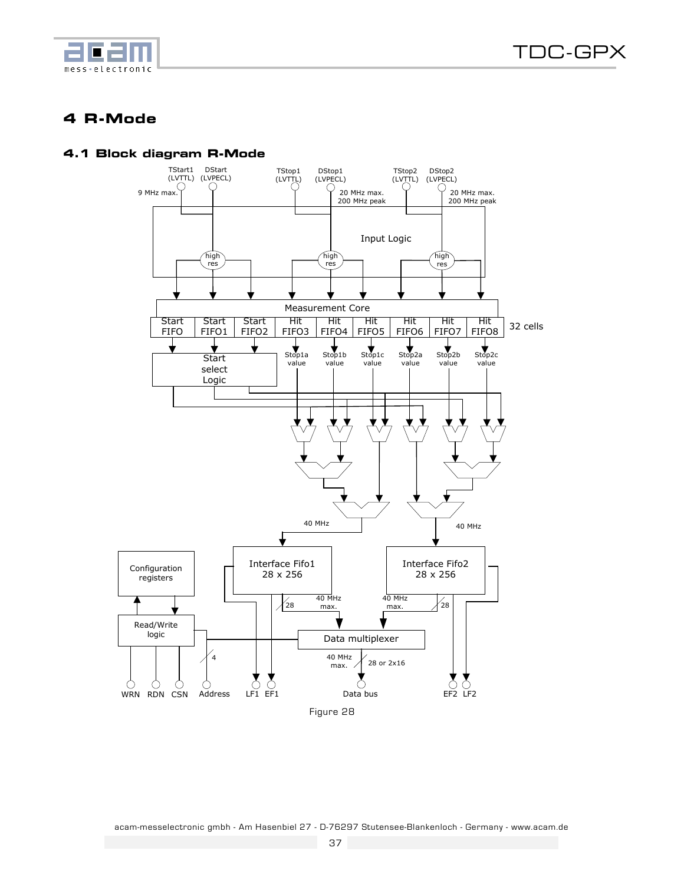# 4 R-Mode

## 4.1 Block diagram R-Mode

Figure 28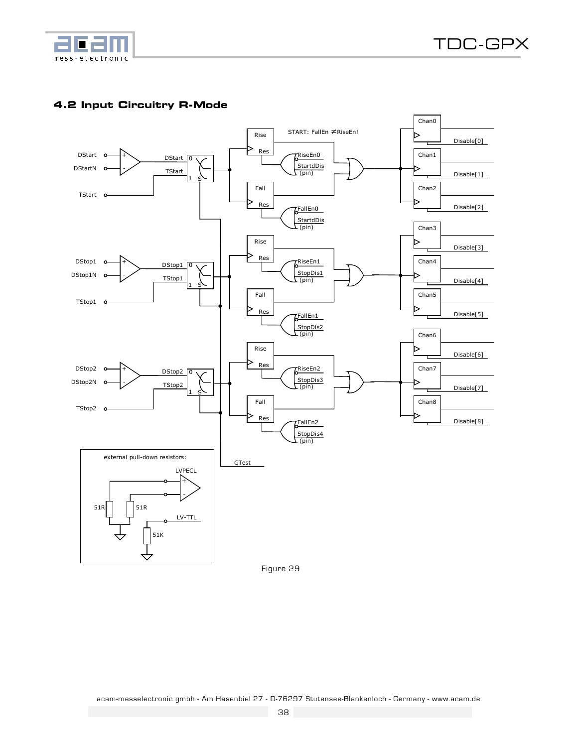## 4.2 Input Circuitry R-Mode

Figure 29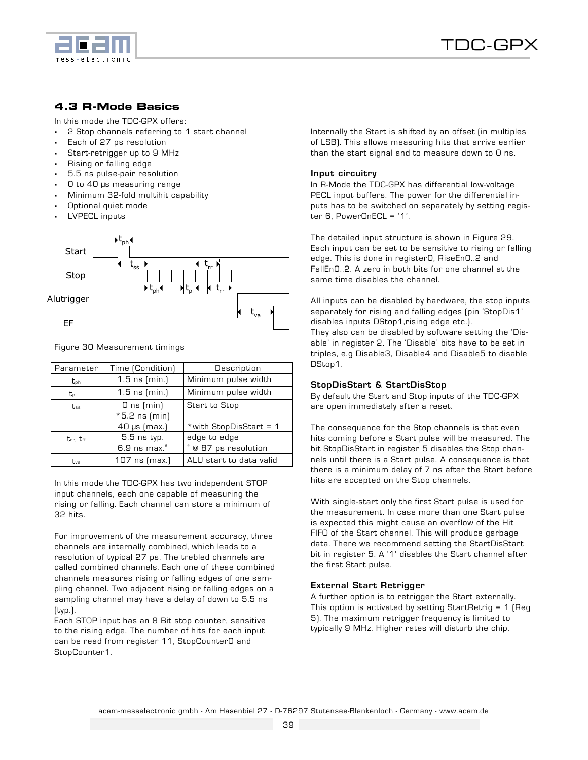## 4.3 R-Mode Basics

In this mode the TDC-GPX offers:

- 2 Stop channels referring to 1 start channel
- Each of 27 ps resolution
- Start-retrigger up to 9 MHz
- Rising or falling edge
- 5.5 ns pulse-pair resolution
- 0 to 40 µs measuring range
- Minimum 32-fold multihit capability
- Optional quiet mode
- LVPECL inputs

Figure 30 Measurement timings

| Parameter | Time (Condition) | Description |
|---|---|---|
| $t_{ph}$ | 1.5 ns (min.) | Minimum pulse width |
| $t_{pl}$ | 1.5 ns (min.) | Minimum pulse width |
| $t_{ss}$ | 0 ns (min)<br>*5.2 ns (min)<br>40 µs (max.) | Start to Stop<br><br>*with StopDisStart = 1 |
| $t_{rr}$, $t_{ff}$ | 5.5 ns typ.<br>6.9 ns max.# | edge to edge<br># @ 87 ps resolution |
| $t_{va}$ | 107 ns (max.) | ALU start to data valid |

In this mode the TDC-GPX has two independent STOP input channels, each one capable of measuring the rising or falling. Each channel can store a minimum of 32 hits.

For improvement of the measurement accuracy, three channels are internally combined, which leads to a resolution of typical 27 ps. The trebled channels are called combined channels. Each one of these combined channels measures rising or falling edges of one sampling channel. Two adjacent rising or falling edges on a sampling channel may have a delay of down to 5.5 ns (typ.).

Each STOP input has an 8 Bit stop counter, sensitive to the rising edge. The number of hits for each input can be read from register 11, StopCounter0 and StopCounter1.

Internally the Start is shifted by an offset (in multiples of LSB). This allows measuring hits that arrive earlier than the start signal and to measure down to 0 ns.

### Input circuitry

In R-Mode the TDC-GPX has differential low-voltage PECL input buffers. The power for the differential inputs has to be switched on separately by setting register 6, PowerOnECL = '1'.

The detailed input structure is shown in Figure 29. Each input can be set to be sensitive to rising or falling edge. This is done in register0, RiseEn0..2 and FallEn0..2. A zero in both bits for one channel at the same time disables the channel.

All inputs can be disabled by hardware, the stop inputs separately for rising and falling edges (pin 'StopDis1' disables inputs DStop1,rising edge etc.).
They also can be disabled by software setting the 'Disable' in register 2. The 'Disable' bits have to be set in triples, e.g Disable3, Disable4 and Disable5 to disable DStop1.

### StopDisStart & StartDisStop

By default the Start and Stop inputs of the TDC-GPX are open immediately after a reset.

The consequence for the Stop channels is that even hits coming before a Start pulse will be measured. The bit StopDisStart in register 5 disables the Stop channels until there is a Start pulse. A consequence is that there is a minimum delay of 7 ns after the Start before hits are accepted on the Stop channels.

With single-start only the first Start pulse is used for the measurement. In case more than one Start pulse is expected this might cause an overflow of the Hit FIFO of the Start channel. This will produce garbage data. There we recommend setting the StartDisStart bit in register 5. A '1' disables the Start channel after the first Start pulse.

### External Start Retrigger

A further option is to retrigger the Start externally. This option is activated by setting StartRetrig = 1 (Reg 5). The maximum retrigger frequency is limited to typically 9 MHz. Higher rates will disturb the chip.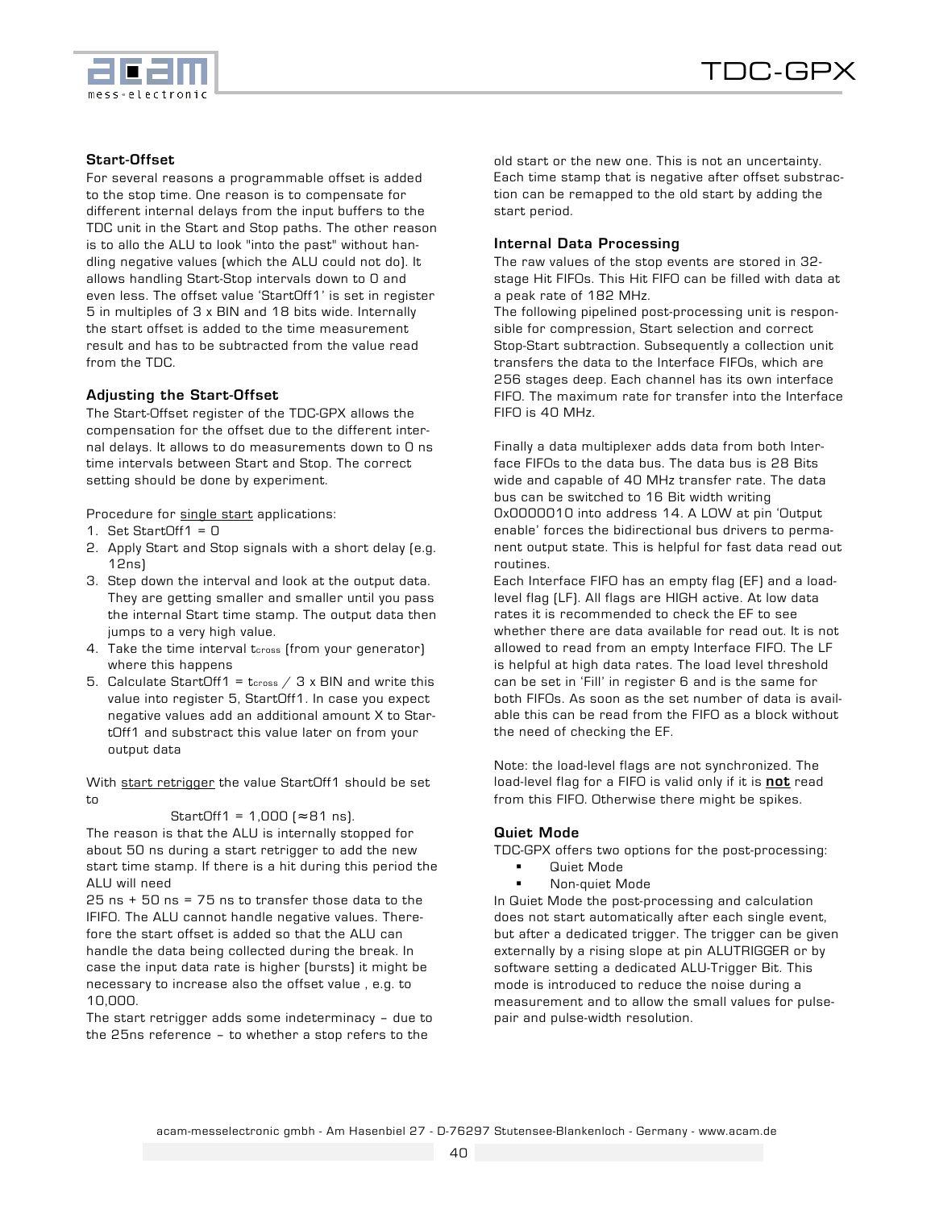### Start-Offset

For several reasons a programmable offset is added to the stop time. One reason is to compensate for different internal delays from the input buffers to the TDC unit in the Start and Stop paths. The other reason is to allo the ALU to look "into the past" without handling negative values (which the ALU could not do). It allows handling Start-Stop intervals down to 0 and even less. The offset value 'StartOff1' is set in register 5 in multiples of 3 x BIN and 18 bits wide. Internally the start offset is added to the time measurement result and has to be subtracted from the value read from the TDC.

### Adjusting the Start-Offset

The Start-Offset register of the TDC-GPX allows the compensation for the offset due to the different internal delays. It allows to do measurements down to 0 ns time intervals between Start and Stop. The correct setting should be done by experiment.

Procedure for single start applications:

1. Set StartOff1 = 0
2. Apply Start and Stop signals with a short delay (e.g. 12ns)
3. Step down the interval and look at the output data. They are getting smaller and smaller until you pass the internal Start time stamp. The output data then jumps to a very high value.
4. Take the time interval $t_{cross}$ (from your generator) where this happens
5. Calculate StartOff1 = $t_{cross}$ / 3 x BIN and write this value into register 5, StartOff1. In case you expect negative values add an additional amount X to StartOff1 and substract this value later on from your output data

With start retrigger the value StartOff1 should be set to

StartOff1 = 1,000 (≈ 81 ns).

The reason is that the ALU is internally stopped for about 50 ns during a start retrigger to add the new start time stamp. If there is a hit during this period the ALU will need
25 ns + 50 ns = 75 ns to transfer those data to the IFIFO. The ALU cannot handle negative values. Therefore the start offset is added so that the ALU can handle the data being collected during the break. In case the input data rate is higher (bursts) it might be necessary to increase also the offset value , e.g. to 10,000.

The start retrigger adds some indeterminacy – due to the 25ns reference – to whether a stop refers to the old start or the new one. This is not an uncertainty. Each time stamp that is negative after offset substraction can be remapped to the old start by adding the start period.

### Internal Data Processing

The raw values of the stop events are stored in 32-stage Hit FIFOs. This Hit FIFO can be filled with data at a peak rate of 182 MHz.
The following pipelined post-processing unit is responsible for compression, Start selection and correct Stop-Start subtraction. Subsequently a collection unit transfers the data to the Interface FIFOs, which are 256 stages deep. Each channel has its own interface FIFO. The maximum rate for transfer into the Interface FIFO is 40 MHz.

Finally a data multiplexer adds data from both Interface FIFOs to the data bus. The data bus is 28 Bits wide and capable of 40 MHz transfer rate. The data bus can be switched to 16 Bit width writing 0x0000010 into address 14. A LOW at pin 'Output enable' forces the bidirectional bus drivers to permanent output state. This is helpful for fast data read out routines.
Each Interface FIFO has an empty flag (EF) and a load-level flag (LF). All flags are HIGH active. At low data rates it is recommended to check the EF to see whether there are data available for read out. It is not allowed to read from an empty Interface FIFO. The LF is helpful at high data rates. The load level threshold can be set in 'Fill' in register 6 and is the same for both FIFOs. As soon as the set number of data is available this can be read from the FIFO as a block without the need of checking the EF.

Note: the load-level flags are not synchronized. The load-level flag for a FIFO is valid only if it is **not** read from this FIFO. Otherwise there might be spikes.

### Quiet Mode

TDC-GPX offers two options for the post-processing:

- Quiet Mode
- Non-quiet Mode

In Quiet Mode the post-processing and calculation does not start automatically after each single event, but after a dedicated trigger. The trigger can be given externally by a rising slope at pin ALUTRIGGER or by software setting a dedicated ALU-Trigger Bit. This mode is introduced to reduce the noise during a measurement and to allow the small values for pulse-pair and pulse-width resolution.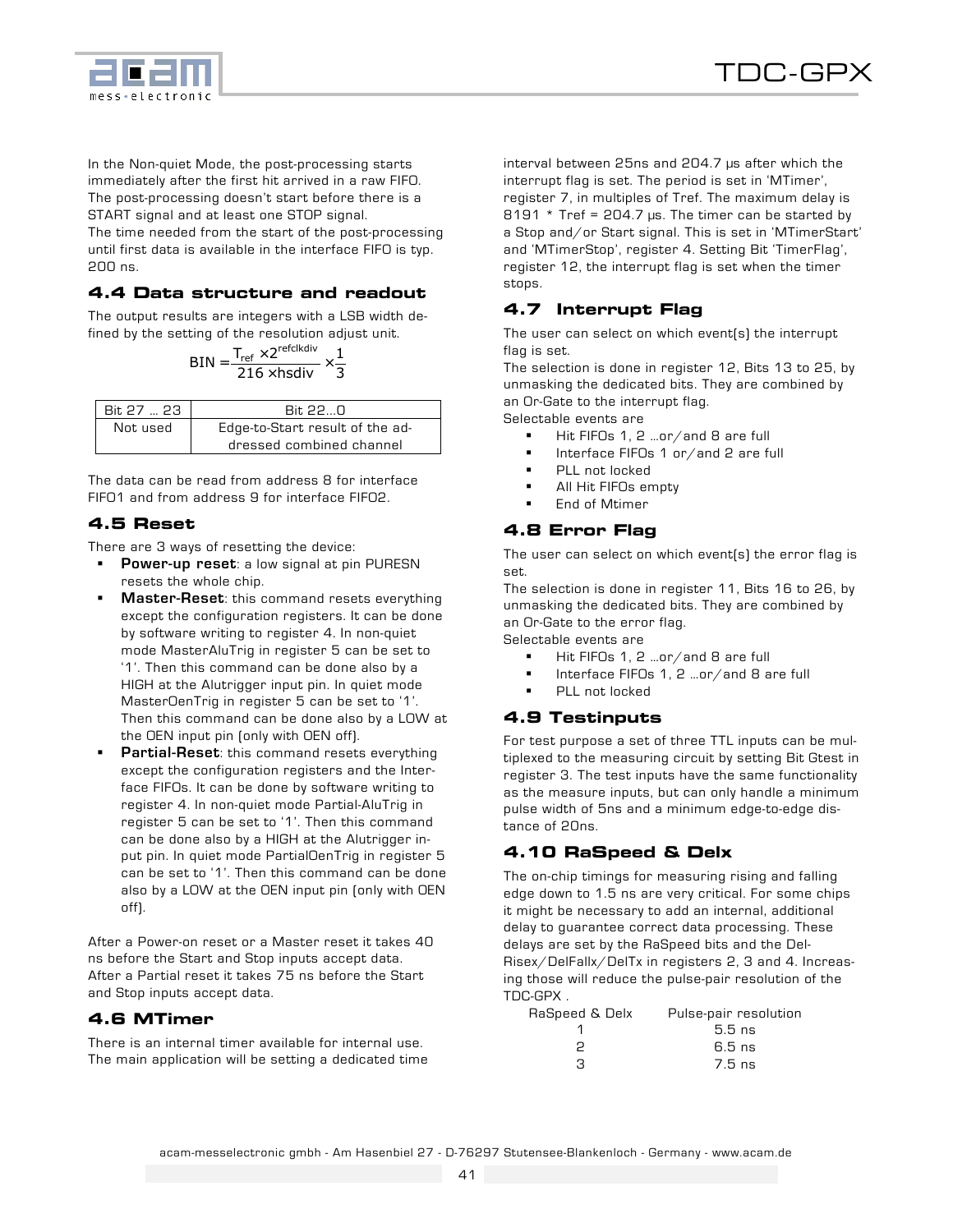In the Non-quiet Mode, the post-processing starts immediately after the first hit arrived in a raw FIFO. The post-processing doesn't start before there is a START signal and at least one STOP signal.
The time needed from the start of the post-processing until first data is available in the interface FIFO is typ. 200 ns.

## 4.4 Data structure and readout

The output results are integers with a LSB width defined by the setting of the resolution adjust unit.

$$\text{BIN} = \frac{T_{ref} \times 2^{refclkdiv}}{216 \times hsdiv} \times \frac{1}{3}$$

| Bit 27 … 23 | Bit 22…0 |
|---|---|
| Not used | Edge-to-Start result of the addressed combined channel |

The data can be read from address 8 for interface FIFO1 and from address 9 for interface FIFO2.

## 4.5 Reset

There are 3 ways of resetting the device:

- **Power-up reset**: a low signal at pin PURESN resets the whole chip.
- **Master-Reset**: this command resets everything except the configuration registers. It can be done by software writing to register 4. In non-quiet mode MasterAluTrig in register 5 can be set to '1'. Then this command can be done also by a HIGH at the Alutrigger input pin. In quiet mode MasterOenTrig in register 5 can be set to '1'. Then this command can be done also by a LOW at the OEN input pin (only with OEN off).
- **Partial-Reset**: this command resets everything except the configuration registers and the Interface FIFOs. It can be done by software writing to register 4. In non-quiet mode Partial-AluTrig in register 5 can be set to '1'. Then this command can be done also by a HIGH at the Alutrigger input pin. In quiet mode PartialOenTrig in register 5 can be set to '1'. Then this command can be done also by a LOW at the OEN input pin (only with OEN off).

After a Power-on reset or a Master reset it takes 40 ns before the Start and Stop inputs accept data.
After a Partial reset it takes 75 ns before the Start and Stop inputs accept data.

## 4.6 MTimer

There is an internal timer available for internal use. The main application will be setting a dedicated time interval between 25ns and 204.7 µs after which the interrupt flag is set. The period is set in 'MTimer', register 7, in multiples of Tref. The maximum delay is 8191 * Tref = 204.7 µs. The timer can be started by a Stop and/or Start signal. This is set in 'MTimerStart' and 'MTimerStop', register 4. Setting Bit 'TimerFlag', register 12, the interrupt flag is set when the timer stops.

## 4.7 Interrupt Flag

The user can select on which event(s) the interrupt flag is set.
The selection is done in register 12, Bits 13 to 25, by unmasking the dedicated bits. They are combined by an Or-Gate to the interrupt flag.
Selectable events are

- Hit FIFOs 1, 2 …or/and 8 are full
- Interface FIFOs 1 or/and 2 are full
- PLL not locked
- All Hit FIFOs empty
- End of Mtimer

## 4.8 Error Flag

The user can select on which event(s) the error flag is set.
The selection is done in register 11, Bits 16 to 26, by unmasking the dedicated bits. They are combined by an Or-Gate to the error flag.
Selectable events are

- Hit FIFOs 1, 2 …or/and 8 are full
- Interface FIFOs 1, 2 …or/and 8 are full
- PLL not locked

## 4.9 Testinputs

For test purpose a set of three TTL inputs can be multiplexed to the measuring circuit by setting Bit Gtest in register 3. The test inputs have the same functionality as the measure inputs, but can only handle a minimum pulse width of 5ns and a minimum edge-to-edge distance of 20ns.

## 4.10 RaSpeed & Delx

The on-chip timings for measuring rising and falling edge down to 1.5 ns are very critical. For some chips it might be necessary to add an internal, additional delay to guarantee correct data processing. These delays are set by the RaSpeed bits and the DelRisex/DelFallx/DelTx in registers 2, 3 and 4. Increasing those will reduce the pulse-pair resolution of the TDC-GPX .

| RaSpeed & Delx | Pulse-pair resolution |
|---|---|
| 1 | 5.5 ns |
| 2 | 6.5 ns |
| 3 | 7.5 ns |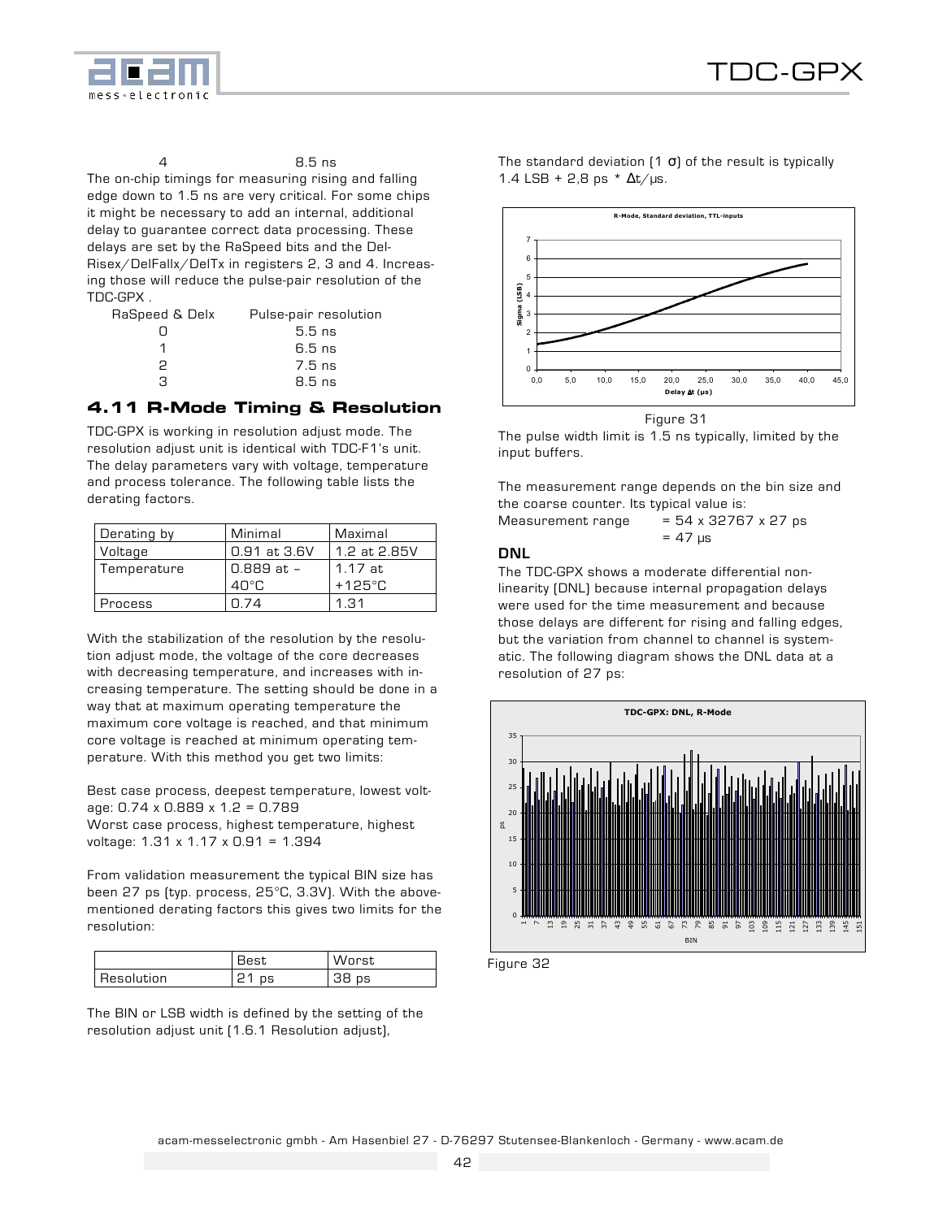| 4 | 8.5 ns |
|---|---|

The on-chip timings for measuring rising and falling edge down to 1.5 ns are very critical. For some chips it might be necessary to add an internal, additional delay to guarantee correct data processing. These delays are set by the RaSpeed bits and the DelRisex/DelFallx/DelTx in registers 2, 3 and 4. Increasing those will reduce the pulse-pair resolution of the TDC-GPX .

| RaSpeed & Delx | Pulse-pair resolution |
|---|---|
| 0 | 5.5 ns |
| 1 | 6.5 ns |
| 2 | 7.5 ns |
| 3 | 8.5 ns |

## 4.11 R-Mode Timing & Resolution

TDC-GPX is working in resolution adjust mode. The resolution adjust unit is identical with TDC-F1's unit. The delay parameters vary with voltage, temperature and process tolerance. The following table lists the derating factors.

| Derating by | Minimal | Maximal |
|---|---|---|
| Voltage | 0.91 at 3.6V | 1.2 at 2.85V |
| Temperature | 0.889 at –40°C | 1.17 at +125°C |
| Process | 0.74 | 1.31 |

With the stabilization of the resolution by the resolution adjust mode, the voltage of the core decreases with decreasing temperature, and increases with increasing temperature. The setting should be done in a way that at maximum operating temperature the maximum core voltage is reached, and that minimum core voltage is reached at minimum operating temperature. With this method you get two limits:

Best case process, deepest temperature, lowest voltage: 0.74 x 0.889 x 1.2 = 0.789
Worst case process, highest temperature, highest voltage: 1.31 x 1.17 x 0.91 = 1.394

From validation measurement the typical BIN size has been 27 ps (typ. process, 25°C, 3.3V). With the above-mentioned derating factors this gives two limits for the resolution:

| | Best | Worst |
|---|---|---|
| Resolution | 21 ps | 38 ps |

The BIN or LSB width is defined by the setting of the resolution adjust unit (1.6.1 Resolution adjust),

The standard deviation (1 σ) of the result is typically 1.4 LSB + 2,8 ps * Δt/µs.

Figure 31

The pulse width limit is 1.5 ns typically, limited by the input buffers.

The measurement range depends on the bin size and the coarse counter. Its typical value is:

Measurement range = 54 x 32767 x 27 ps
= 47 µs

### DNL

The TDC-GPX shows a moderate differential non-linearity (DNL) because internal propagation delays were used for the time measurement and because those delays are different for rising and falling edges, but the variation from channel to channel is systematic. The following diagram shows the DNL data at a resolution of 27 ps:

Figure 32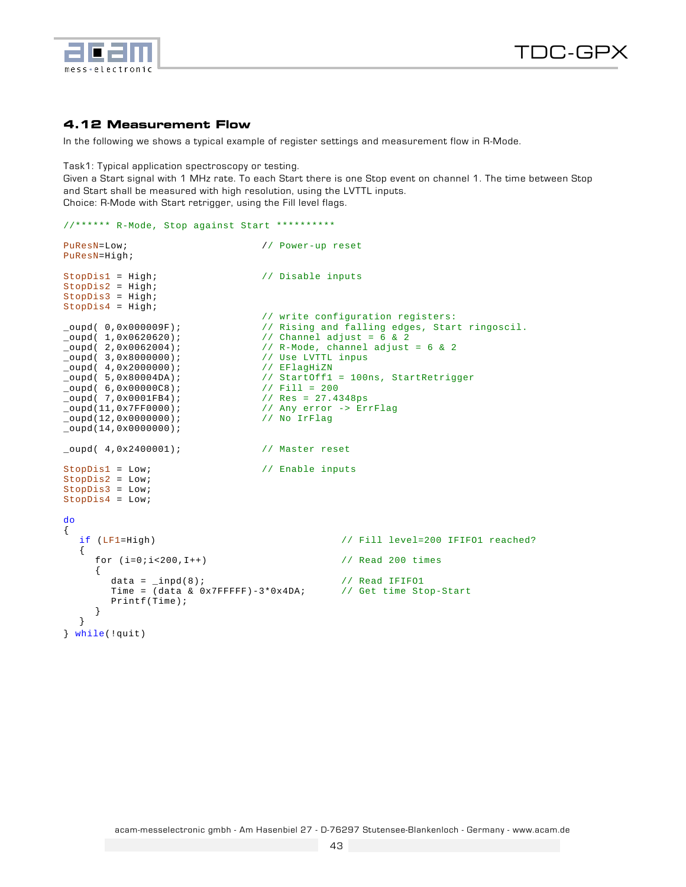## 4.12 Measurement Flow

In the following we shows a typical example of register settings and measurement flow in R-Mode.

Task1: Typical application spectroscopy or testing.
Given a Start signal with 1 MHz rate. To each Start there is one Stop event on channel 1. The time between Stop and Start shall be measured with high resolution, using the LVTTL inputs.
Choice: R-Mode with Start retrigger, using the Fill level flags.

```
//****** R-Mode, Stop against Start **********

PuResN=Low;                    // Power-up reset
PuResN=High;

StopDis1 = High;               // Disable inputs
StopDis2 = High;
StopDis3 = High;
StopDis4 = High;
                               // write configuration registers:
_oupd( 0,0x000009F);           // Rising and falling edges, Start ringoscil.
_oupd( 1,0x0620620);           // Channel adjust = 6 & 2
_oupd( 2,0x0062004);           // R-Mode, channel adjust = 6 & 2
_oupd( 3,0x8000000);           // Use LVTTL inpus
_oupd( 4,0x2000000);           // EFlagHiZN
_oupd( 5,0x80004DA);           // StartOff1 = 100ns, StartRetrigger
_oupd( 6,0x00000C8);           // Fill = 200
_oupd( 7,0x0001FB4);           // Res = 27.4348ps
_oupd(11,0x7FF0000);           // Any error -> ErrFlag
_oupd(12,0x0000000);           // No IrFlag
_oupd(14,0x0000000);

_oupd( 4,0x2400001);           // Master reset

StopDis1 = Low;                // Enable inputs
StopDis2 = Low;
StopDis3 = Low;
StopDis4 = Low;

do
{
   if (LF1=High)                             // Fill level=200 IFIFO1 reached?
   {
      for (i=0;i<200,I++)                    // Read 200 times
      {
         data = _inpd(8);                    // Read IFIFO1
         Time = (data & 0x7FFFFF)-3*0x4DA;   // Get time Stop-Start
         Printf(Time);
      }
   }
} while(!quit)
```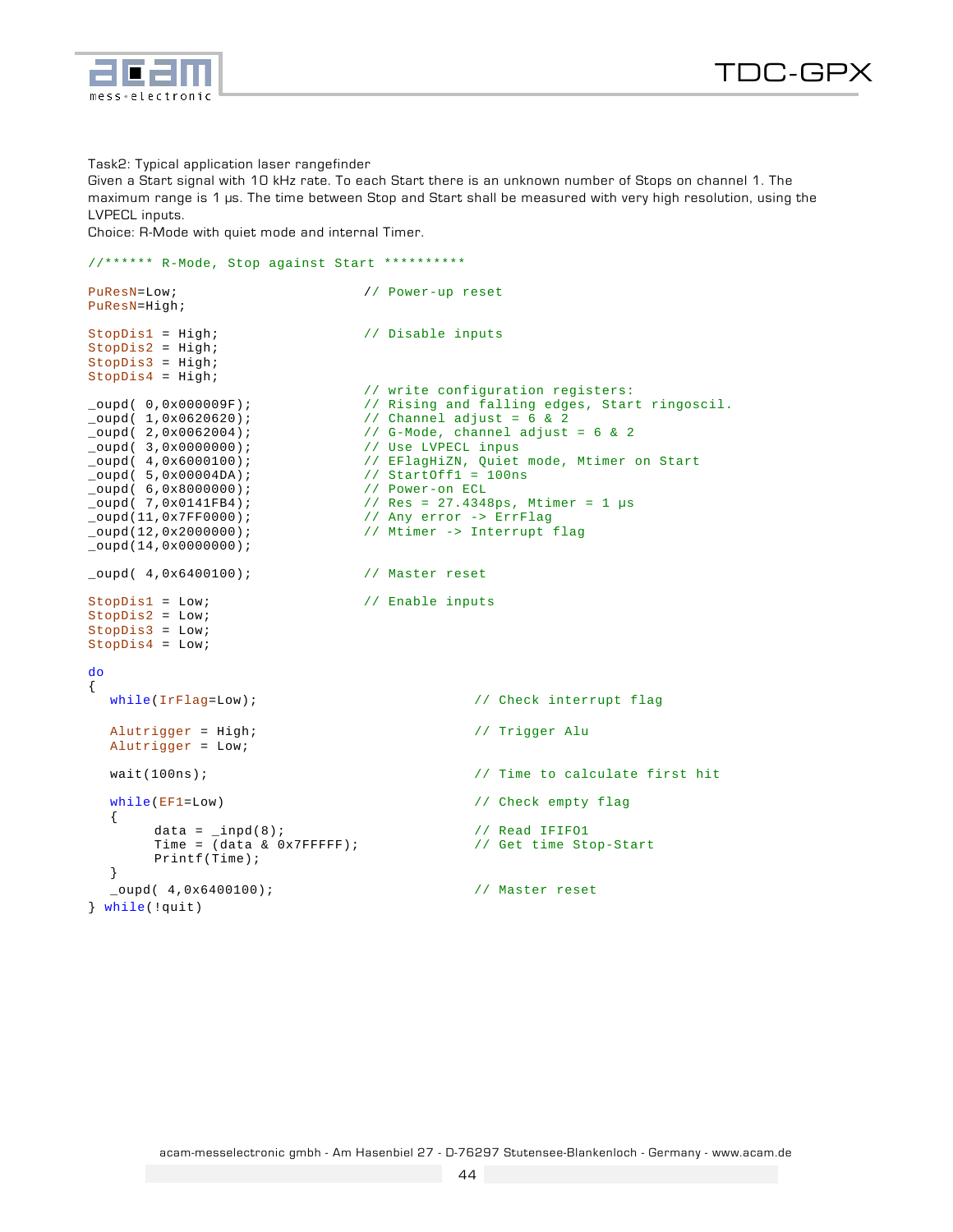Task2: Typical application laser rangefinder

Given a Start signal with 10 kHz rate. To each Start there is an unknown number of Stops on channel 1. The maximum range is 1 µs. The time between Stop and Start shall be measured with very high resolution, using the LVPECL inputs.

Choice: R-Mode with quiet mode and internal Timer.

```
//****** R-Mode, Stop against Start **********

PuResN=Low;                     // Power-up reset
PuResN=High;

StopDis1 = High;                // Disable inputs
StopDis2 = High;
StopDis3 = High;
StopDis4 = High;
                                // write configuration registers:
_oupd( 0,0x000009F);            // Rising and falling edges, Start ringoscil.
_oupd( 1,0x0620620);            // Channel adjust = 6 & 2
_oupd( 2,0x0062004);            // G-Mode, channel adjust = 6 & 2
_oupd( 3,0x0000000);            // Use LVPECL inpus
_oupd( 4,0x6000100);            // EFlagHiZN, Quiet mode, Mtimer on Start
_oupd( 5,0x00004DA);            // StartOff1 = 100ns
_oupd( 6,0x8000000);            // Power-on ECL
_oupd( 7,0x0141FB4);            // Res = 27.4348ps, Mtimer = 1 µs
_oupd(11,0x7FF0000);            // Any error -> ErrFlag
_oupd(12,0x2000000);            // Mtimer -> Interrupt flag
_oupd(14,0x0000000);

_oupd( 4,0x6400100);            // Master reset

StopDis1 = Low;                 // Enable inputs
StopDis2 = Low;
StopDis3 = Low;
StopDis4 = Low;

do
{
   while(IrFlag=Low);                         // Check interrupt flag

   Alutrigger = High;                         // Trigger Alu
   Alutrigger = Low;

   wait(100ns);                               // Time to calculate first hit

   while(EF1=Low)                             // Check empty flag
   {
        data = _inpd(8);                      // Read IFIFO1
        Time = (data & 0x7FFFFF);             // Get time Stop-Start
        Printf(Time);
   }
   _oupd( 4,0x6400100);                       // Master reset
} while(!quit)
```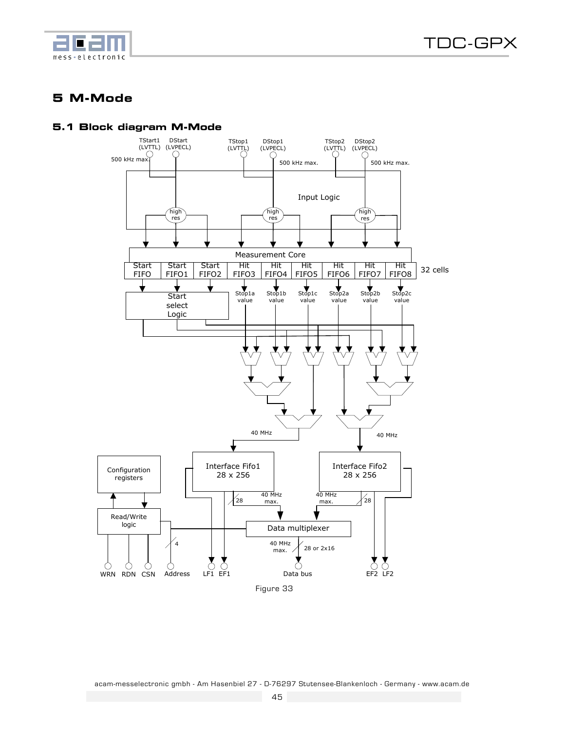# 5 M-Mode

## 5.1 Block diagram M-Mode

Figure 33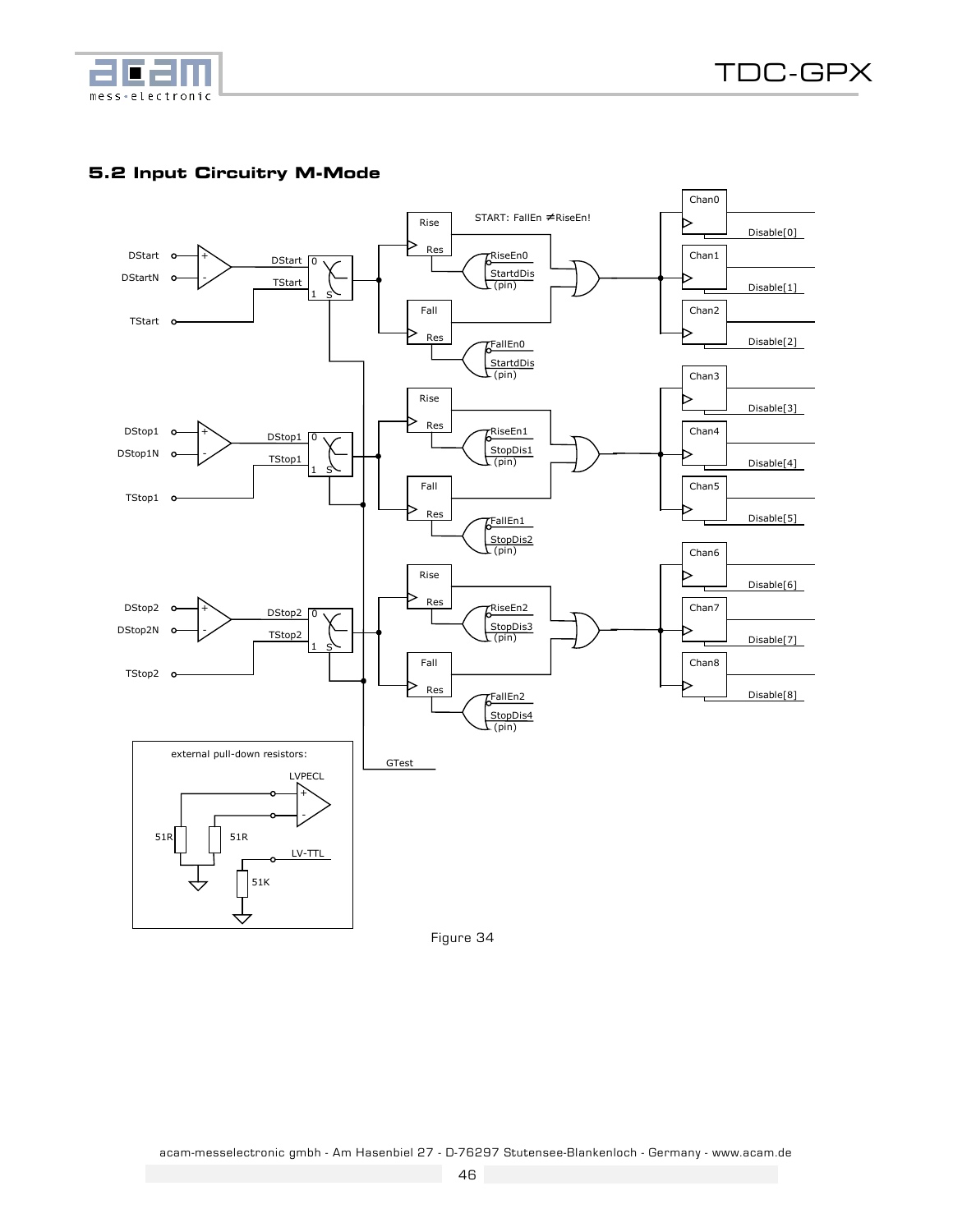## 5.2 Input Circuitry M-Mode

Figure 34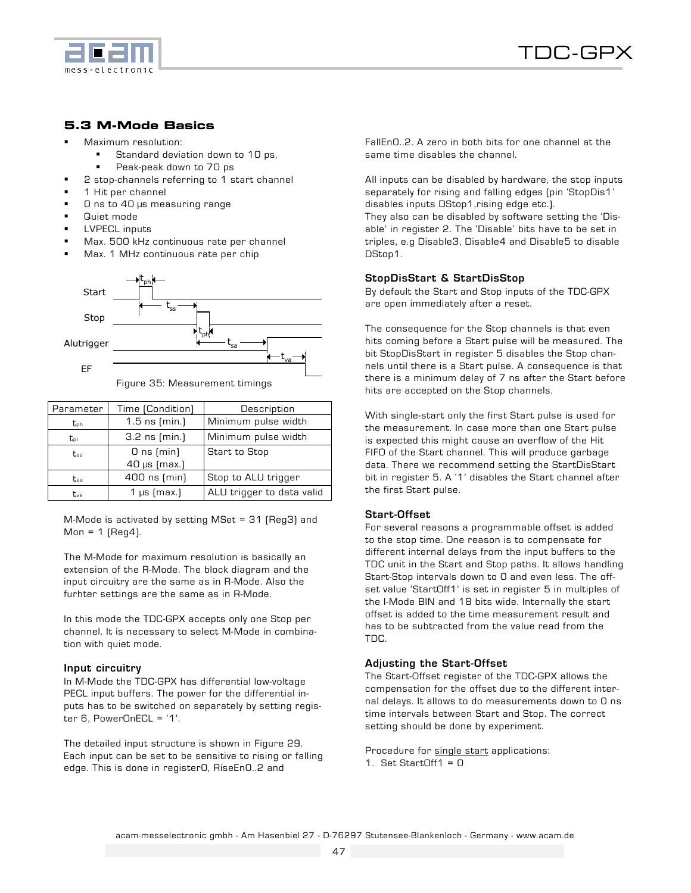## 5.3 M-Mode Basics

- Maximum resolution:
  - Standard deviation down to 10 ps,
  - Peak-peak down to 70 ps
- 2 stop-channels referring to 1 start channel
- 1 Hit per channel
- 0 ns to 40 µs measuring range
- Quiet mode
- LVPECL inputs
- Max. 500 kHz continuous rate per channel
- Max. 1 MHz continuous rate per chip

Figure 35: Measurement timings

| Parameter | Time (Condition) | Description |
|---|---|---|
| $t_{ph}$ | 1.5 ns (min.) | Minimum pulse width |
| $t_{pl}$ | 3.2 ns (min.) | Minimum pulse width |
| $t_{ss}$ | 0 ns (min)<br>40 µs (max.) | Start to Stop |
| $t_{sa}$ | 400 ns (min) | Stop to ALU trigger |
| $t_{va}$ | 1 µs (max.) | ALU trigger to data valid |

M-Mode is activated by setting MSet = 31 (Reg3) and Mon = 1 (Reg4).

The M-Mode for maximum resolution is basically an extension of the R-Mode. The block diagram and the input circuitry are the same as in R-Mode. Also the furhter settings are the same as in R-Mode.

In this mode the TDC-GPX accepts only one Stop per channel. It is necessary to select M-Mode in combination with quiet mode.

### Input circuitry

In M-Mode the TDC-GPX has differential low-voltage PECL input buffers. The power for the differential inputs has to be switched on separately by setting register 6, PowerOnECL = '1'.

The detailed input structure is shown in Figure 29. Each input can be set to be sensitive to rising or falling edge. This is done in register0, RiseEn0..2 and FallEn0..2. A zero in both bits for one channel at the same time disables the channel.

All inputs can be disabled by hardware, the stop inputs separately for rising and falling edges (pin 'StopDis1' disables inputs DStop1,rising edge etc.).
They also can be disabled by software setting the 'Disable' in register 2. The 'Disable' bits have to be set in triples, e.g Disable3, Disable4 and Disable5 to disable DStop1.

### StopDisStart & StartDisStop

By default the Start and Stop inputs of the TDC-GPX are open immediately after a reset.

The consequence for the Stop channels is that even hits coming before a Start pulse will be measured. The bit StopDisStart in register 5 disables the Stop channels until there is a Start pulse. A consequence is that there is a minimum delay of 7 ns after the Start before hits are accepted on the Stop channels.

With single-start only the first Start pulse is used for the measurement. In case more than one Start pulse is expected this might cause an overflow of the Hit FIFO of the Start channel. This will produce garbage data. There we recommend setting the StartDisStart bit in register 5. A '1' disables the Start channel after the first Start pulse.

### Start-Offset

For several reasons a programmable offset is added to the stop time. One reason is to compensate for different internal delays from the input buffers to the TDC unit in the Start and Stop paths. It allows handling Start-Stop intervals down to 0 and even less. The offset value 'StartOff1' is set in register 5 in multiples of the I-Mode BIN and 18 bits wide. Internally the start offset is added to the time measurement result and has to be subtracted from the value read from the TDC.

### Adjusting the Start-Offset

The Start-Offset register of the TDC-GPX allows the compensation for the offset due to the different internal delays. It allows to do measurements down to 0 ns time intervals between Start and Stop. The correct setting should be done by experiment.

Procedure for single start applications:

1. Set StartOff1 = 0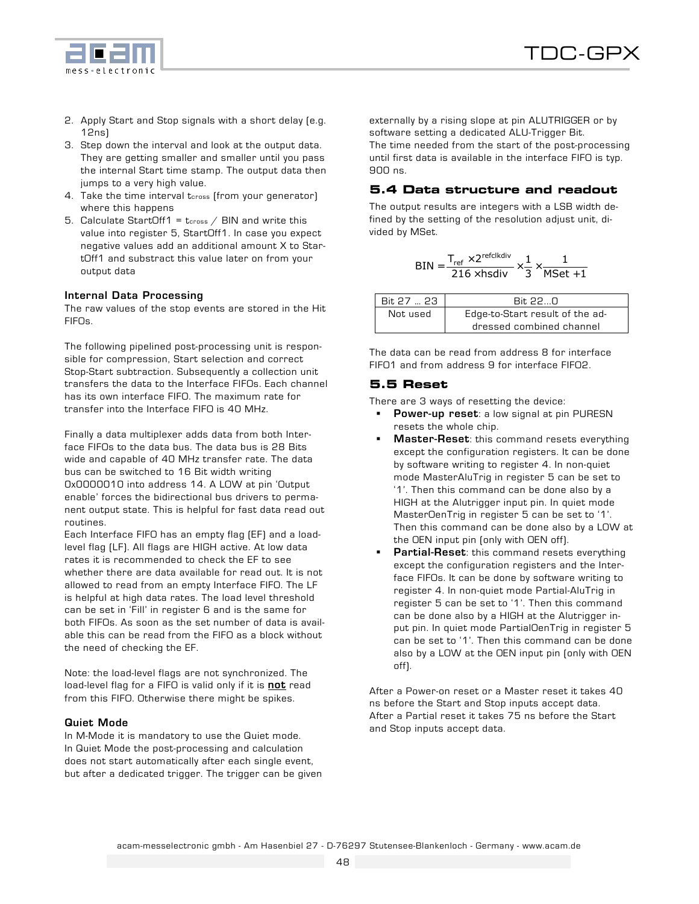2. Apply Start and Stop signals with a short delay (e.g. 12ns)
3. Step down the interval and look at the output data. They are getting smaller and smaller until you pass the internal Start time stamp. The output data then jumps to a very high value.
4. Take the time interval $t_{cross}$ (from your generator) where this happens
5. Calculate StartOff1 = $t_{cross}$ / BIN and write this value into register 5, StartOff1. In case you expect negative values add an additional amount X to StartOff1 and substract this value later on from your output data

**Internal Data Processing**

The raw values of the stop events are stored in the Hit FIFOs.

The following pipelined post-processing unit is responsible for compression, Start selection and correct Stop-Start subtraction. Subsequently a collection unit transfers the data to the Interface FIFOs. Each channel has its own interface FIFO. The maximum rate for transfer into the Interface FIFO is 40 MHz.

Finally a data multiplexer adds data from both Interface FIFOs to the data bus. The data bus is 28 Bits wide and capable of 40 MHz transfer rate. The data bus can be switched to 16 Bit width writing 0x0000010 into address 14. A LOW at pin 'Output enable' forces the bidirectional bus drivers to permanent output state. This is helpful for fast data read out routines.

Each Interface FIFO has an empty flag (EF) and a load-level flag (LF). All flags are HIGH active. At low data rates it is recommended to check the EF to see whether there are data available for read out. It is not allowed to read from an empty Interface FIFO. The LF is helpful at high data rates. The load level threshold can be set in 'Fill' in register 6 and is the same for both FIFOs. As soon as the set number of data is available this can be read from the FIFO as a block without the need of checking the EF.

Note: the load-level flags are not synchronized. The load-level flag for a FIFO is valid only if it is **not** read from this FIFO. Otherwise there might be spikes.

**Quiet Mode**

In M-Mode it is mandatory to use the Quiet mode. In Quiet Mode the post-processing and calculation does not start automatically after each single event, but after a dedicated trigger. The trigger can be given externally by a rising slope at pin ALUTRIGGER or by software setting a dedicated ALU-Trigger Bit.
The time needed from the start of the post-processing until first data is available in the interface FIFO is typ. 900 ns.

## 5.4 Data structure and readout

The output results are integers with a LSB width defined by the setting of the resolution adjust unit, divided by MSet.

$$BIN = \frac{T_{ref} \times 2^{refclkdiv}}{216 \times hsdiv} \times \frac{1}{3} \times \frac{1}{MSet + 1}$$

| Bit 27 … 23 | Bit 22…0 |
| --- | --- |
| Not used | Edge-to-Start result of the addressed combined channel |

The data can be read from address 8 for interface FIFO1 and from address 9 for interface FIFO2.

## 5.5 Reset

There are 3 ways of resetting the device:

- **Power-up reset**: a low signal at pin PURESN resets the whole chip.
- **Master-Reset**: this command resets everything except the configuration registers. It can be done by software writing to register 4. In non-quiet mode MasterAluTrig in register 5 can be set to '1'. Then this command can be done also by a HIGH at the Alutrigger input pin. In quiet mode MasterOenTrig in register 5 can be set to '1'. Then this command can be done also by a LOW at the OEN input pin (only with OEN off).
- **Partial-Reset**: this command resets everything except the configuration registers and the Interface FIFOs. It can be done by software writing to register 4. In non-quiet mode Partial-AluTrig in register 5 can be set to '1'. Then this command can be done also by a HIGH at the Alutrigger input pin. In quiet mode PartialOenTrig in register 5 can be set to '1'. Then this command can be done also by a LOW at the OEN input pin (only with OEN off).

After a Power-on reset or a Master reset it takes 40 ns before the Start and Stop inputs accept data.
After a Partial reset it takes 75 ns before the Start and Stop inputs accept data.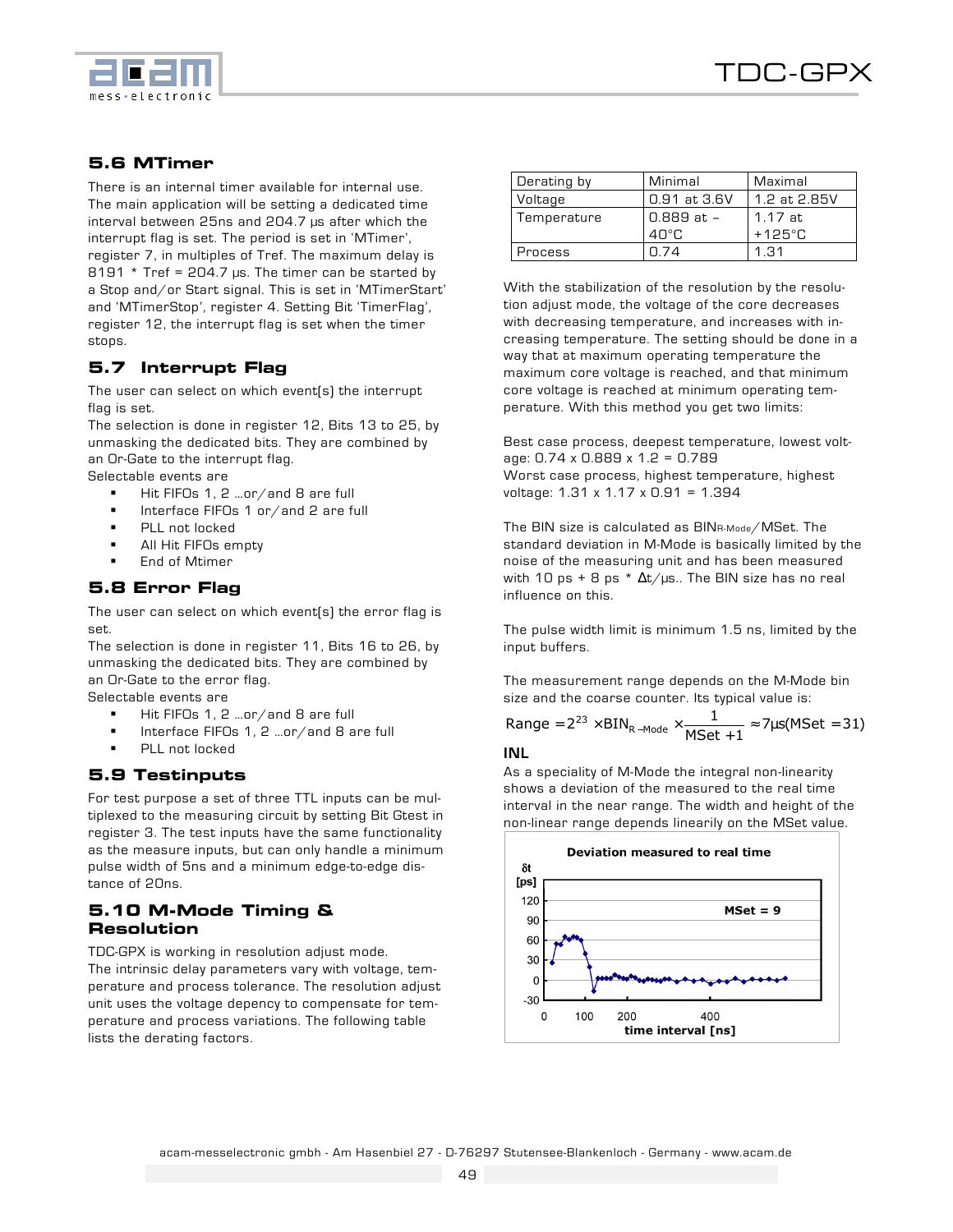## 5.6 MTimer

There is an internal timer available for internal use. The main application will be setting a dedicated time interval between 25ns and 204.7 µs after which the interrupt flag is set. The period is set in 'MTimer', register 7, in multiples of Tref. The maximum delay is 8191 * Tref = 204.7 µs. The timer can be started by a Stop and/or Start signal. This is set in 'MTimerStart' and 'MTimerStop', register 4. Setting Bit 'TimerFlag', register 12, the interrupt flag is set when the timer stops.

## 5.7 Interrupt Flag

The user can select on which event(s) the interrupt flag is set.

The selection is done in register 12, Bits 13 to 25, by unmasking the dedicated bits. They are combined by an Or-Gate to the interrupt flag.

Selectable events are

- Hit FIFOs 1, 2 ...or/and 8 are full
- Interface FIFOs 1 or/and 2 are full
- PLL not locked
- All Hit FIFOs empty
- End of Mtimer

## 5.8 Error Flag

The user can select on which event(s) the error flag is set.

The selection is done in register 11, Bits 16 to 26, by unmasking the dedicated bits. They are combined by an Or-Gate to the error flag.

Selectable events are

- Hit FIFOs 1, 2 ...or/and 8 are full
- Interface FIFOs 1, 2 ...or/and 8 are full
- PLL not locked

## 5.9 Testinputs

For test purpose a set of three TTL inputs can be multiplexed to the measuring circuit by setting Bit Gtest in register 3. The test inputs have the same functionality as the measure inputs, but can only handle a minimum pulse width of 5ns and a minimum edge-to-edge distance of 20ns.

## 5.10 M-Mode Timing & Resolution

TDC-GPX is working in resolution adjust mode.

The intrinsic delay parameters vary with voltage, temperature and process tolerance. The resolution adjust unit uses the voltage depency to compensate for temperature and process variations. The following table lists the derating factors.

| Derating by | Minimal | Maximal |
|---|---|---|
| Voltage | 0.91 at 3.6V | 1.2 at 2.85V |
| Temperature | 0.889 at –40°C | 1.17 at +125°C |
| Process | 0.74 | 1.31 |

With the stabilization of the resolution by the resolution adjust mode, the voltage of the core decreases with decreasing temperature, and increases with increasing temperature. The setting should be done in a way that at maximum operating temperature the maximum core voltage is reached, and that minimum core voltage is reached at minimum operating temperature. With this method you get two limits:

Best case process, deepest temperature, lowest voltage: 0.74 x 0.889 x 1.2 = 0.789
Worst case process, highest temperature, highest voltage: 1.31 x 1.17 x 0.91 = 1.394

The BIN size is calculated as $BIN_{R\text{-}Mode}/MSet$. The standard deviation in M-Mode is basically limited by the noise of the measuring unit and has been measured with 10 ps + 8 ps * Δt/µs.. The BIN size has no real influence on this.

The pulse width limit is minimum 1.5 ns, limited by the input buffers.

The measurement range depends on the M-Mode bin size and the coarse counter. Its typical value is:

$$Range = 2^{23} \times BIN_{R-Mode} \times \frac{1}{MSet + 1} \approx 7\mu s (MSet = 31)$$

**INL**

As a speciality of M-Mode the integral non-linearity shows a deviation of the measured to the real time interval in the near range. The width and height of the non-linear range depends linearly on the MSet value.

**Deviation measured to real time**

(Chart: δt [ps] vs. time interval [ns], MSet = 9)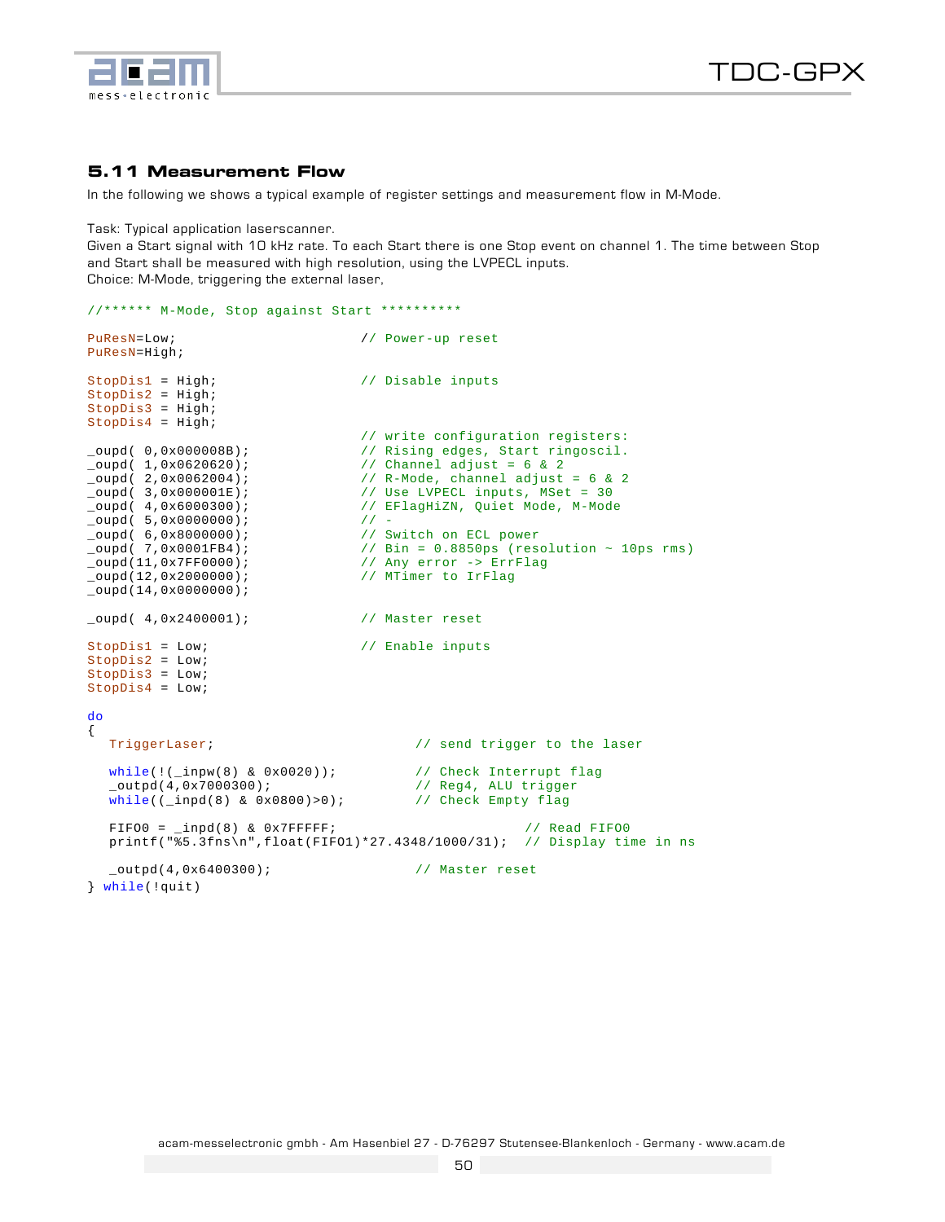## 5.11 Measurement Flow

In the following we shows a typical example of register settings and measurement flow in M-Mode.

Task: Typical application laserscanner.
Given a Start signal with 10 kHz rate. To each Start there is one Stop event on channel 1. The time between Stop and Start shall be measured with high resolution, using the LVPECL inputs.
Choice: M-Mode, triggering the external laser,

```
//****** M-Mode, Stop against Start **********

PuResN=Low;                      // Power-up reset
PuResN=High;

StopDis1 = High;                 // Disable inputs
StopDis2 = High;
StopDis3 = High;
StopDis4 = High;
                                 // write configuration registers:
_oupd( 0,0x000008B);             // Rising edges, Start ringoscil.
_oupd( 1,0x0620620);             // Channel adjust = 6 & 2
_oupd( 2,0x0062004);             // R-Mode, channel adjust = 6 & 2
_oupd( 3,0x000001E);             // Use LVPECL inputs, MSet = 30
_oupd( 4,0x6000300);             // EFlagHiZN, Quiet Mode, M-Mode
_oupd( 5,0x0000000);             // -
_oupd( 6,0x8000000);             // Switch on ECL power
_oupd( 7,0x0001FB4);             // Bin = 0.8850ps (resolution ~ 10ps rms)
_oupd(11,0x7FF0000);             // Any error -> ErrFlag
_oupd(12,0x2000000);             // MTimer to IrFlag
_oupd(14,0x0000000);

_oupd( 4,0x2400001);             // Master reset

StopDis1 = Low;                  // Enable inputs
StopDis2 = Low;
StopDis3 = Low;
StopDis4 = Low;

do
{
   TriggerLaser;                        // send trigger to the laser

   while(!(_inpw(8) & 0x0020));         // Check Interrupt flag
   _outpd(4,0x7000300);                 // Reg4, ALU trigger
   while((_inpd(8) & 0x0800)>0);        // Check Empty flag

   FIFO0 = _inpd(8) & 0x7FFFFF;                        // Read FIFO0
   printf("%5.3fns\n",float(FIFO1)*27.4348/1000/31);  // Display time in ns

   _outpd(4,0x6400300);                 // Master reset
} while(!quit)
```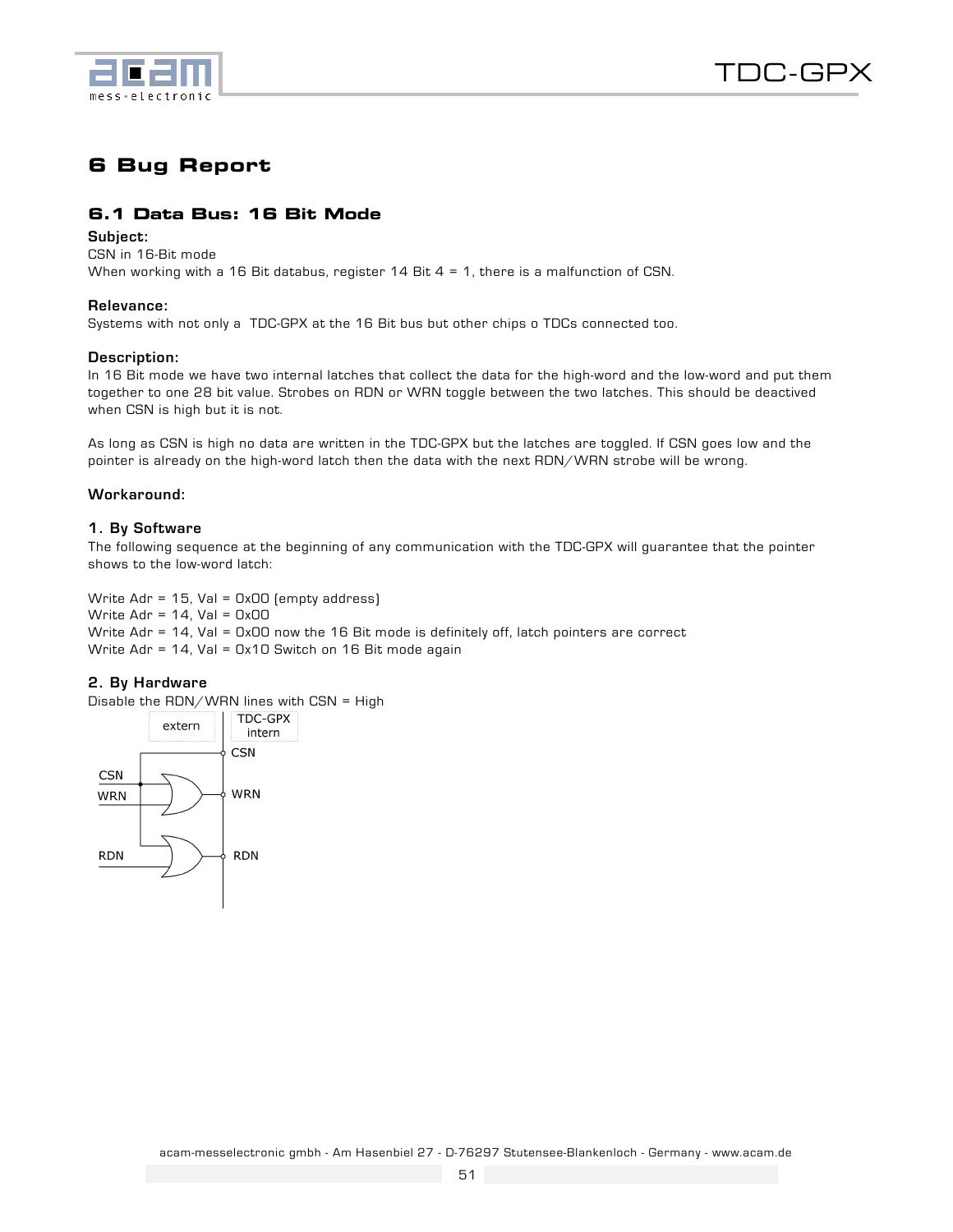# 6 Bug Report

## 6.1 Data Bus: 16 Bit Mode

**Subject:**
CSN in 16-Bit mode
When working with a 16 Bit databus, register 14 Bit 4 = 1, there is a malfunction of CSN.

**Relevance:**
Systems with not only a TDC-GPX at the 16 Bit bus but other chips o TDCs connected too.

**Description:**
In 16 Bit mode we have two internal latches that collect the data for the high-word and the low-word and put them together to one 28 bit value. Strobes on RDN or WRN toggle between the two latches. This should be deactived when CSN is high but it is not.

As long as CSN is high no data are written in the TDC-GPX but the latches are toggled. If CSN goes low and the pointer is already on the high-word latch then the data with the next RDN/WRN strobe will be wrong.

**Workaround:**

**1. By Software**
The following sequence at the beginning of any communication with the TDC-GPX will guarantee that the pointer shows to the low-word latch:

Write Adr = 15, Val = 0x00 (empty address)
Write Adr = 14, Val = 0x00
Write Adr = 14, Val = 0x00 now the 16 Bit mode is definitely off, latch pointers are correct
Write Adr = 14, Val = 0x10 Switch on 16 Bit mode again

**2. By Hardware**
Disable the RDN/WRN lines with CSN = High

extern | TDC-GPX intern

CSN → CSN
CSN OR WRN → WRN
CSN OR RDN → RDN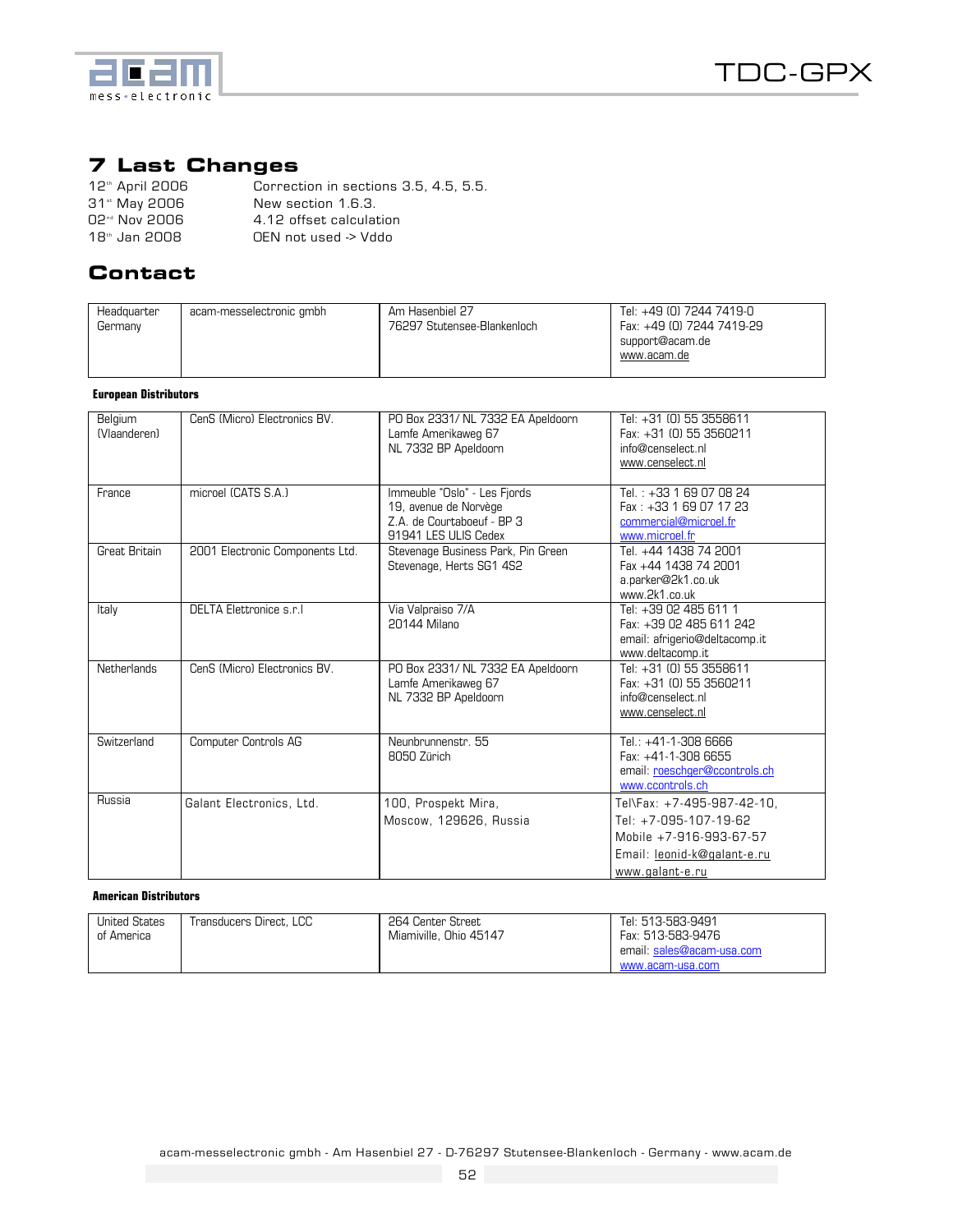## 7 Last Changes

| | |
|---|---|
| 12th April 2006 | Correction in sections 3.5, 4.5, 5.5. |
| 31st May 2006 | New section 1.6.3. |
| 02nd Nov 2006 | 4.12 offset calculation |
| 18th Jan 2008 | OEN not used -> Vddo |

## Contact

| | | | |
|---|---|---|---|
| Headquarter Germany | acam-messelectronic gmbh | Am Hasenbiel 27<br>76297 Stutensee-Blankenloch | Tel: +49 (0) 7244 7419-0<br>Fax: +49 (0) 7244 7419-29<br>support@acam.de<br>www.acam.de |

**European Distributors**

| | | | |
|---|---|---|---|
| Belgium (Vlaanderen) | CenS (Micro) Electronics BV. | PO Box 2331/ NL 7332 EA Apeldoorn<br>Lamfe Amerikaweg 67<br>NL 7332 BP Apeldoorn | Tel: +31 (0) 55 3558611<br>Fax: +31 (0) 55 3560211<br>info@censelect.nl<br>www.censelect.nl |
| France | microel (CATS S.A.) | Immeuble "Oslo" - Les Fjords<br>19, avenue de Norvège<br>Z.A. de Courtaboeuf - BP 3<br>91941 LES ULIS Cedex | Tel. : +33 1 69 07 08 24<br>Fax : +33 1 69 07 17 23<br>commercial@microel.fr<br>www.microel.fr |
| Great Britain | 2001 Electronic Components Ltd. | Stevenage Business Park, Pin Green<br>Stevenage, Herts SG1 4S2 | Tel. +44 1438 74 2001<br>Fax +44 1438 74 2001<br>a.parker@2k1.co.uk<br>www.2k1.co.uk |
| Italy | DELTA Elettronice s.r.l | Via Valpraiso 7/A<br>20144 Milano | Tel: +39 02 485 611 1<br>Fax: +39 02 485 611 242<br>email: afrigerio@deltacomp.it<br>www.deltacomp.it |
| Netherlands | CenS (Micro) Electronics BV. | PO Box 2331/ NL 7332 EA Apeldoorn<br>Lamfe Amerikaweg 67<br>NL 7332 BP Apeldoorn | Tel: +31 (0) 55 3558611<br>Fax: +31 (0) 55 3560211<br>info@censelect.nl<br>www.censelect.nl |
| Switzerland | Computer Controls AG | Neunbrunnenstr. 55<br>8050 Zürich | Tel.: +41-1-308 6666<br>Fax: +41-1-308 6655<br>email: roeschger@ccontrols.ch<br>www.ccontrols.ch |
| Russia | Galant Electronics, Ltd. | 100, Prospekt Mira,<br>Moscow, 129626, Russia | Tel\Fax: +7-495-987-42-10,<br>Tel: +7-095-107-19-62<br>Mobile +7-916-993-67-57<br>Email: leonid-k@galant-e.ru<br>www.galant-e.ru |

**American Distributors**

| | | | |
|---|---|---|---|
| United States of America | Transducers Direct, LCC | 264 Center Street<br>Miamiville, Ohio 45147 | Tel: 513-583-9491<br>Fax: 513-583-9476<br>email: sales@acam-usa.com<br>www.acam-usa.com |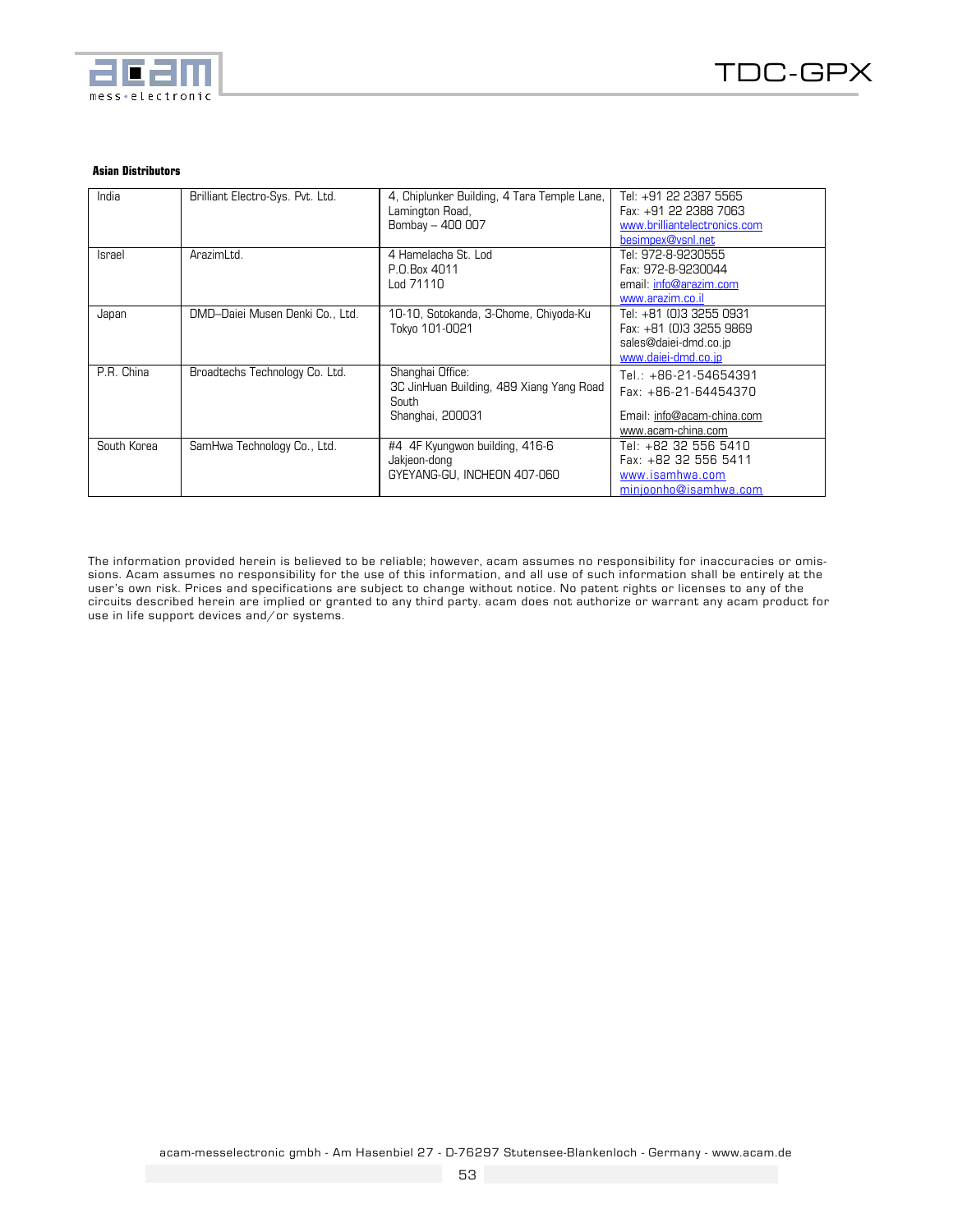**Asian Distributors**

| | | | |
|---|---|---|---|
| India | Brilliant Electro-Sys. Pvt. Ltd. | 4, Chiplunker Building, 4 Tara Temple Lane, Lamington Road, Bombay – 400 007 | Tel: +91 22 2387 5565<br>Fax: +91 22 2388 7063<br>www.brilliantelectronics.com<br>besimpex@vsnl.net |
| Israel | ArazimLtd. | 4 Hamelacha St. Lod<br>P.O.Box 4011<br>Lod 71110 | Tel: 972-8-9230555<br>Fax: 972-8-9230044<br>email: info@arazim.com<br>www.arazim.co.il |
| Japan | DMD–Daiei Musen Denki Co., Ltd. | 10-10, Sotokanda, 3-Chome, Chiyoda-Ku<br>Tokyo 101-0021 | Tel: +81 (0)3 3255 0931<br>Fax: +81 (0)3 3255 9869<br>sales@daiei-dmd.co.jp<br>www.daiei-dmd.co.jp |
| P.R. China | Broadtechs Technology Co. Ltd. | Shanghai Office:<br>3C JinHuan Building, 489 Xiang Yang Road South<br>Shanghai, 200031 | Tel.: +86-21-54654391<br>Fax: +86-21-64454370<br>Email: info@acam-china.com<br>www.acam-china.com |
| South Korea | SamHwa Technology Co., Ltd. | #4 4F Kyungwon building, 416-6<br>Jakjeon-dong<br>GYEYANG-GU, INCHEON 407-060 | Tel: +82 32 556 5410<br>Fax: +82 32 556 5411<br>www.isamhwa.com<br>minjoonho@isamhwa.com |

The information provided herein is believed to be reliable; however, acam assumes no responsibility for inaccuracies or omissions. Acam assumes no responsibility for the use of this information, and all use of such information shall be entirely at the user's own risk. Prices and specifications are subject to change without notice. No patent rights or licenses to any of the circuits described herein are implied or granted to any third party. acam does not authorize or warrant any acam product for use in life support devices and/or systems.